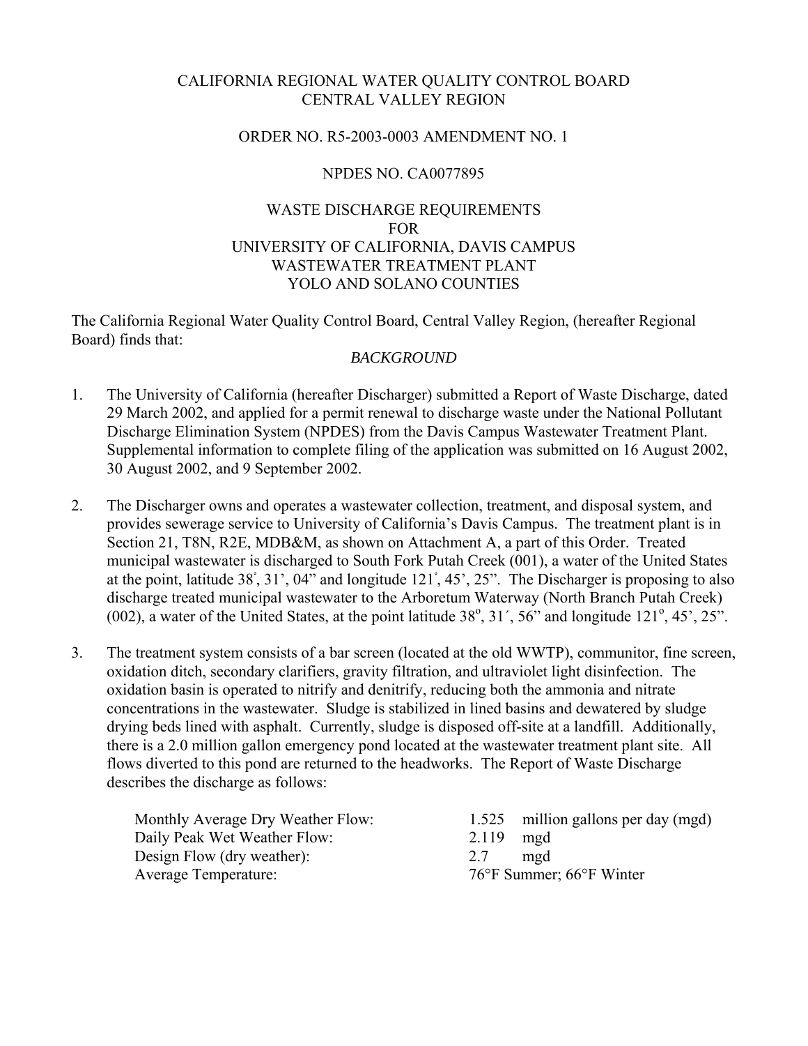CALIFORNIA REGIONAL WATER QUALITY CONTROL BOARD
CENTRAL VALLEY REGION

ORDER NO. R5-2003-0003 AMENDMENT NO. 1

NPDES NO. CA0077895

WASTE DISCHARGE REQUIREMENTS
FOR
UNIVERSITY OF CALIFORNIA, DAVIS CAMPUS
WASTEWATER TREATMENT PLANT
YOLO AND SOLANO COUNTIES

The California Regional Water Quality Control Board, Central Valley Region, (hereafter Regional Board) finds that:

*BACKGROUND*

1. The University of California (hereafter Discharger) submitted a Report of Waste Discharge, dated 29 March 2002, and applied for a permit renewal to discharge waste under the National Pollutant Discharge Elimination System (NPDES) from the Davis Campus Wastewater Treatment Plant. Supplemental information to complete filing of the application was submitted on 16 August 2002, 30 August 2002, and 9 September 2002.

2. The Discharger owns and operates a wastewater collection, treatment, and disposal system, and provides sewerage service to University of California's Davis Campus. The treatment plant is in Section 21, T8N, R2E, MDB&M, as shown on Attachment A, a part of this Order. Treated municipal wastewater is discharged to South Fork Putah Creek (001), a water of the United States at the point, latitude 38˚, 31', 04" and longitude 121˚, 45', 25". The Discharger is proposing to also discharge treated municipal wastewater to the Arboretum Waterway (North Branch Putah Creek) (002), a water of the United States, at the point latitude 38$^{o}$, 31´, 56" and longitude 121$^{o}$, 45', 25".

3. The treatment system consists of a bar screen (located at the old WWTP), communitor, fine screen, oxidation ditch, secondary clarifiers, gravity filtration, and ultraviolet light disinfection. The oxidation basin is operated to nitrify and denitrify, reducing both the ammonia and nitrate concentrations in the wastewater. Sludge is stabilized in lined basins and dewatered by sludge drying beds lined with asphalt. Currently, sludge is disposed off-site at a landfill. Additionally, there is a 2.0 million gallon emergency pond located at the wastewater treatment plant site. All flows diverted to this pond are returned to the headworks. The Report of Waste Discharge describes the discharge as follows:

| | |
|---|---|
| Monthly Average Dry Weather Flow: | 1.525 million gallons per day (mgd) |
| Daily Peak Wet Weather Flow: | 2.119 mgd |
| Design Flow (dry weather): | 2.7 mgd |
| Average Temperature: | 76°F Summer; 66°F Winter |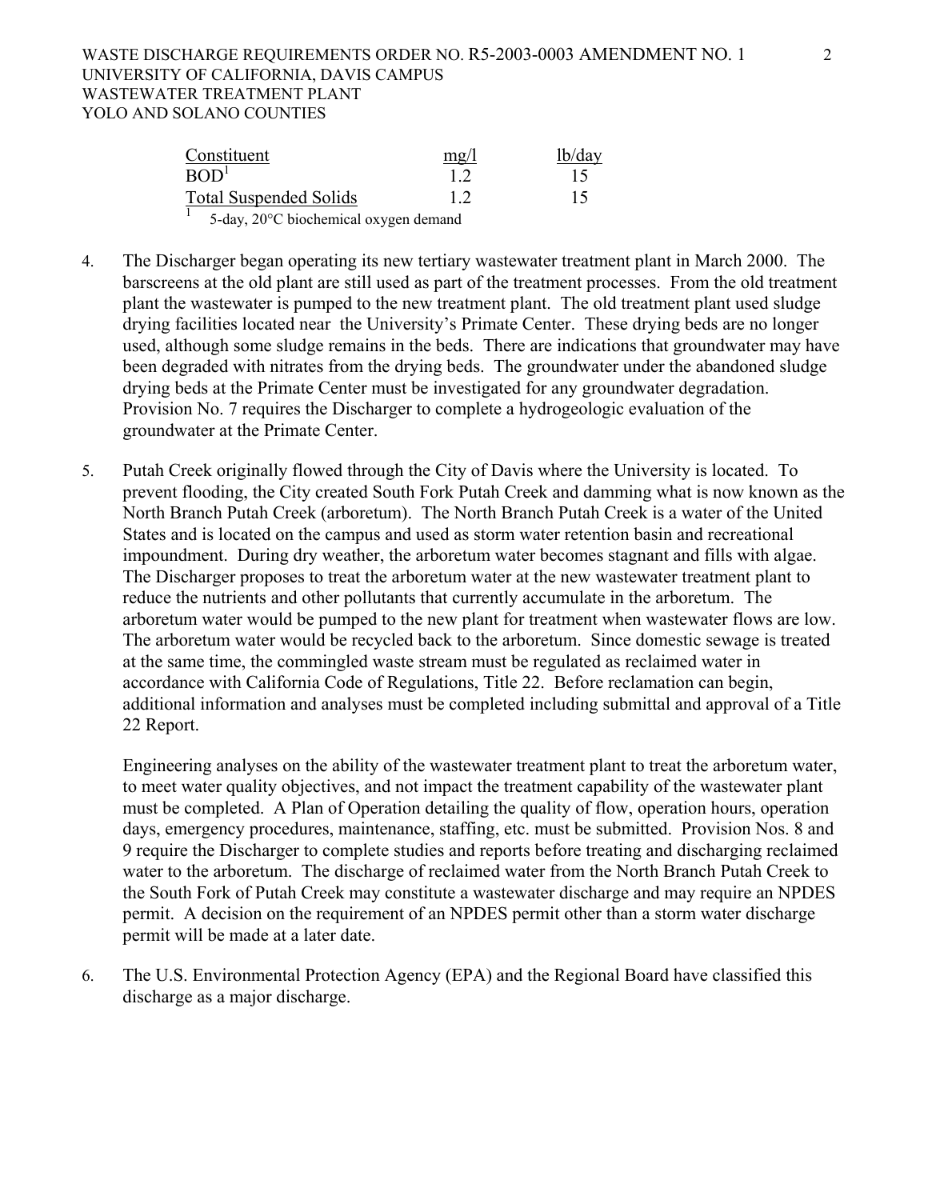| Constituent | mg/l | lb/day |
|---|---|---|
| BOD[1] | 1.2 | 15 |
| Total Suspended Solids | 1.2 | 15 |

[1] 5-day, 20°C biochemical oxygen demand

4. The Discharger began operating its new tertiary wastewater treatment plant in March 2000. The barscreens at the old plant are still used as part of the treatment processes. From the old treatment plant the wastewater is pumped to the new treatment plant. The old treatment plant used sludge drying facilities located near the University's Primate Center. These drying beds are no longer used, although some sludge remains in the beds. There are indications that groundwater may have been degraded with nitrates from the drying beds. The groundwater under the abandoned sludge drying beds at the Primate Center must be investigated for any groundwater degradation. Provision No. 7 requires the Discharger to complete a hydrogeologic evaluation of the groundwater at the Primate Center.

5. Putah Creek originally flowed through the City of Davis where the University is located. To prevent flooding, the City created South Fork Putah Creek and damming what is now known as the North Branch Putah Creek (arboretum). The North Branch Putah Creek is a water of the United States and is located on the campus and used as storm water retention basin and recreational impoundment. During dry weather, the arboretum water becomes stagnant and fills with algae. The Discharger proposes to treat the arboretum water at the new wastewater treatment plant to reduce the nutrients and other pollutants that currently accumulate in the arboretum. The arboretum water would be pumped to the new plant for treatment when wastewater flows are low. The arboretum water would be recycled back to the arboretum. Since domestic sewage is treated at the same time, the commingled waste stream must be regulated as reclaimed water in accordance with California Code of Regulations, Title 22. Before reclamation can begin, additional information and analyses must be completed including submittal and approval of a Title 22 Report.

   Engineering analyses on the ability of the wastewater treatment plant to treat the arboretum water, to meet water quality objectives, and not impact the treatment capability of the wastewater plant must be completed. A Plan of Operation detailing the quality of flow, operation hours, operation days, emergency procedures, maintenance, staffing, etc. must be submitted. Provision Nos. 8 and 9 require the Discharger to complete studies and reports before treating and discharging reclaimed water to the arboretum. The discharge of reclaimed water from the North Branch Putah Creek to the South Fork of Putah Creek may constitute a wastewater discharge and may require an NPDES permit. A decision on the requirement of an NPDES permit other than a storm water discharge permit will be made at a later date.

6. The U.S. Environmental Protection Agency (EPA) and the Regional Board have classified this discharge as a major discharge.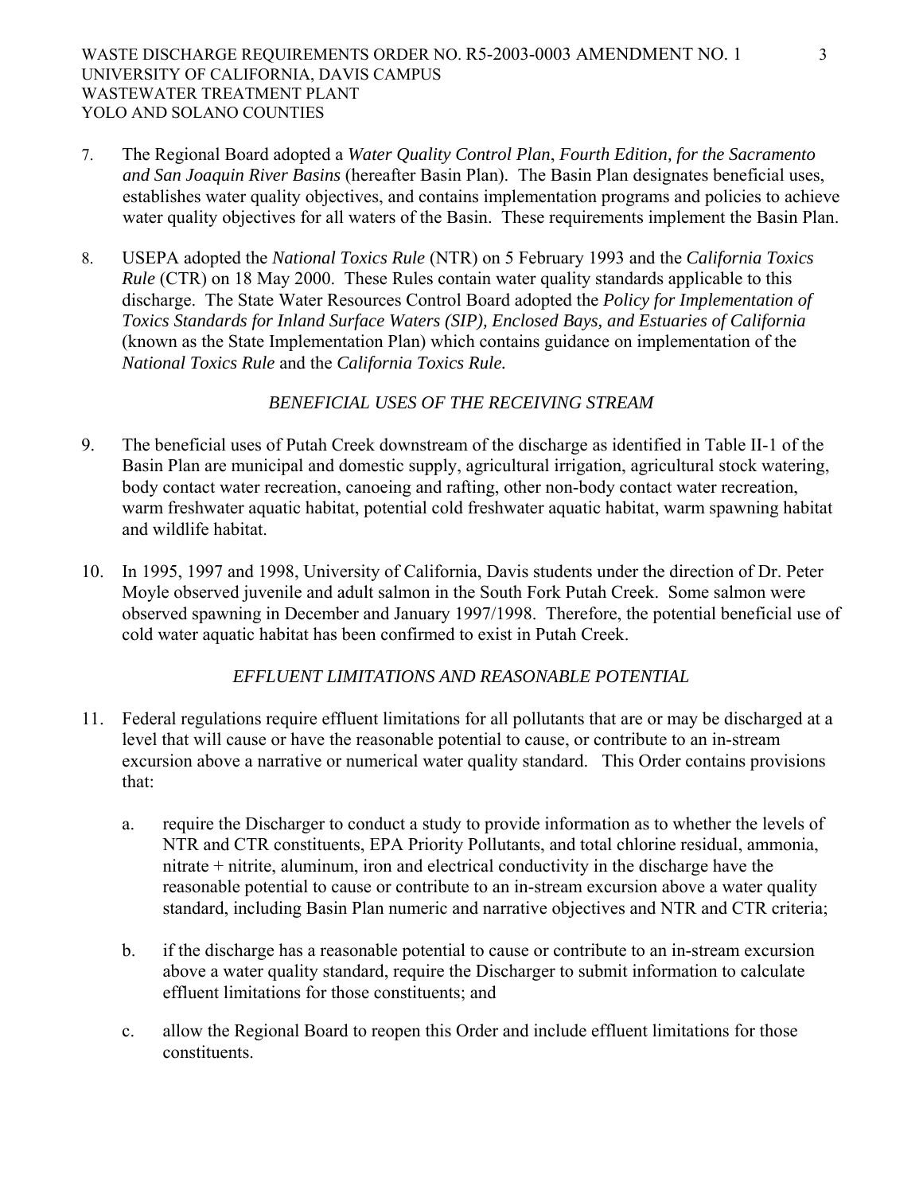7. The Regional Board adopted a *Water Quality Control Plan*, *Fourth Edition, for the Sacramento and San Joaquin River Basins* (hereafter Basin Plan). The Basin Plan designates beneficial uses, establishes water quality objectives, and contains implementation programs and policies to achieve water quality objectives for all waters of the Basin. These requirements implement the Basin Plan.

8. USEPA adopted the *National Toxics Rule* (NTR) on 5 February 1993 and the *California Toxics Rule* (CTR) on 18 May 2000. These Rules contain water quality standards applicable to this discharge. The State Water Resources Control Board adopted the *Policy for Implementation of Toxics Standards for Inland Surface Waters (SIP), Enclosed Bays, and Estuaries of California* (known as the State Implementation Plan) which contains guidance on implementation of the *National Toxics Rule* and the *California Toxics Rule.*

*BENEFICIAL USES OF THE RECEIVING STREAM*

9. The beneficial uses of Putah Creek downstream of the discharge as identified in Table II-1 of the Basin Plan are municipal and domestic supply, agricultural irrigation, agricultural stock watering, body contact water recreation, canoeing and rafting, other non-body contact water recreation, warm freshwater aquatic habitat, potential cold freshwater aquatic habitat, warm spawning habitat and wildlife habitat.

10. In 1995, 1997 and 1998, University of California, Davis students under the direction of Dr. Peter Moyle observed juvenile and adult salmon in the South Fork Putah Creek. Some salmon were observed spawning in December and January 1997/1998. Therefore, the potential beneficial use of cold water aquatic habitat has been confirmed to exist in Putah Creek.

*EFFLUENT LIMITATIONS AND REASONABLE POTENTIAL*

11. Federal regulations require effluent limitations for all pollutants that are or may be discharged at a level that will cause or have the reasonable potential to cause, or contribute to an in-stream excursion above a narrative or numerical water quality standard. This Order contains provisions that:

    a. require the Discharger to conduct a study to provide information as to whether the levels of NTR and CTR constituents, EPA Priority Pollutants, and total chlorine residual, ammonia, nitrate + nitrite, aluminum, iron and electrical conductivity in the discharge have the reasonable potential to cause or contribute to an in-stream excursion above a water quality standard, including Basin Plan numeric and narrative objectives and NTR and CTR criteria;

    b. if the discharge has a reasonable potential to cause or contribute to an in-stream excursion above a water quality standard, require the Discharger to submit information to calculate effluent limitations for those constituents; and

    c. allow the Regional Board to reopen this Order and include effluent limitations for those constituents.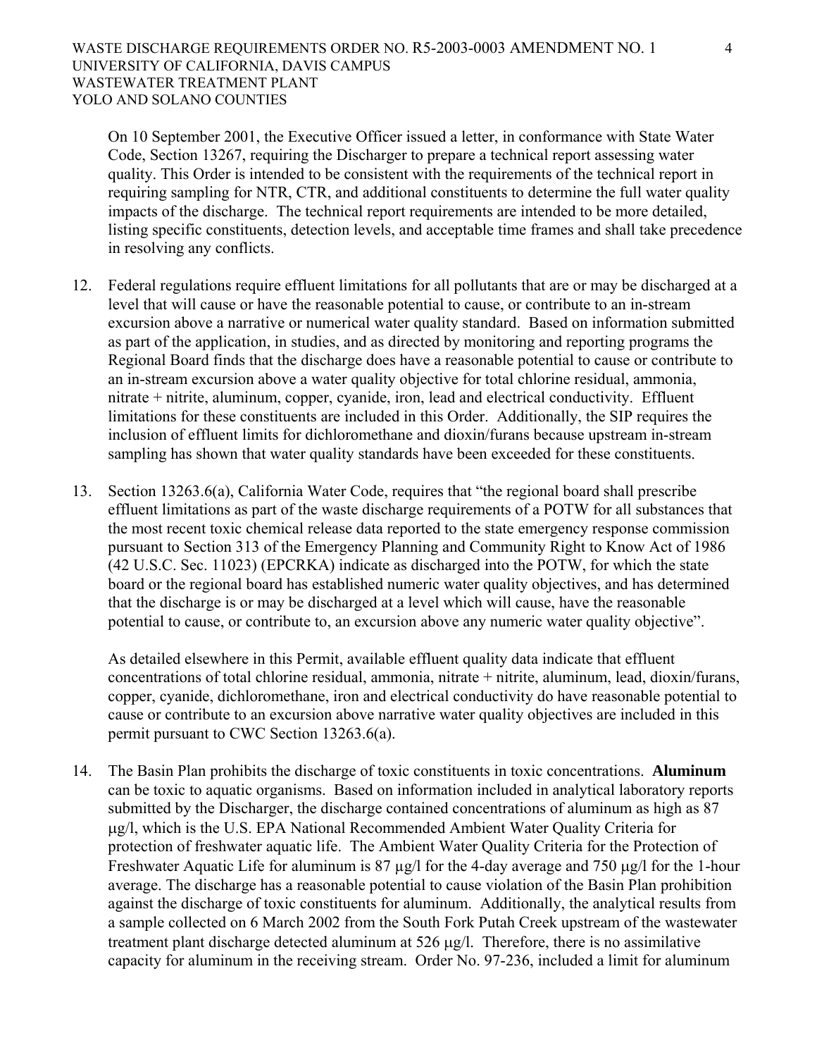On 10 September 2001, the Executive Officer issued a letter, in conformance with State Water Code, Section 13267, requiring the Discharger to prepare a technical report assessing water quality. This Order is intended to be consistent with the requirements of the technical report in requiring sampling for NTR, CTR, and additional constituents to determine the full water quality impacts of the discharge. The technical report requirements are intended to be more detailed, listing specific constituents, detection levels, and acceptable time frames and shall take precedence in resolving any conflicts.

12. Federal regulations require effluent limitations for all pollutants that are or may be discharged at a level that will cause or have the reasonable potential to cause, or contribute to an in-stream excursion above a narrative or numerical water quality standard. Based on information submitted as part of the application, in studies, and as directed by monitoring and reporting programs the Regional Board finds that the discharge does have a reasonable potential to cause or contribute to an in-stream excursion above a water quality objective for total chlorine residual, ammonia, nitrate + nitrite, aluminum, copper, cyanide, iron, lead and electrical conductivity. Effluent limitations for these constituents are included in this Order. Additionally, the SIP requires the inclusion of effluent limits for dichloromethane and dioxin/furans because upstream in-stream sampling has shown that water quality standards have been exceeded for these constituents.

13. Section 13263.6(a), California Water Code, requires that "the regional board shall prescribe effluent limitations as part of the waste discharge requirements of a POTW for all substances that the most recent toxic chemical release data reported to the state emergency response commission pursuant to Section 313 of the Emergency Planning and Community Right to Know Act of 1986 (42 U.S.C. Sec. 11023) (EPCRKA) indicate as discharged into the POTW, for which the state board or the regional board has established numeric water quality objectives, and has determined that the discharge is or may be discharged at a level which will cause, have the reasonable potential to cause, or contribute to, an excursion above any numeric water quality objective".

    As detailed elsewhere in this Permit, available effluent quality data indicate that effluent concentrations of total chlorine residual, ammonia, nitrate + nitrite, aluminum, lead, dioxin/furans, copper, cyanide, dichloromethane, iron and electrical conductivity do have reasonable potential to cause or contribute to an excursion above narrative water quality objectives are included in this permit pursuant to CWC Section 13263.6(a).

14. The Basin Plan prohibits the discharge of toxic constituents in toxic concentrations. **Aluminum** can be toxic to aquatic organisms. Based on information included in analytical laboratory reports submitted by the Discharger, the discharge contained concentrations of aluminum as high as 87 μg/l, which is the U.S. EPA National Recommended Ambient Water Quality Criteria for protection of freshwater aquatic life. The Ambient Water Quality Criteria for the Protection of Freshwater Aquatic Life for aluminum is 87 μg/l for the 4-day average and 750 μg/l for the 1-hour average. The discharge has a reasonable potential to cause violation of the Basin Plan prohibition against the discharge of toxic constituents for aluminum. Additionally, the analytical results from a sample collected on 6 March 2002 from the South Fork Putah Creek upstream of the wastewater treatment plant discharge detected aluminum at 526 μg/l. Therefore, there is no assimilative capacity for aluminum in the receiving stream. Order No. 97-236, included a limit for aluminum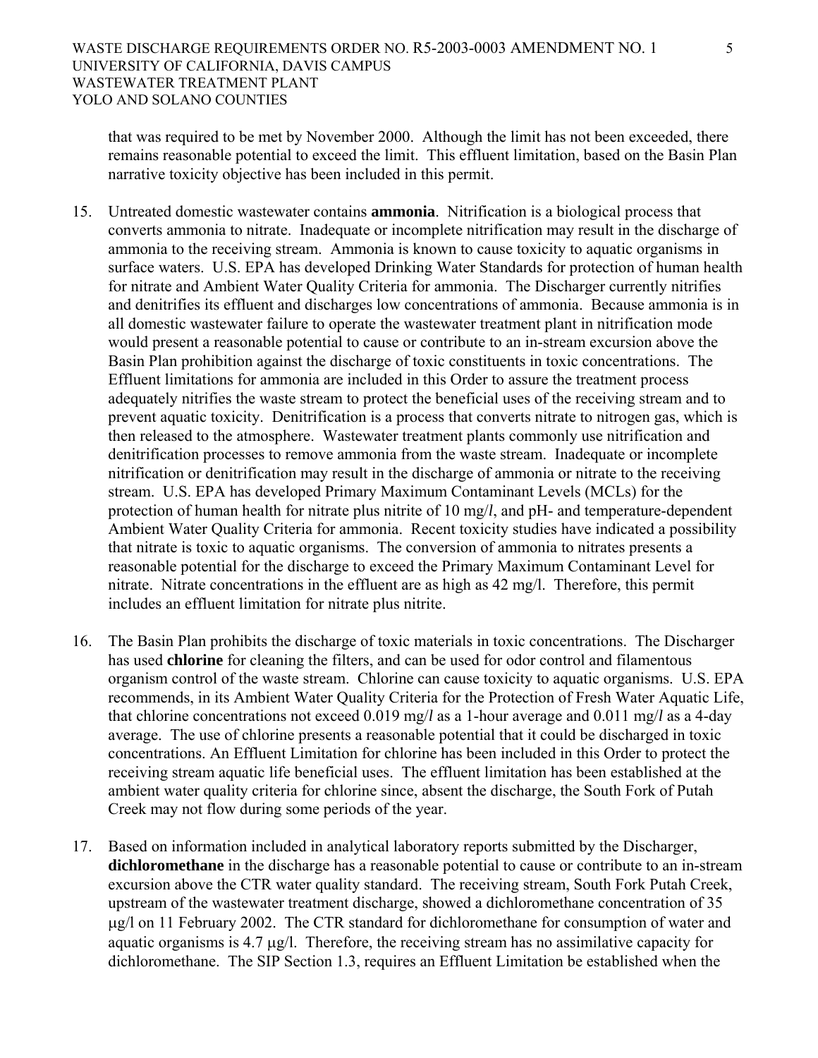that was required to be met by November 2000. Although the limit has not been exceeded, there remains reasonable potential to exceed the limit. This effluent limitation, based on the Basin Plan narrative toxicity objective has been included in this permit.

15. Untreated domestic wastewater contains **ammonia**. Nitrification is a biological process that converts ammonia to nitrate. Inadequate or incomplete nitrification may result in the discharge of ammonia to the receiving stream. Ammonia is known to cause toxicity to aquatic organisms in surface waters. U.S. EPA has developed Drinking Water Standards for protection of human health for nitrate and Ambient Water Quality Criteria for ammonia. The Discharger currently nitrifies and denitrifies its effluent and discharges low concentrations of ammonia. Because ammonia is in all domestic wastewater failure to operate the wastewater treatment plant in nitrification mode would present a reasonable potential to cause or contribute to an in-stream excursion above the Basin Plan prohibition against the discharge of toxic constituents in toxic concentrations. The Effluent limitations for ammonia are included in this Order to assure the treatment process adequately nitrifies the waste stream to protect the beneficial uses of the receiving stream and to prevent aquatic toxicity. Denitrification is a process that converts nitrate to nitrogen gas, which is then released to the atmosphere. Wastewater treatment plants commonly use nitrification and denitrification processes to remove ammonia from the waste stream. Inadequate or incomplete nitrification or denitrification may result in the discharge of ammonia or nitrate to the receiving stream. U.S. EPA has developed Primary Maximum Contaminant Levels (MCLs) for the protection of human health for nitrate plus nitrite of 10 mg/*l*, and pH- and temperature-dependent Ambient Water Quality Criteria for ammonia. Recent toxicity studies have indicated a possibility that nitrate is toxic to aquatic organisms. The conversion of ammonia to nitrates presents a reasonable potential for the discharge to exceed the Primary Maximum Contaminant Level for nitrate. Nitrate concentrations in the effluent are as high as 42 mg/l. Therefore, this permit includes an effluent limitation for nitrate plus nitrite.

16. The Basin Plan prohibits the discharge of toxic materials in toxic concentrations. The Discharger has used **chlorine** for cleaning the filters, and can be used for odor control and filamentous organism control of the waste stream. Chlorine can cause toxicity to aquatic organisms. U.S. EPA recommends, in its Ambient Water Quality Criteria for the Protection of Fresh Water Aquatic Life, that chlorine concentrations not exceed 0.019 mg/*l* as a 1-hour average and 0.011 mg/*l* as a 4-day average. The use of chlorine presents a reasonable potential that it could be discharged in toxic concentrations. An Effluent Limitation for chlorine has been included in this Order to protect the receiving stream aquatic life beneficial uses. The effluent limitation has been established at the ambient water quality criteria for chlorine since, absent the discharge, the South Fork of Putah Creek may not flow during some periods of the year.

17. Based on information included in analytical laboratory reports submitted by the Discharger, **dichloromethane** in the discharge has a reasonable potential to cause or contribute to an in-stream excursion above the CTR water quality standard. The receiving stream, South Fork Putah Creek, upstream of the wastewater treatment discharge, showed a dichloromethane concentration of 35 μg/l on 11 February 2002. The CTR standard for dichloromethane for consumption of water and aquatic organisms is 4.7 μg/l. Therefore, the receiving stream has no assimilative capacity for dichloromethane. The SIP Section 1.3, requires an Effluent Limitation be established when the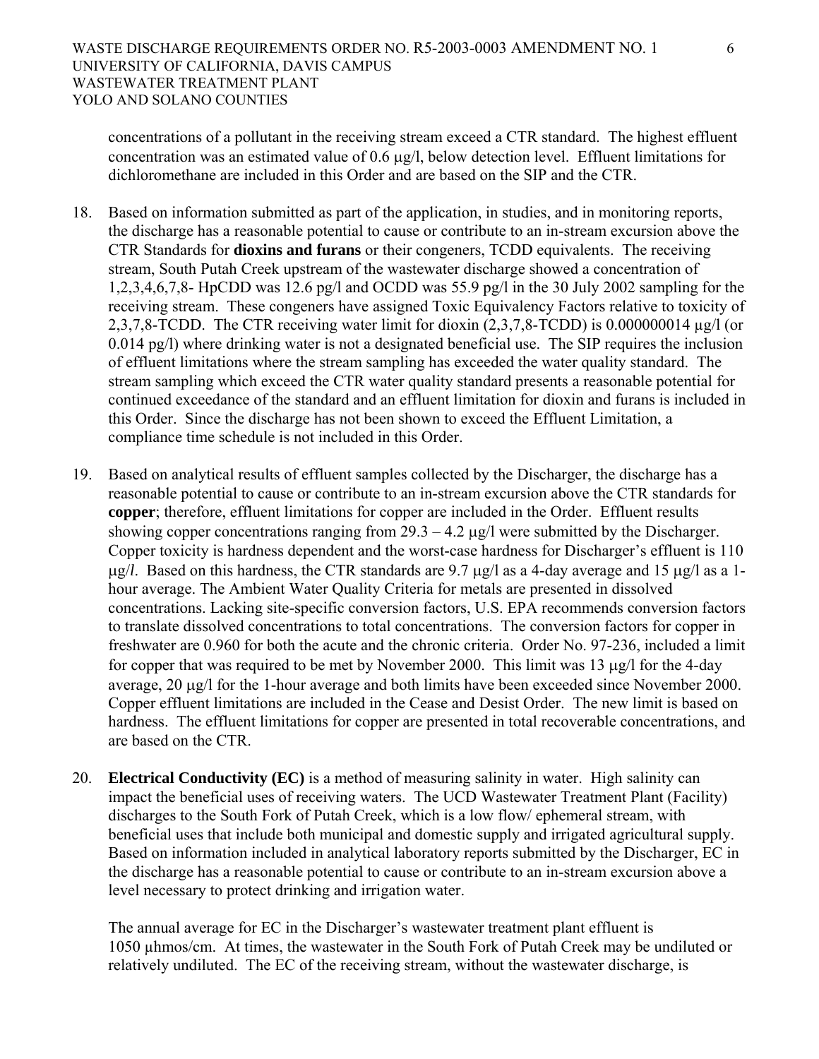concentrations of a pollutant in the receiving stream exceed a CTR standard. The highest effluent concentration was an estimated value of 0.6 μg/l, below detection level. Effluent limitations for dichloromethane are included in this Order and are based on the SIP and the CTR.

18. Based on information submitted as part of the application, in studies, and in monitoring reports, the discharge has a reasonable potential to cause or contribute to an in-stream excursion above the CTR Standards for **dioxins and furans** or their congeners, TCDD equivalents. The receiving stream, South Putah Creek upstream of the wastewater discharge showed a concentration of 1,2,3,4,6,7,8- HpCDD was 12.6 pg/l and OCDD was 55.9 pg/l in the 30 July 2002 sampling for the receiving stream. These congeners have assigned Toxic Equivalency Factors relative to toxicity of 2,3,7,8-TCDD. The CTR receiving water limit for dioxin (2,3,7,8-TCDD) is 0.000000014 μg/l (or 0.014 pg/l) where drinking water is not a designated beneficial use. The SIP requires the inclusion of effluent limitations where the stream sampling has exceeded the water quality standard. The stream sampling which exceed the CTR water quality standard presents a reasonable potential for continued exceedance of the standard and an effluent limitation for dioxin and furans is included in this Order. Since the discharge has not been shown to exceed the Effluent Limitation, a compliance time schedule is not included in this Order.

19. Based on analytical results of effluent samples collected by the Discharger, the discharge has a reasonable potential to cause or contribute to an in-stream excursion above the CTR standards for **copper**; therefore, effluent limitations for copper are included in the Order. Effluent results showing copper concentrations ranging from 29.3 – 4.2 μg/l were submitted by the Discharger. Copper toxicity is hardness dependent and the worst-case hardness for Discharger's effluent is 110 μg/*l*. Based on this hardness, the CTR standards are 9.7 μg/l as a 4-day average and 15 μg/l as a 1-hour average. The Ambient Water Quality Criteria for metals are presented in dissolved concentrations. Lacking site-specific conversion factors, U.S. EPA recommends conversion factors to translate dissolved concentrations to total concentrations. The conversion factors for copper in freshwater are 0.960 for both the acute and the chronic criteria. Order No. 97-236, included a limit for copper that was required to be met by November 2000. This limit was 13 μg/l for the 4-day average, 20 μg/l for the 1-hour average and both limits have been exceeded since November 2000. Copper effluent limitations are included in the Cease and Desist Order. The new limit is based on hardness. The effluent limitations for copper are presented in total recoverable concentrations, and are based on the CTR.

20. **Electrical Conductivity (EC)** is a method of measuring salinity in water. High salinity can impact the beneficial uses of receiving waters. The UCD Wastewater Treatment Plant (Facility) discharges to the South Fork of Putah Creek, which is a low flow/ ephemeral stream, with beneficial uses that include both municipal and domestic supply and irrigated agricultural supply. Based on information included in analytical laboratory reports submitted by the Discharger, EC in the discharge has a reasonable potential to cause or contribute to an in-stream excursion above a level necessary to protect drinking and irrigation water.

    The annual average for EC in the Discharger's wastewater treatment plant effluent is 1050 μhmos/cm. At times, the wastewater in the South Fork of Putah Creek may be undiluted or relatively undiluted. The EC of the receiving stream, without the wastewater discharge, is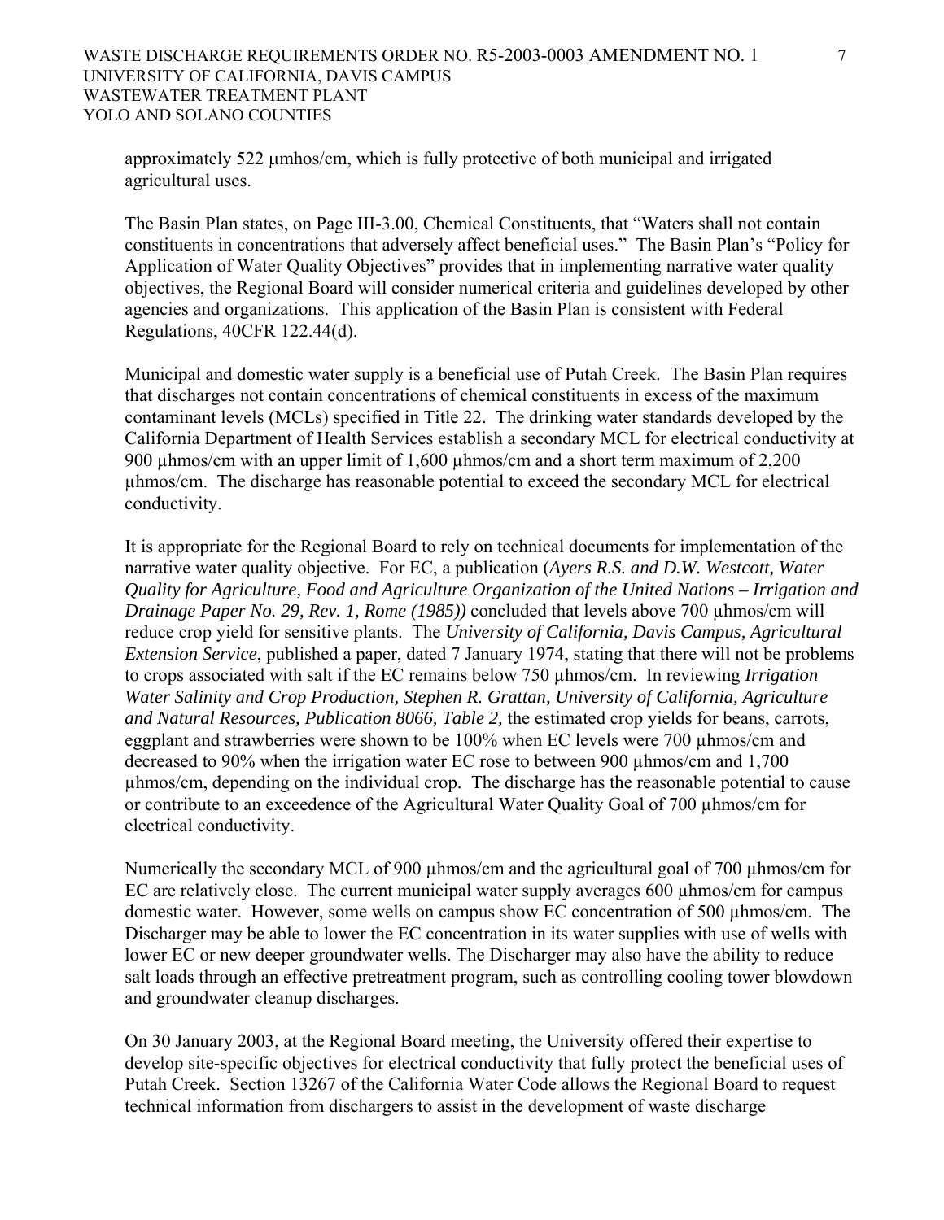approximately 522 μmhos/cm, which is fully protective of both municipal and irrigated agricultural uses.

The Basin Plan states, on Page III-3.00, Chemical Constituents, that "Waters shall not contain constituents in concentrations that adversely affect beneficial uses." The Basin Plan's "Policy for Application of Water Quality Objectives" provides that in implementing narrative water quality objectives, the Regional Board will consider numerical criteria and guidelines developed by other agencies and organizations. This application of the Basin Plan is consistent with Federal Regulations, 40CFR 122.44(d).

Municipal and domestic water supply is a beneficial use of Putah Creek. The Basin Plan requires that discharges not contain concentrations of chemical constituents in excess of the maximum contaminant levels (MCLs) specified in Title 22. The drinking water standards developed by the California Department of Health Services establish a secondary MCL for electrical conductivity at 900 µhmos/cm with an upper limit of 1,600 µhmos/cm and a short term maximum of 2,200 µhmos/cm. The discharge has reasonable potential to exceed the secondary MCL for electrical conductivity.

It is appropriate for the Regional Board to rely on technical documents for implementation of the narrative water quality objective. For EC, a publication (*Ayers R.S. and D.W. Westcott, Water Quality for Agriculture, Food and Agriculture Organization of the United Nations – Irrigation and Drainage Paper No. 29, Rev. 1, Rome (1985))* concluded that levels above 700 µhmos/cm will reduce crop yield for sensitive plants. The *University of California, Davis Campus, Agricultural Extension Service*, published a paper, dated 7 January 1974, stating that there will not be problems to crops associated with salt if the EC remains below 750 µhmos/cm. In reviewing *Irrigation Water Salinity and Crop Production, Stephen R. Grattan, University of California, Agriculture and Natural Resources, Publication 8066, Table 2,* the estimated crop yields for beans, carrots, eggplant and strawberries were shown to be 100% when EC levels were 700 µhmos/cm and decreased to 90% when the irrigation water EC rose to between 900 µhmos/cm and 1,700 µhmos/cm, depending on the individual crop. The discharge has the reasonable potential to cause or contribute to an exceedence of the Agricultural Water Quality Goal of 700 µhmos/cm for electrical conductivity.

Numerically the secondary MCL of 900 µhmos/cm and the agricultural goal of 700 µhmos/cm for EC are relatively close. The current municipal water supply averages 600 µhmos/cm for campus domestic water. However, some wells on campus show EC concentration of 500 µhmos/cm. The Discharger may be able to lower the EC concentration in its water supplies with use of wells with lower EC or new deeper groundwater wells. The Discharger may also have the ability to reduce salt loads through an effective pretreatment program, such as controlling cooling tower blowdown and groundwater cleanup discharges.

On 30 January 2003, at the Regional Board meeting, the University offered their expertise to develop site-specific objectives for electrical conductivity that fully protect the beneficial uses of Putah Creek. Section 13267 of the California Water Code allows the Regional Board to request technical information from dischargers to assist in the development of waste discharge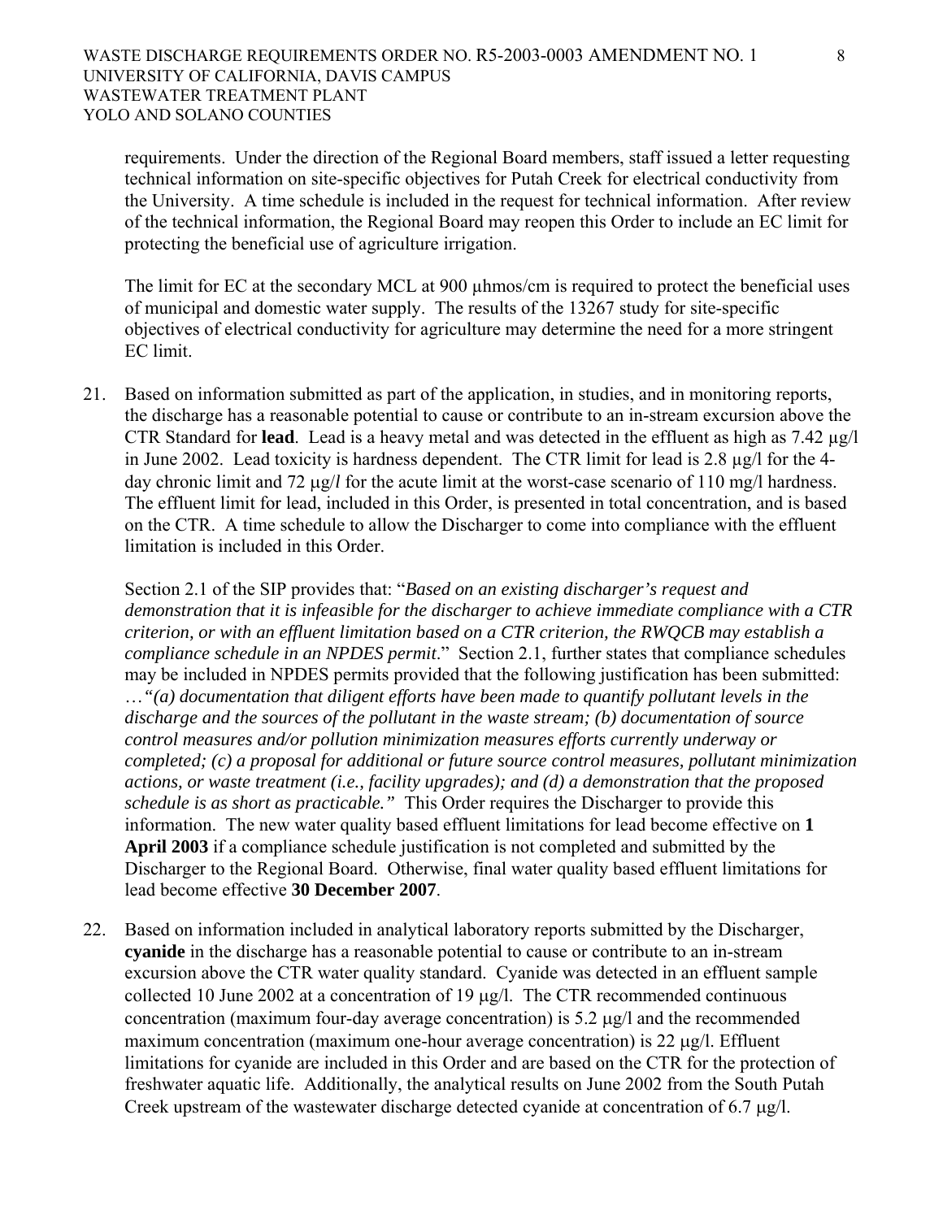requirements. Under the direction of the Regional Board members, staff issued a letter requesting technical information on site-specific objectives for Putah Creek for electrical conductivity from the University. A time schedule is included in the request for technical information. After review of the technical information, the Regional Board may reopen this Order to include an EC limit for protecting the beneficial use of agriculture irrigation.

The limit for EC at the secondary MCL at 900 μhmos/cm is required to protect the beneficial uses of municipal and domestic water supply. The results of the 13267 study for site-specific objectives of electrical conductivity for agriculture may determine the need for a more stringent EC limit.

21. Based on information submitted as part of the application, in studies, and in monitoring reports, the discharge has a reasonable potential to cause or contribute to an in-stream excursion above the CTR Standard for **lead**. Lead is a heavy metal and was detected in the effluent as high as 7.42 μg/l in June 2002. Lead toxicity is hardness dependent. The CTR limit for lead is 2.8 μg/l for the 4-day chronic limit and 72 μg/*l* for the acute limit at the worst-case scenario of 110 mg/l hardness. The effluent limit for lead, included in this Order, is presented in total concentration, and is based on the CTR. A time schedule to allow the Discharger to come into compliance with the effluent limitation is included in this Order.

    Section 2.1 of the SIP provides that: "*Based on an existing discharger's request and demonstration that it is infeasible for the discharger to achieve immediate compliance with a CTR criterion, or with an effluent limitation based on a CTR criterion, the RWQCB may establish a compliance schedule in an NPDES permit*." Section 2.1, further states that compliance schedules may be included in NPDES permits provided that the following justification has been submitted: …*"(a) documentation that diligent efforts have been made to quantify pollutant levels in the discharge and the sources of the pollutant in the waste stream; (b) documentation of source control measures and/or pollution minimization measures efforts currently underway or completed; (c) a proposal for additional or future source control measures, pollutant minimization actions, or waste treatment (i.e., facility upgrades); and (d) a demonstration that the proposed schedule is as short as practicable."* This Order requires the Discharger to provide this information. The new water quality based effluent limitations for lead become effective on **1 April 2003** if a compliance schedule justification is not completed and submitted by the Discharger to the Regional Board. Otherwise, final water quality based effluent limitations for lead become effective **30 December 2007**.

22. Based on information included in analytical laboratory reports submitted by the Discharger, **cyanide** in the discharge has a reasonable potential to cause or contribute to an in-stream excursion above the CTR water quality standard. Cyanide was detected in an effluent sample collected 10 June 2002 at a concentration of 19 μg/l. The CTR recommended continuous concentration (maximum four-day average concentration) is 5.2 μg/l and the recommended maximum concentration (maximum one-hour average concentration) is 22 μg/l. Effluent limitations for cyanide are included in this Order and are based on the CTR for the protection of freshwater aquatic life. Additionally, the analytical results on June 2002 from the South Putah Creek upstream of the wastewater discharge detected cyanide at concentration of 6.7 μg/l.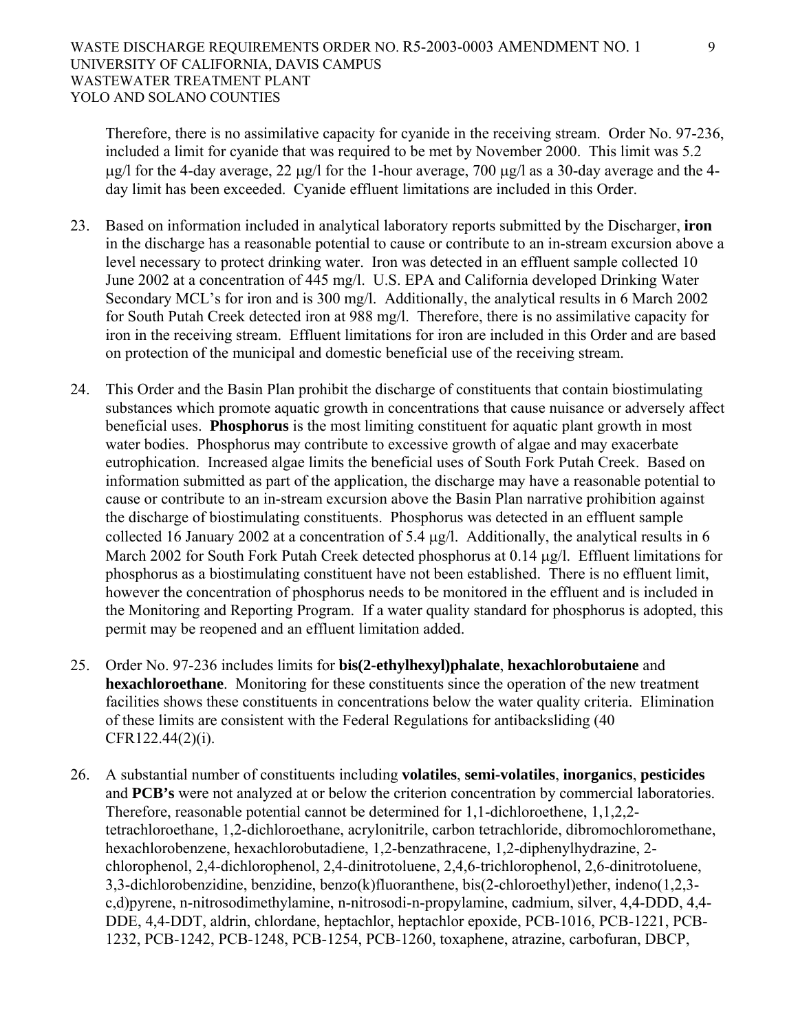Therefore, there is no assimilative capacity for cyanide in the receiving stream. Order No. 97-236, included a limit for cyanide that was required to be met by November 2000. This limit was 5.2 μg/l for the 4-day average, 22 μg/l for the 1-hour average, 700 μg/l as a 30-day average and the 4-day limit has been exceeded. Cyanide effluent limitations are included in this Order.

23. Based on information included in analytical laboratory reports submitted by the Discharger, **iron** in the discharge has a reasonable potential to cause or contribute to an in-stream excursion above a level necessary to protect drinking water. Iron was detected in an effluent sample collected 10 June 2002 at a concentration of 445 mg/l. U.S. EPA and California developed Drinking Water Secondary MCL's for iron and is 300 mg/l. Additionally, the analytical results in 6 March 2002 for South Putah Creek detected iron at 988 mg/l. Therefore, there is no assimilative capacity for iron in the receiving stream. Effluent limitations for iron are included in this Order and are based on protection of the municipal and domestic beneficial use of the receiving stream.

24. This Order and the Basin Plan prohibit the discharge of constituents that contain biostimulating substances which promote aquatic growth in concentrations that cause nuisance or adversely affect beneficial uses. **Phosphorus** is the most limiting constituent for aquatic plant growth in most water bodies. Phosphorus may contribute to excessive growth of algae and may exacerbate eutrophication. Increased algae limits the beneficial uses of South Fork Putah Creek. Based on information submitted as part of the application, the discharge may have a reasonable potential to cause or contribute to an in-stream excursion above the Basin Plan narrative prohibition against the discharge of biostimulating constituents. Phosphorus was detected in an effluent sample collected 16 January 2002 at a concentration of 5.4 μg/l. Additionally, the analytical results in 6 March 2002 for South Fork Putah Creek detected phosphorus at 0.14 μg/l. Effluent limitations for phosphorus as a biostimulating constituent have not been established. There is no effluent limit, however the concentration of phosphorus needs to be monitored in the effluent and is included in the Monitoring and Reporting Program. If a water quality standard for phosphorus is adopted, this permit may be reopened and an effluent limitation added.

25. Order No. 97-236 includes limits for **bis(2-ethylhexyl)phalate**, **hexachlorobutaiene** and **hexachloroethane**. Monitoring for these constituents since the operation of the new treatment facilities shows these constituents in concentrations below the water quality criteria. Elimination of these limits are consistent with the Federal Regulations for antibacksliding (40 CFR122.44(2)(i).

26. A substantial number of constituents including **volatiles**, **semi-volatiles**, **inorganics**, **pesticides** and **PCB's** were not analyzed at or below the criterion concentration by commercial laboratories. Therefore, reasonable potential cannot be determined for 1,1-dichloroethene, 1,1,2,2-tetrachloroethane, 1,2-dichloroethane, acrylonitrile, carbon tetrachloride, dibromochloromethane, hexachlorobenzene, hexachlorobutadiene, 1,2-benzathracene, 1,2-diphenylhydrazine, 2-chlorophenol, 2,4-dichlorophenol, 2,4-dinitrotoluene, 2,4,6-trichlorophenol, 2,6-dinitrotoluene, 3,3-dichlorobenzidine, benzidine, benzo(k)fluoranthene, bis(2-chloroethyl)ether, indeno(1,2,3-c,d)pyrene, n-nitrosodimethylamine, n-nitrosodi-n-propylamine, cadmium, silver, 4,4-DDD, 4,4-DDE, 4,4-DDT, aldrin, chlordane, heptachlor, heptachlor epoxide, PCB-1016, PCB-1221, PCB-1232, PCB-1242, PCB-1248, PCB-1254, PCB-1260, toxaphene, atrazine, carbofuran, DBCP,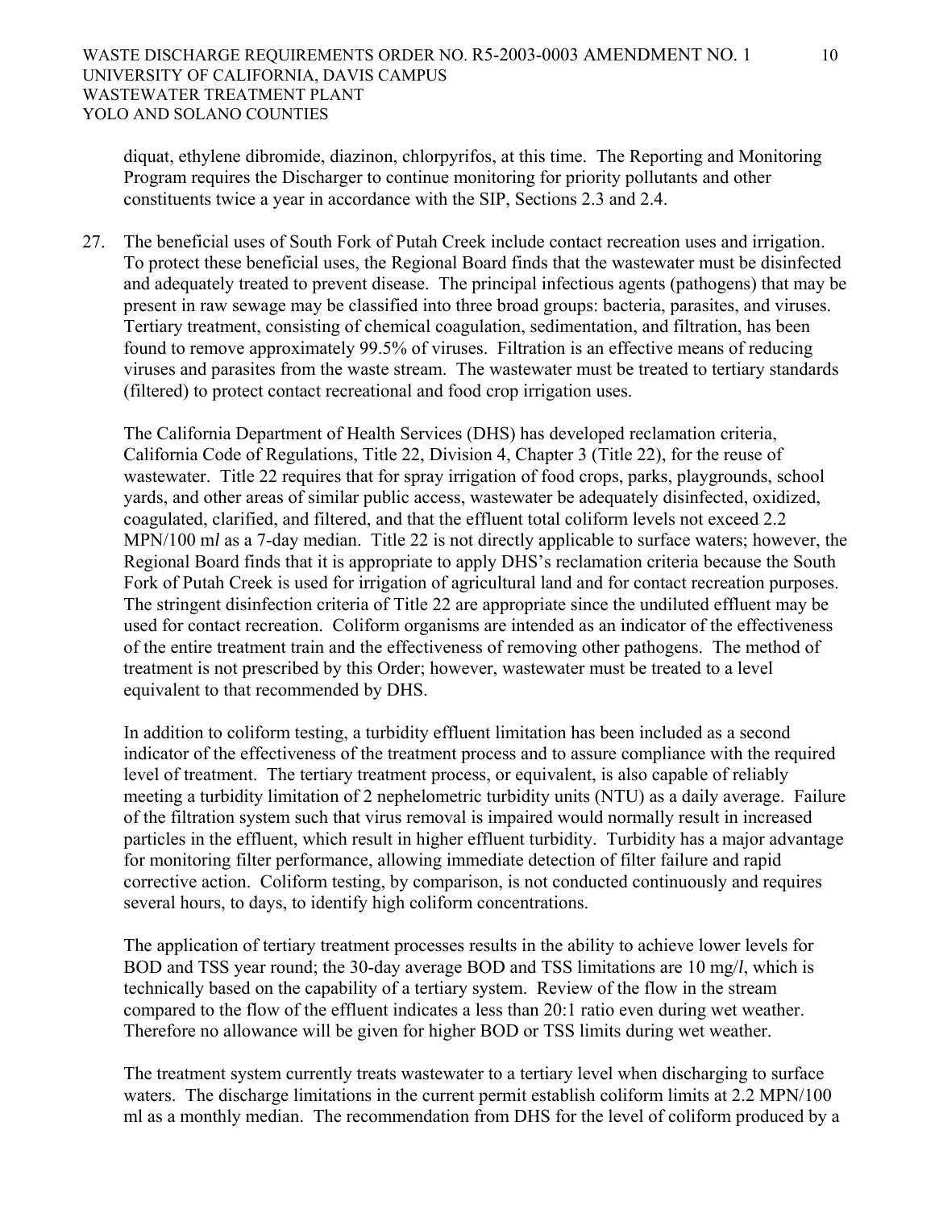diquat, ethylene dibromide, diazinon, chlorpyrifos, at this time. The Reporting and Monitoring Program requires the Discharger to continue monitoring for priority pollutants and other constituents twice a year in accordance with the SIP, Sections 2.3 and 2.4.

27. The beneficial uses of South Fork of Putah Creek include contact recreation uses and irrigation. To protect these beneficial uses, the Regional Board finds that the wastewater must be disinfected and adequately treated to prevent disease. The principal infectious agents (pathogens) that may be present in raw sewage may be classified into three broad groups: bacteria, parasites, and viruses. Tertiary treatment, consisting of chemical coagulation, sedimentation, and filtration, has been found to remove approximately 99.5% of viruses. Filtration is an effective means of reducing viruses and parasites from the waste stream. The wastewater must be treated to tertiary standards (filtered) to protect contact recreational and food crop irrigation uses.

    The California Department of Health Services (DHS) has developed reclamation criteria, California Code of Regulations, Title 22, Division 4, Chapter 3 (Title 22), for the reuse of wastewater. Title 22 requires that for spray irrigation of food crops, parks, playgrounds, school yards, and other areas of similar public access, wastewater be adequately disinfected, oxidized, coagulated, clarified, and filtered, and that the effluent total coliform levels not exceed 2.2 MPN/100 m*l* as a 7-day median. Title 22 is not directly applicable to surface waters; however, the Regional Board finds that it is appropriate to apply DHS's reclamation criteria because the South Fork of Putah Creek is used for irrigation of agricultural land and for contact recreation purposes. The stringent disinfection criteria of Title 22 are appropriate since the undiluted effluent may be used for contact recreation. Coliform organisms are intended as an indicator of the effectiveness of the entire treatment train and the effectiveness of removing other pathogens. The method of treatment is not prescribed by this Order; however, wastewater must be treated to a level equivalent to that recommended by DHS.

    In addition to coliform testing, a turbidity effluent limitation has been included as a second indicator of the effectiveness of the treatment process and to assure compliance with the required level of treatment. The tertiary treatment process, or equivalent, is also capable of reliably meeting a turbidity limitation of 2 nephelometric turbidity units (NTU) as a daily average. Failure of the filtration system such that virus removal is impaired would normally result in increased particles in the effluent, which result in higher effluent turbidity. Turbidity has a major advantage for monitoring filter performance, allowing immediate detection of filter failure and rapid corrective action. Coliform testing, by comparison, is not conducted continuously and requires several hours, to days, to identify high coliform concentrations.

    The application of tertiary treatment processes results in the ability to achieve lower levels for BOD and TSS year round; the 30-day average BOD and TSS limitations are 10 mg/*l*, which is technically based on the capability of a tertiary system. Review of the flow in the stream compared to the flow of the effluent indicates a less than 20:1 ratio even during wet weather. Therefore no allowance will be given for higher BOD or TSS limits during wet weather.

    The treatment system currently treats wastewater to a tertiary level when discharging to surface waters. The discharge limitations in the current permit establish coliform limits at 2.2 MPN/100 ml as a monthly median. The recommendation from DHS for the level of coliform produced by a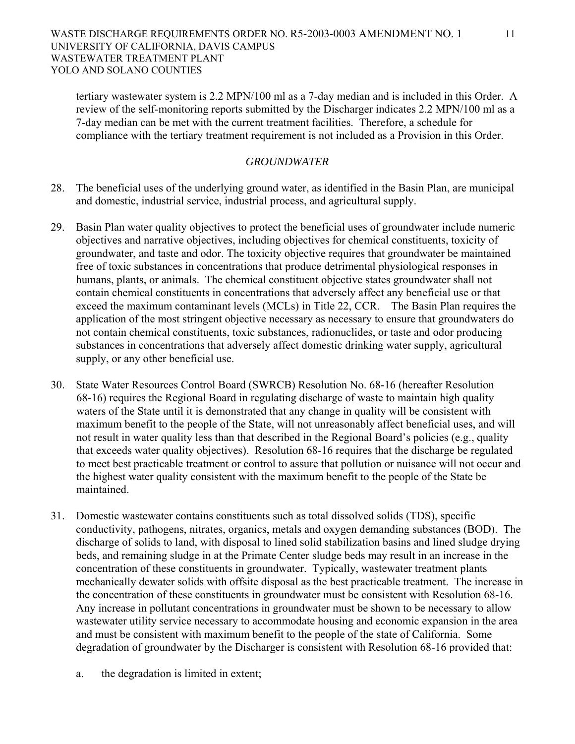tertiary wastewater system is 2.2 MPN/100 ml as a 7-day median and is included in this Order. A review of the self-monitoring reports submitted by the Discharger indicates 2.2 MPN/100 ml as a 7-day median can be met with the current treatment facilities. Therefore, a schedule for compliance with the tertiary treatment requirement is not included as a Provision in this Order.

### *GROUNDWATER*

28. The beneficial uses of the underlying ground water, as identified in the Basin Plan, are municipal and domestic, industrial service, industrial process, and agricultural supply.

29. Basin Plan water quality objectives to protect the beneficial uses of groundwater include numeric objectives and narrative objectives, including objectives for chemical constituents, toxicity of groundwater, and taste and odor. The toxicity objective requires that groundwater be maintained free of toxic substances in concentrations that produce detrimental physiological responses in humans, plants, or animals. The chemical constituent objective states groundwater shall not contain chemical constituents in concentrations that adversely affect any beneficial use or that exceed the maximum contaminant levels (MCLs) in Title 22, CCR. The Basin Plan requires the application of the most stringent objective necessary as necessary to ensure that groundwaters do not contain chemical constituents, toxic substances, radionuclides, or taste and odor producing substances in concentrations that adversely affect domestic drinking water supply, agricultural supply, or any other beneficial use.

30. State Water Resources Control Board (SWRCB) Resolution No. 68-16 (hereafter Resolution 68-16) requires the Regional Board in regulating discharge of waste to maintain high quality waters of the State until it is demonstrated that any change in quality will be consistent with maximum benefit to the people of the State, will not unreasonably affect beneficial uses, and will not result in water quality less than that described in the Regional Board's policies (e.g., quality that exceeds water quality objectives). Resolution 68-16 requires that the discharge be regulated to meet best practicable treatment or control to assure that pollution or nuisance will not occur and the highest water quality consistent with the maximum benefit to the people of the State be maintained.

31. Domestic wastewater contains constituents such as total dissolved solids (TDS), specific conductivity, pathogens, nitrates, organics, metals and oxygen demanding substances (BOD). The discharge of solids to land, with disposal to lined solid stabilization basins and lined sludge drying beds, and remaining sludge in at the Primate Center sludge beds may result in an increase in the concentration of these constituents in groundwater. Typically, wastewater treatment plants mechanically dewater solids with offsite disposal as the best practicable treatment. The increase in the concentration of these constituents in groundwater must be consistent with Resolution 68-16. Any increase in pollutant concentrations in groundwater must be shown to be necessary to allow wastewater utility service necessary to accommodate housing and economic expansion in the area and must be consistent with maximum benefit to the people of the state of California. Some degradation of groundwater by the Discharger is consistent with Resolution 68-16 provided that:

    a. the degradation is limited in extent;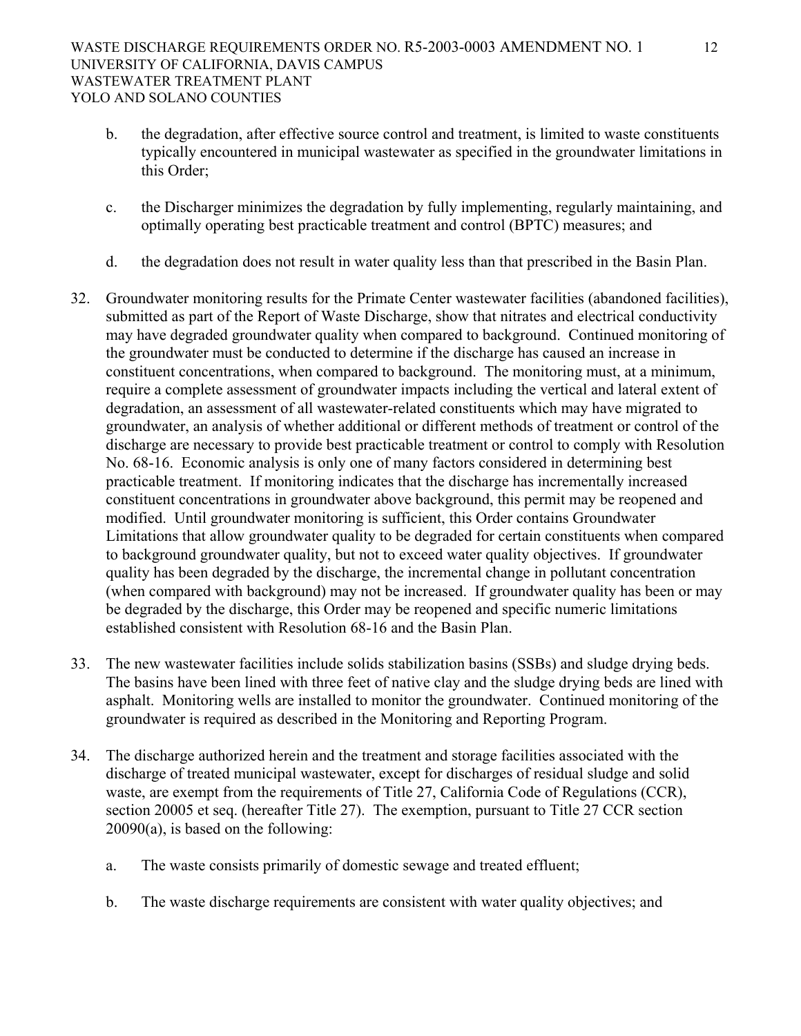b. the degradation, after effective source control and treatment, is limited to waste constituents typically encountered in municipal wastewater as specified in the groundwater limitations in this Order;

c. the Discharger minimizes the degradation by fully implementing, regularly maintaining, and optimally operating best practicable treatment and control (BPTC) measures; and

d. the degradation does not result in water quality less than that prescribed in the Basin Plan.

32. Groundwater monitoring results for the Primate Center wastewater facilities (abandoned facilities), submitted as part of the Report of Waste Discharge, show that nitrates and electrical conductivity may have degraded groundwater quality when compared to background. Continued monitoring of the groundwater must be conducted to determine if the discharge has caused an increase in constituent concentrations, when compared to background. The monitoring must, at a minimum, require a complete assessment of groundwater impacts including the vertical and lateral extent of degradation, an assessment of all wastewater-related constituents which may have migrated to groundwater, an analysis of whether additional or different methods of treatment or control of the discharge are necessary to provide best practicable treatment or control to comply with Resolution No. 68-16. Economic analysis is only one of many factors considered in determining best practicable treatment. If monitoring indicates that the discharge has incrementally increased constituent concentrations in groundwater above background, this permit may be reopened and modified. Until groundwater monitoring is sufficient, this Order contains Groundwater Limitations that allow groundwater quality to be degraded for certain constituents when compared to background groundwater quality, but not to exceed water quality objectives. If groundwater quality has been degraded by the discharge, the incremental change in pollutant concentration (when compared with background) may not be increased. If groundwater quality has been or may be degraded by the discharge, this Order may be reopened and specific numeric limitations established consistent with Resolution 68-16 and the Basin Plan.

33. The new wastewater facilities include solids stabilization basins (SSBs) and sludge drying beds. The basins have been lined with three feet of native clay and the sludge drying beds are lined with asphalt. Monitoring wells are installed to monitor the groundwater. Continued monitoring of the groundwater is required as described in the Monitoring and Reporting Program.

34. The discharge authorized herein and the treatment and storage facilities associated with the discharge of treated municipal wastewater, except for discharges of residual sludge and solid waste, are exempt from the requirements of Title 27, California Code of Regulations (CCR), section 20005 et seq. (hereafter Title 27). The exemption, pursuant to Title 27 CCR section 20090(a), is based on the following:

    a. The waste consists primarily of domestic sewage and treated effluent;

    b. The waste discharge requirements are consistent with water quality objectives; and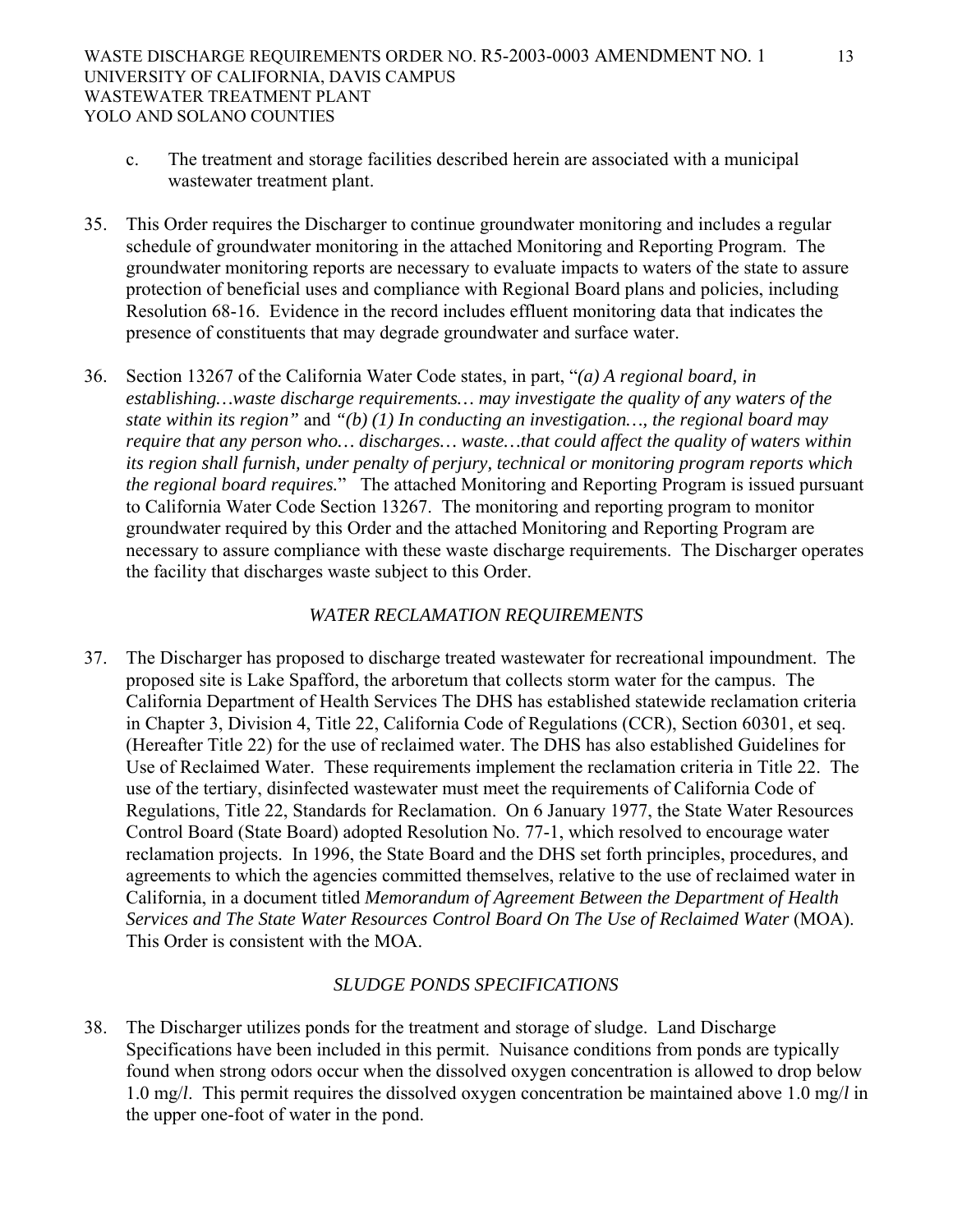c. The treatment and storage facilities described herein are associated with a municipal wastewater treatment plant.

35. This Order requires the Discharger to continue groundwater monitoring and includes a regular schedule of groundwater monitoring in the attached Monitoring and Reporting Program. The groundwater monitoring reports are necessary to evaluate impacts to waters of the state to assure protection of beneficial uses and compliance with Regional Board plans and policies, including Resolution 68-16. Evidence in the record includes effluent monitoring data that indicates the presence of constituents that may degrade groundwater and surface water.

36. Section 13267 of the California Water Code states, in part, "*(a) A regional board, in establishing…waste discharge requirements… may investigate the quality of any waters of the state within its region"* and *"(b) (1) In conducting an investigation…, the regional board may require that any person who… discharges… waste…that could affect the quality of waters within its region shall furnish, under penalty of perjury, technical or monitoring program reports which the regional board requires.*" The attached Monitoring and Reporting Program is issued pursuant to California Water Code Section 13267. The monitoring and reporting program to monitor groundwater required by this Order and the attached Monitoring and Reporting Program are necessary to assure compliance with these waste discharge requirements. The Discharger operates the facility that discharges waste subject to this Order.

*WATER RECLAMATION REQUIREMENTS*

37. The Discharger has proposed to discharge treated wastewater for recreational impoundment. The proposed site is Lake Spafford, the arboretum that collects storm water for the campus. The California Department of Health Services The DHS has established statewide reclamation criteria in Chapter 3, Division 4, Title 22, California Code of Regulations (CCR), Section 60301, et seq. (Hereafter Title 22) for the use of reclaimed water. The DHS has also established Guidelines for Use of Reclaimed Water. These requirements implement the reclamation criteria in Title 22. The use of the tertiary, disinfected wastewater must meet the requirements of California Code of Regulations, Title 22, Standards for Reclamation. On 6 January 1977, the State Water Resources Control Board (State Board) adopted Resolution No. 77-1, which resolved to encourage water reclamation projects. In 1996, the State Board and the DHS set forth principles, procedures, and agreements to which the agencies committed themselves, relative to the use of reclaimed water in California, in a document titled *Memorandum of Agreement Between the Department of Health Services and The State Water Resources Control Board On The Use of Reclaimed Water* (MOA). This Order is consistent with the MOA.

*SLUDGE PONDS SPECIFICATIONS*

38. The Discharger utilizes ponds for the treatment and storage of sludge. Land Discharge Specifications have been included in this permit. Nuisance conditions from ponds are typically found when strong odors occur when the dissolved oxygen concentration is allowed to drop below 1.0 mg/*l*. This permit requires the dissolved oxygen concentration be maintained above 1.0 mg/*l* in the upper one-foot of water in the pond.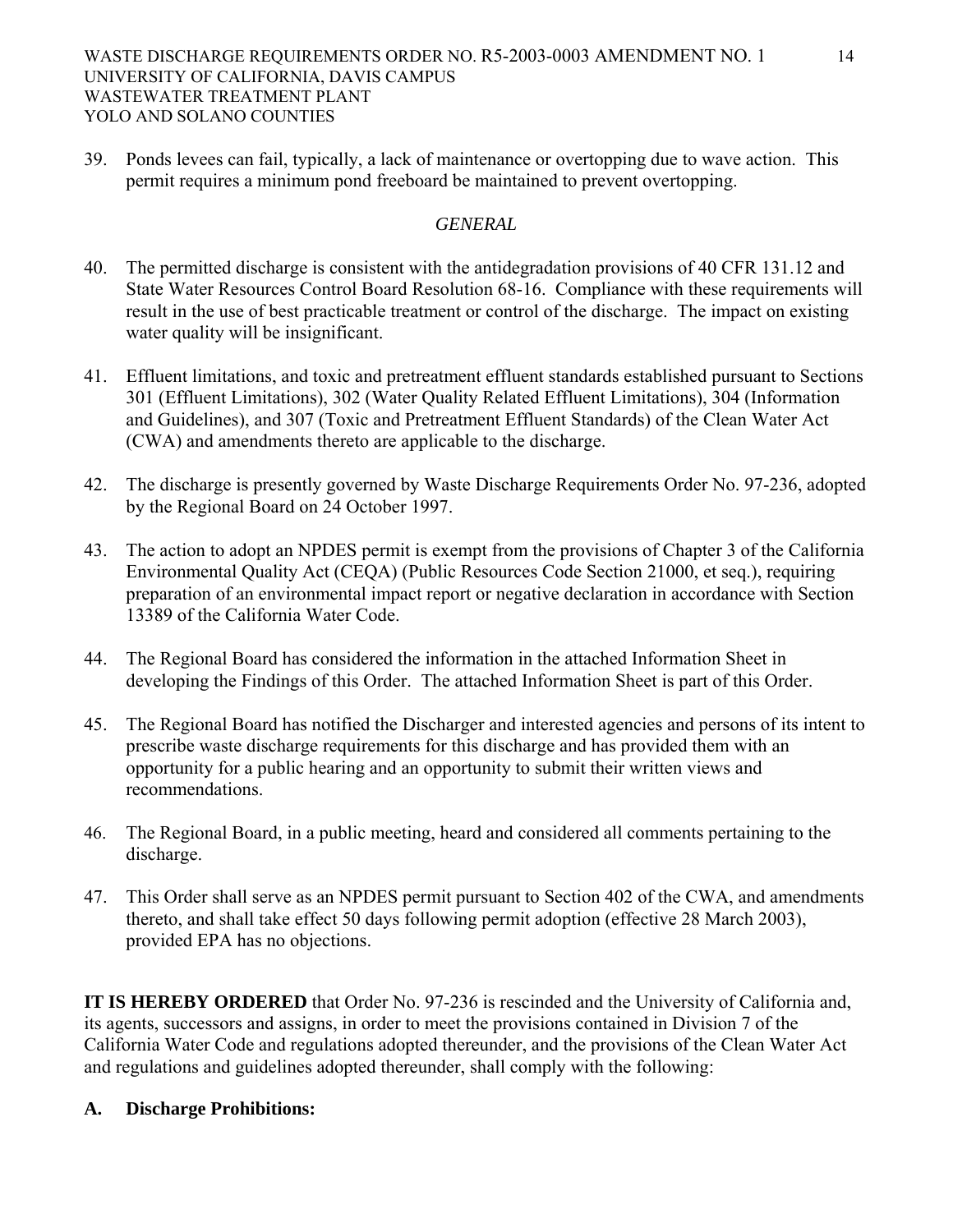39. Ponds levees can fail, typically, a lack of maintenance or overtopping due to wave action. This permit requires a minimum pond freeboard be maintained to prevent overtopping.

*GENERAL*

40. The permitted discharge is consistent with the antidegradation provisions of 40 CFR 131.12 and State Water Resources Control Board Resolution 68-16. Compliance with these requirements will result in the use of best practicable treatment or control of the discharge. The impact on existing water quality will be insignificant.

41. Effluent limitations, and toxic and pretreatment effluent standards established pursuant to Sections 301 (Effluent Limitations), 302 (Water Quality Related Effluent Limitations), 304 (Information and Guidelines), and 307 (Toxic and Pretreatment Effluent Standards) of the Clean Water Act (CWA) and amendments thereto are applicable to the discharge.

42. The discharge is presently governed by Waste Discharge Requirements Order No. 97-236, adopted by the Regional Board on 24 October 1997.

43. The action to adopt an NPDES permit is exempt from the provisions of Chapter 3 of the California Environmental Quality Act (CEQA) (Public Resources Code Section 21000, et seq.), requiring preparation of an environmental impact report or negative declaration in accordance with Section 13389 of the California Water Code.

44. The Regional Board has considered the information in the attached Information Sheet in developing the Findings of this Order. The attached Information Sheet is part of this Order.

45. The Regional Board has notified the Discharger and interested agencies and persons of its intent to prescribe waste discharge requirements for this discharge and has provided them with an opportunity for a public hearing and an opportunity to submit their written views and recommendations.

46. The Regional Board, in a public meeting, heard and considered all comments pertaining to the discharge.

47. This Order shall serve as an NPDES permit pursuant to Section 402 of the CWA, and amendments thereto, and shall take effect 50 days following permit adoption (effective 28 March 2003), provided EPA has no objections.

**IT IS HEREBY ORDERED** that Order No. 97-236 is rescinded and the University of California and, its agents, successors and assigns, in order to meet the provisions contained in Division 7 of the California Water Code and regulations adopted thereunder, and the provisions of the Clean Water Act and regulations and guidelines adopted thereunder, shall comply with the following:

**A. Discharge Prohibitions:**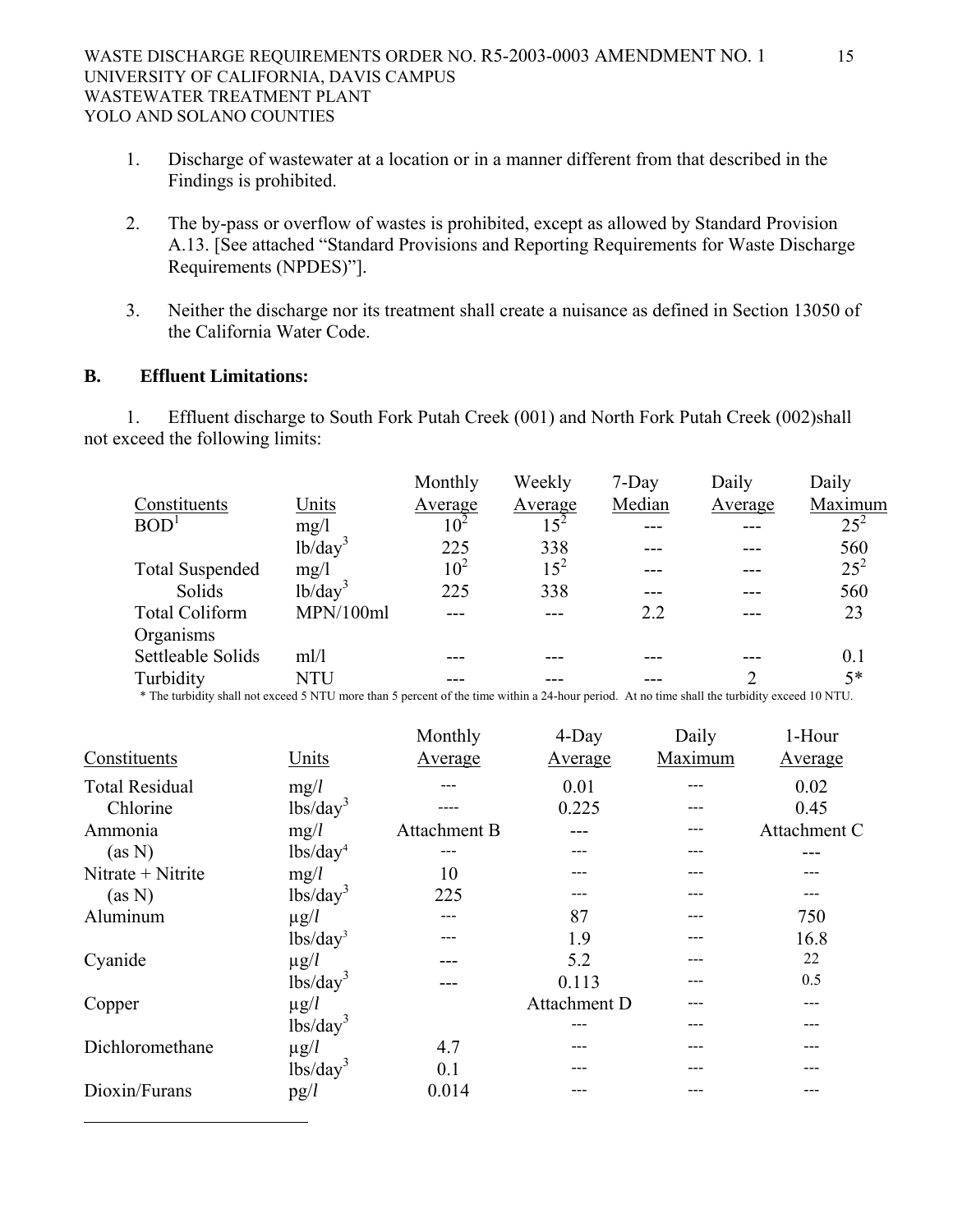1. Discharge of wastewater at a location or in a manner different from that described in the Findings is prohibited.

2. The by-pass or overflow of wastes is prohibited, except as allowed by Standard Provision A.13. [See attached "Standard Provisions and Reporting Requirements for Waste Discharge Requirements (NPDES)"].

3. Neither the discharge nor its treatment shall create a nuisance as defined in Section 13050 of the California Water Code.

## B. Effluent Limitations:

1. Effluent discharge to South Fork Putah Creek (001) and North Fork Putah Creek (002)shall not exceed the following limits:

| Constituents | Units | Monthly Average | Weekly Average | 7-Day Median | Daily Average | Daily Maximum |
|---|---|---|---|---|---|---|
| BOD[1] | mg/l | 10[2] | 15[2] | --- | --- | 25[2] |
| | lb/day[3] | 225 | 338 | --- | --- | 560 |
| Total Suspended Solids | mg/l | 10[2] | 15[2] | --- | --- | 25[2] |
| | lb/day[3] | 225 | 338 | --- | --- | 560 |
| Total Coliform Organisms | MPN/100ml | --- | --- | 2.2 | --- | 23 |
| Settleable Solids | ml/l | --- | --- | --- | --- | 0.1 |
| Turbidity | NTU | --- | --- | --- | 2 | 5* |

\* The turbidity shall not exceed 5 NTU more than 5 percent of the time within a 24-hour period. At no time shall the turbidity exceed 10 NTU.

| Constituents | Units | Monthly Average | 4-Day Average | Daily Maximum | 1-Hour Average |
|---|---|---|---|---|---|
| Total Residual Chlorine | mg/*l* | --- | 0.01 | --- | 0.02 |
| | lbs/day[3] | ---- | 0.225 | --- | 0.45 |
| Ammonia (as N) | mg/*l* | Attachment B | --- | --- | Attachment C |
| | lbs/day[4] | --- | --- | --- | --- |
| Nitrate + Nitrite (as N) | mg/*l* | 10 | --- | --- | --- |
| | lbs/day[3] | 225 | --- | --- | --- |
| Aluminum | µg/*l* | --- | 87 | --- | 750 |
| | lbs/day[3] | --- | 1.9 | --- | 16.8 |
| Cyanide | µg/*l* | --- | 5.2 | --- | 22 |
| | lbs/day[3] | --- | 0.113 | --- | 0.5 |
| Copper | µg/*l* | | Attachment D | --- | --- |
| | lbs/day[3] | | --- | --- | --- |
| Dichloromethane | µg/*l* | 4.7 | --- | --- | --- |
| | lbs/day[3] | 0.1 | --- | --- | --- |
| Dioxin/Furans | pg/*l* | 0.014 | --- | --- | --- |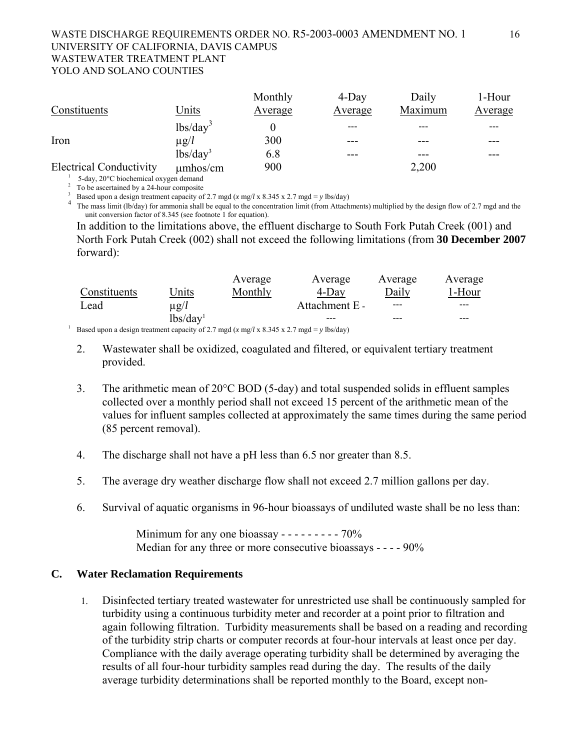| Constituents | Units | Monthly Average | 4-Day Average | Daily Maximum | 1-Hour Average |
|---|---|---|---|---|---|
| | lbs/day[3] | 0 | --- | --- | --- |
| Iron | μg/*l* | 300 | --- | --- | --- |
| | lbs/day[3] | 6.8 | --- | --- | --- |
| Electrical Conductivity | μmhos/cm | 900 | | 2,200 | |

[1] 5-day, 20°C biochemical oxygen demand

[2] To be ascertained by a 24-hour composite

[3] Based upon a design treatment capacity of 2.7 mgd (*x* mg/*l* x 8.345 x 2.7 mgd = *y* lbs/day)

[4] The mass limit (lb/day) for ammonia shall be equal to the concentration limit (from Attachments) multiplied by the design flow of 2.7 mgd and the unit conversion factor of 8.345 (see footnote 1 for equation).

In addition to the limitations above, the effluent discharge to South Fork Putah Creek (001) and North Fork Putah Creek (002) shall not exceed the following limitations (from **30 December 2007** forward):

| Constituents | Units | Average Monthly | Average 4-Day | Average Daily | Average 1-Hour |
|---|---|---|---|---|---|
| Lead | μg/*l* | | Attachment E - | --- | --- |
| | lbs/day[1] | | --- | --- | --- |

[1] Based upon a design treatment capacity of 2.7 mgd (*x* mg/*l* x 8.345 x 2.7 mgd = *y* lbs/day)

2. Wastewater shall be oxidized, coagulated and filtered, or equivalent tertiary treatment provided.

3. The arithmetic mean of 20°C BOD (5-day) and total suspended solids in effluent samples collected over a monthly period shall not exceed 15 percent of the arithmetic mean of the values for influent samples collected at approximately the same times during the same period (85 percent removal).

4. The discharge shall not have a pH less than 6.5 nor greater than 8.5.

5. The average dry weather discharge flow shall not exceed 2.7 million gallons per day.

6. Survival of aquatic organisms in 96-hour bioassays of undiluted waste shall be no less than:

   Minimum for any one bioassay - - - - - - - - - 70%
   Median for any three or more consecutive bioassays - - - - 90%

**C. Water Reclamation Requirements**

1. Disinfected tertiary treated wastewater for unrestricted use shall be continuously sampled for turbidity using a continuous turbidity meter and recorder at a point prior to filtration and again following filtration. Turbidity measurements shall be based on a reading and recording of the turbidity strip charts or computer records at four-hour intervals at least once per day. Compliance with the daily average operating turbidity shall be determined by averaging the results of all four-hour turbidity samples read during the day. The results of the daily average turbidity determinations shall be reported monthly to the Board, except non-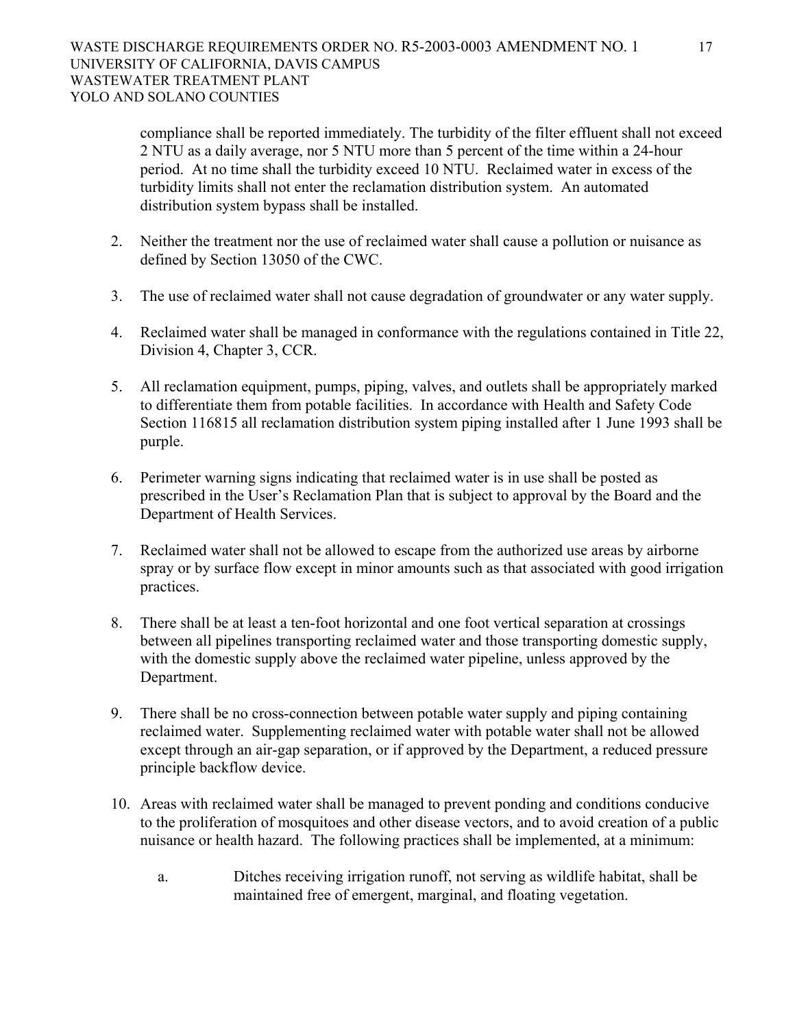compliance shall be reported immediately. The turbidity of the filter effluent shall not exceed 2 NTU as a daily average, nor 5 NTU more than 5 percent of the time within a 24-hour period. At no time shall the turbidity exceed 10 NTU. Reclaimed water in excess of the turbidity limits shall not enter the reclamation distribution system. An automated distribution system bypass shall be installed.

2. Neither the treatment nor the use of reclaimed water shall cause a pollution or nuisance as defined by Section 13050 of the CWC.

3. The use of reclaimed water shall not cause degradation of groundwater or any water supply.

4. Reclaimed water shall be managed in conformance with the regulations contained in Title 22, Division 4, Chapter 3, CCR.

5. All reclamation equipment, pumps, piping, valves, and outlets shall be appropriately marked to differentiate them from potable facilities. In accordance with Health and Safety Code Section 116815 all reclamation distribution system piping installed after 1 June 1993 shall be purple.

6. Perimeter warning signs indicating that reclaimed water is in use shall be posted as prescribed in the User's Reclamation Plan that is subject to approval by the Board and the Department of Health Services.

7. Reclaimed water shall not be allowed to escape from the authorized use areas by airborne spray or by surface flow except in minor amounts such as that associated with good irrigation practices.

8. There shall be at least a ten-foot horizontal and one foot vertical separation at crossings between all pipelines transporting reclaimed water and those transporting domestic supply, with the domestic supply above the reclaimed water pipeline, unless approved by the Department.

9. There shall be no cross-connection between potable water supply and piping containing reclaimed water. Supplementing reclaimed water with potable water shall not be allowed except through an air-gap separation, or if approved by the Department, a reduced pressure principle backflow device.

10. Areas with reclaimed water shall be managed to prevent ponding and conditions conducive to the proliferation of mosquitoes and other disease vectors, and to avoid creation of a public nuisance or health hazard. The following practices shall be implemented, at a minimum:

    a. Ditches receiving irrigation runoff, not serving as wildlife habitat, shall be maintained free of emergent, marginal, and floating vegetation.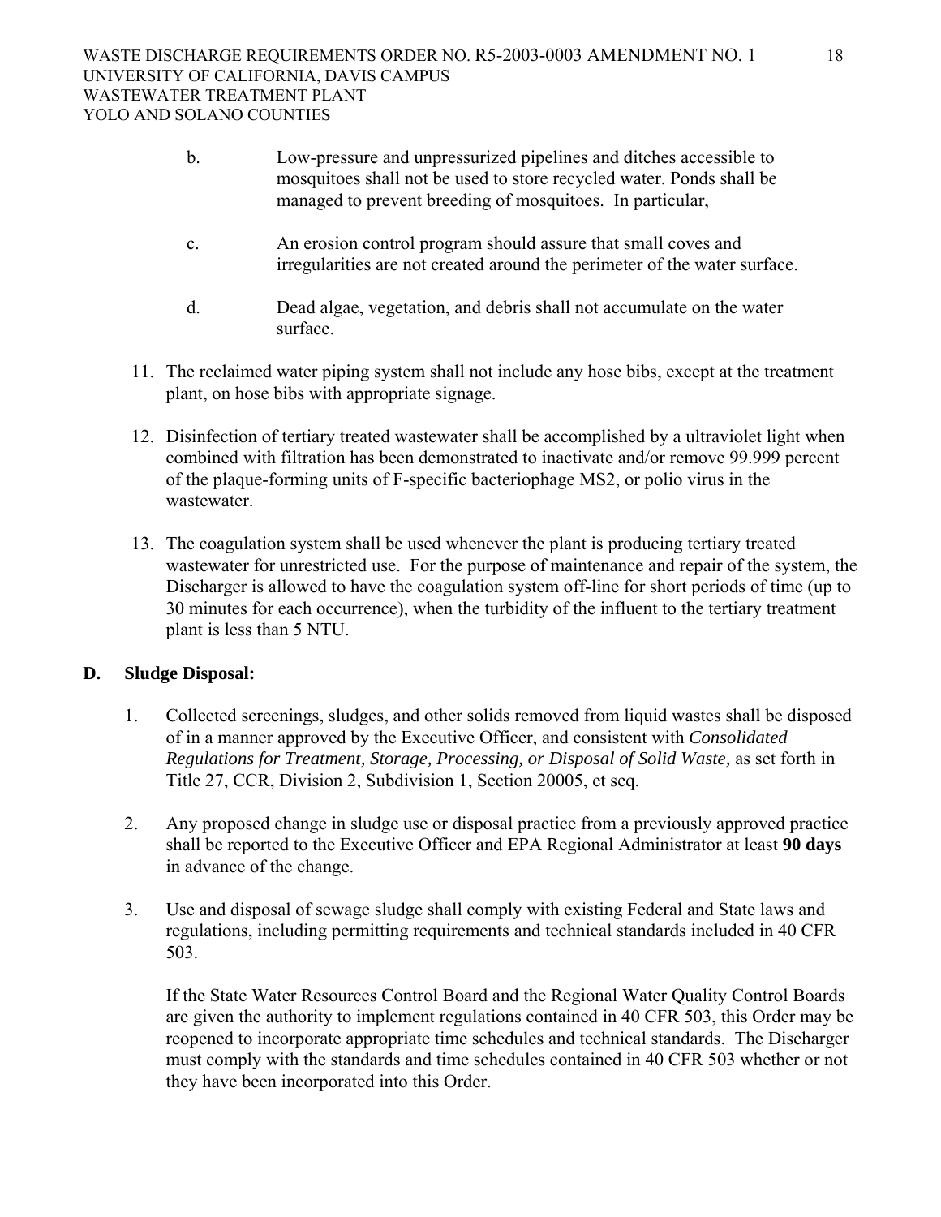b. Low-pressure and unpressurized pipelines and ditches accessible to mosquitoes shall not be used to store recycled water. Ponds shall be managed to prevent breeding of mosquitoes. In particular,

c. An erosion control program should assure that small coves and irregularities are not created around the perimeter of the water surface.

d. Dead algae, vegetation, and debris shall not accumulate on the water surface.

11. The reclaimed water piping system shall not include any hose bibs, except at the treatment plant, on hose bibs with appropriate signage.

12. Disinfection of tertiary treated wastewater shall be accomplished by a ultraviolet light when combined with filtration has been demonstrated to inactivate and/or remove 99.999 percent of the plaque-forming units of F-specific bacteriophage MS2, or polio virus in the wastewater.

13. The coagulation system shall be used whenever the plant is producing tertiary treated wastewater for unrestricted use. For the purpose of maintenance and repair of the system, the Discharger is allowed to have the coagulation system off-line for short periods of time (up to 30 minutes for each occurrence), when the turbidity of the influent to the tertiary treatment plant is less than 5 NTU.

**D. Sludge Disposal:**

1. Collected screenings, sludges, and other solids removed from liquid wastes shall be disposed of in a manner approved by the Executive Officer, and consistent with *Consolidated Regulations for Treatment, Storage, Processing, or Disposal of Solid Waste,* as set forth in Title 27, CCR, Division 2, Subdivision 1, Section 20005, et seq.

2. Any proposed change in sludge use or disposal practice from a previously approved practice shall be reported to the Executive Officer and EPA Regional Administrator at least **90 days** in advance of the change.

3. Use and disposal of sewage sludge shall comply with existing Federal and State laws and regulations, including permitting requirements and technical standards included in 40 CFR 503.

   If the State Water Resources Control Board and the Regional Water Quality Control Boards are given the authority to implement regulations contained in 40 CFR 503, this Order may be reopened to incorporate appropriate time schedules and technical standards. The Discharger must comply with the standards and time schedules contained in 40 CFR 503 whether or not they have been incorporated into this Order.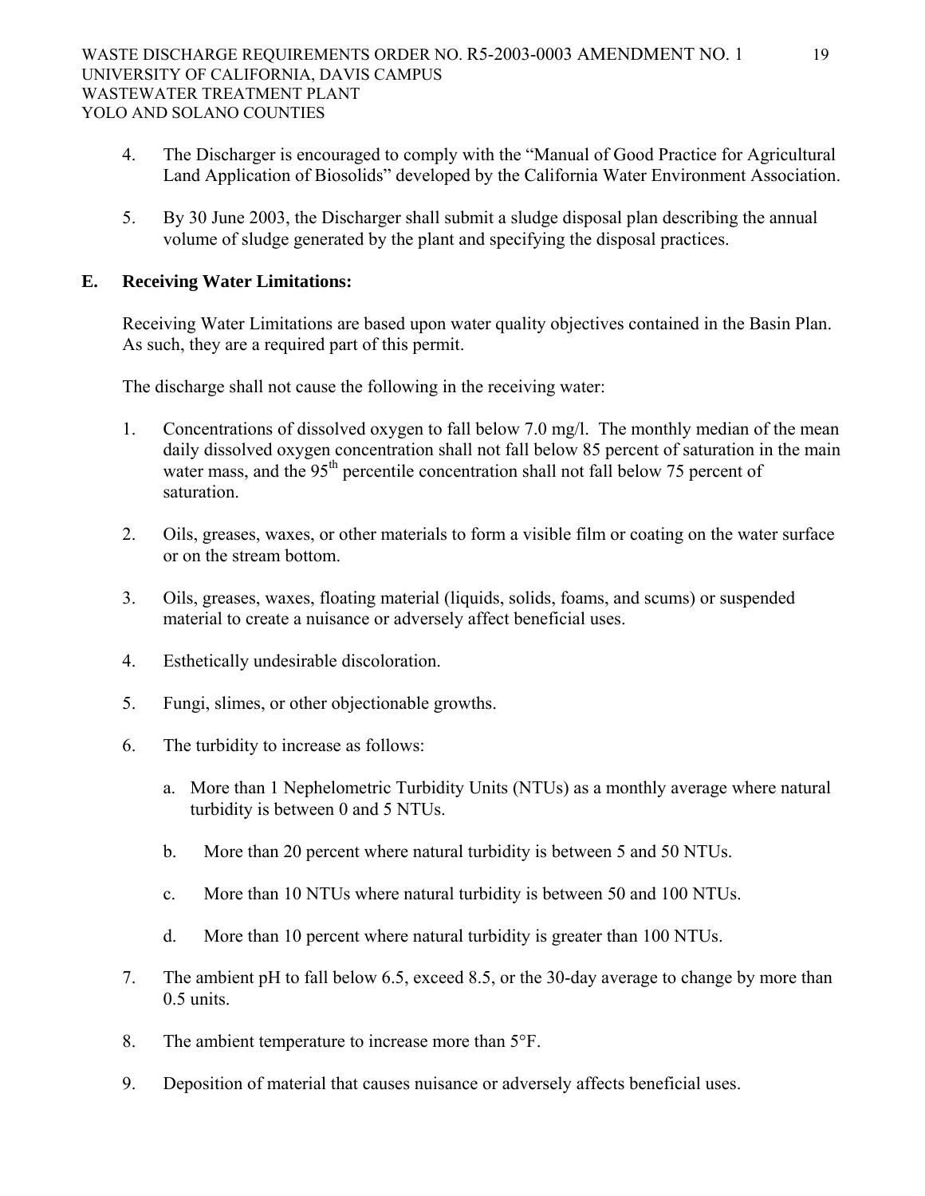4. The Discharger is encouraged to comply with the "Manual of Good Practice for Agricultural Land Application of Biosolids" developed by the California Water Environment Association.

5. By 30 June 2003, the Discharger shall submit a sludge disposal plan describing the annual volume of sludge generated by the plant and specifying the disposal practices.

## E. Receiving Water Limitations:

Receiving Water Limitations are based upon water quality objectives contained in the Basin Plan. As such, they are a required part of this permit.

The discharge shall not cause the following in the receiving water:

1. Concentrations of dissolved oxygen to fall below 7.0 mg/l. The monthly median of the mean daily dissolved oxygen concentration shall not fall below 85 percent of saturation in the main water mass, and the 95$^{th}$ percentile concentration shall not fall below 75 percent of saturation.

2. Oils, greases, waxes, or other materials to form a visible film or coating on the water surface or on the stream bottom.

3. Oils, greases, waxes, floating material (liquids, solids, foams, and scums) or suspended material to create a nuisance or adversely affect beneficial uses.

4. Esthetically undesirable discoloration.

5. Fungi, slimes, or other objectionable growths.

6. The turbidity to increase as follows:

   a. More than 1 Nephelometric Turbidity Units (NTUs) as a monthly average where natural turbidity is between 0 and 5 NTUs.

   b. More than 20 percent where natural turbidity is between 5 and 50 NTUs.

   c. More than 10 NTUs where natural turbidity is between 50 and 100 NTUs.

   d. More than 10 percent where natural turbidity is greater than 100 NTUs.

7. The ambient pH to fall below 6.5, exceed 8.5, or the 30-day average to change by more than 0.5 units.

8. The ambient temperature to increase more than 5°F.

9. Deposition of material that causes nuisance or adversely affects beneficial uses.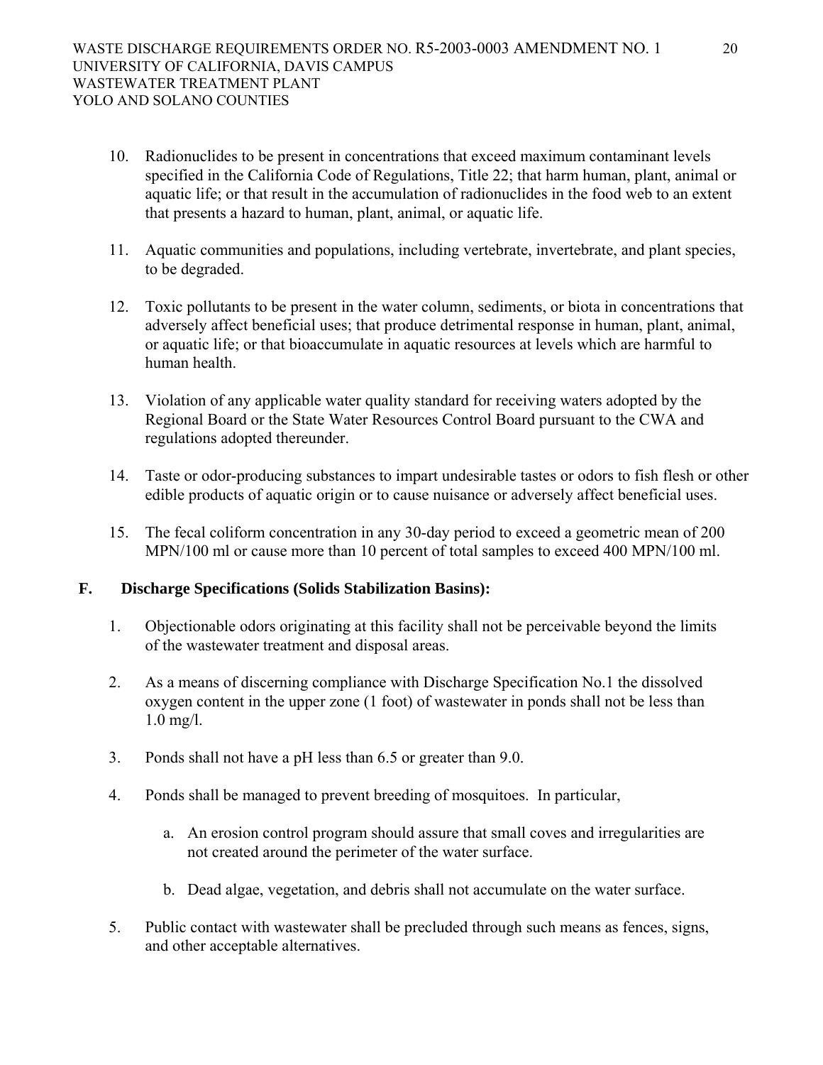10. Radionuclides to be present in concentrations that exceed maximum contaminant levels specified in the California Code of Regulations, Title 22; that harm human, plant, animal or aquatic life; or that result in the accumulation of radionuclides in the food web to an extent that presents a hazard to human, plant, animal, or aquatic life.

11. Aquatic communities and populations, including vertebrate, invertebrate, and plant species, to be degraded.

12. Toxic pollutants to be present in the water column, sediments, or biota in concentrations that adversely affect beneficial uses; that produce detrimental response in human, plant, animal, or aquatic life; or that bioaccumulate in aquatic resources at levels which are harmful to human health.

13. Violation of any applicable water quality standard for receiving waters adopted by the Regional Board or the State Water Resources Control Board pursuant to the CWA and regulations adopted thereunder.

14. Taste or odor-producing substances to impart undesirable tastes or odors to fish flesh or other edible products of aquatic origin or to cause nuisance or adversely affect beneficial uses.

15. The fecal coliform concentration in any 30-day period to exceed a geometric mean of 200 MPN/100 ml or cause more than 10 percent of total samples to exceed 400 MPN/100 ml.

**F. Discharge Specifications (Solids Stabilization Basins):**

1. Objectionable odors originating at this facility shall not be perceivable beyond the limits of the wastewater treatment and disposal areas.

2. As a means of discerning compliance with Discharge Specification No.1 the dissolved oxygen content in the upper zone (1 foot) of wastewater in ponds shall not be less than 1.0 mg/l.

3. Ponds shall not have a pH less than 6.5 or greater than 9.0.

4. Ponds shall be managed to prevent breeding of mosquitoes. In particular,

   a. An erosion control program should assure that small coves and irregularities are not created around the perimeter of the water surface.

   b. Dead algae, vegetation, and debris shall not accumulate on the water surface.

5. Public contact with wastewater shall be precluded through such means as fences, signs, and other acceptable alternatives.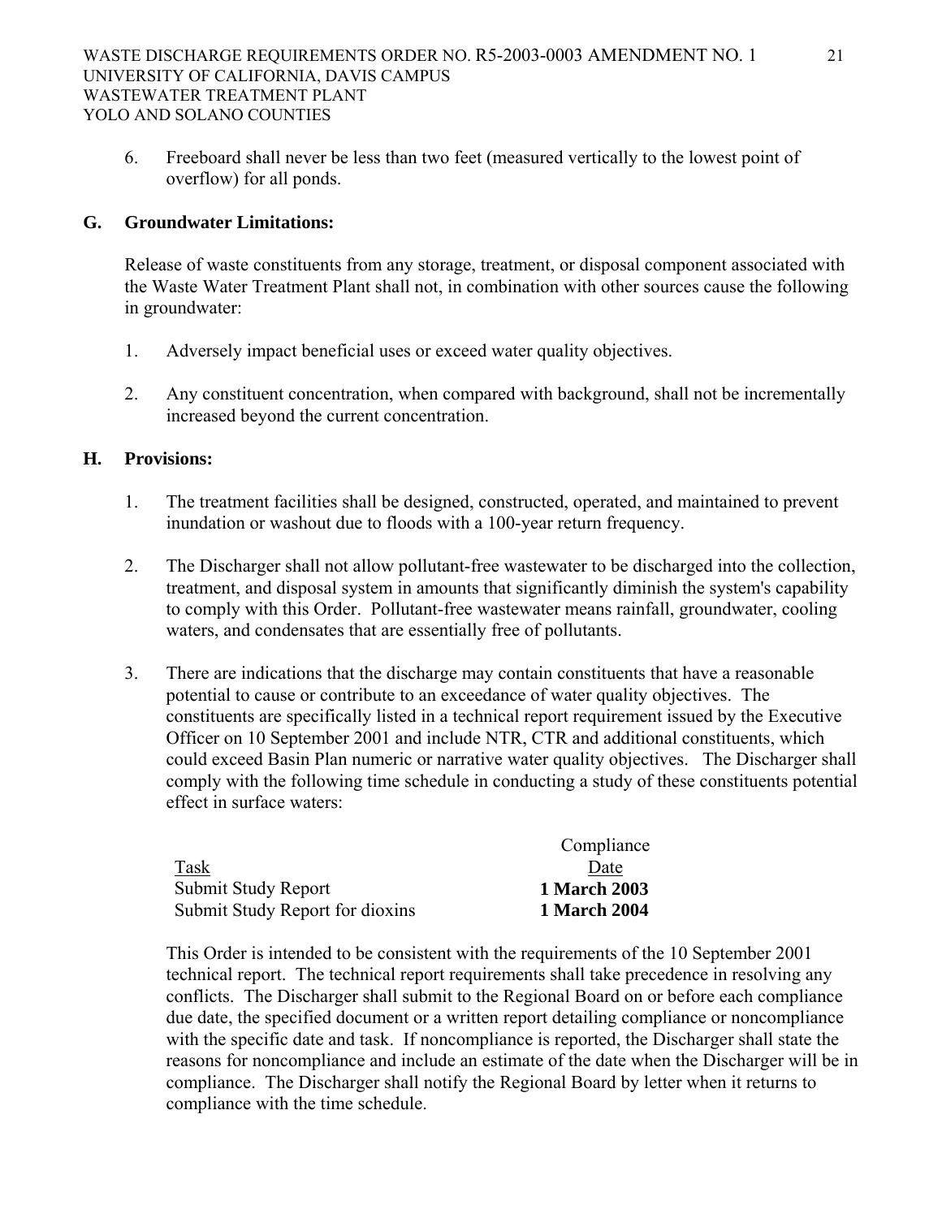6. Freeboard shall never be less than two feet (measured vertically to the lowest point of overflow) for all ponds.

## G. Groundwater Limitations:

Release of waste constituents from any storage, treatment, or disposal component associated with the Waste Water Treatment Plant shall not, in combination with other sources cause the following in groundwater:

1. Adversely impact beneficial uses or exceed water quality objectives.

2. Any constituent concentration, when compared with background, shall not be incrementally increased beyond the current concentration.

## H. Provisions:

1. The treatment facilities shall be designed, constructed, operated, and maintained to prevent inundation or washout due to floods with a 100-year return frequency.

2. The Discharger shall not allow pollutant-free wastewater to be discharged into the collection, treatment, and disposal system in amounts that significantly diminish the system's capability to comply with this Order. Pollutant-free wastewater means rainfall, groundwater, cooling waters, and condensates that are essentially free of pollutants.

3. There are indications that the discharge may contain constituents that have a reasonable potential to cause or contribute to an exceedance of water quality objectives. The constituents are specifically listed in a technical report requirement issued by the Executive Officer on 10 September 2001 and include NTR, CTR and additional constituents, which could exceed Basin Plan numeric or narrative water quality objectives. The Discharger shall comply with the following time schedule in conducting a study of these constituents potential effect in surface waters:

| Task | Compliance Date |
|---|---|
| Submit Study Report | **1 March 2003** |
| Submit Study Report for dioxins | **1 March 2004** |

This Order is intended to be consistent with the requirements of the 10 September 2001 technical report. The technical report requirements shall take precedence in resolving any conflicts. The Discharger shall submit to the Regional Board on or before each compliance due date, the specified document or a written report detailing compliance or noncompliance with the specific date and task. If noncompliance is reported, the Discharger shall state the reasons for noncompliance and include an estimate of the date when the Discharger will be in compliance. The Discharger shall notify the Regional Board by letter when it returns to compliance with the time schedule.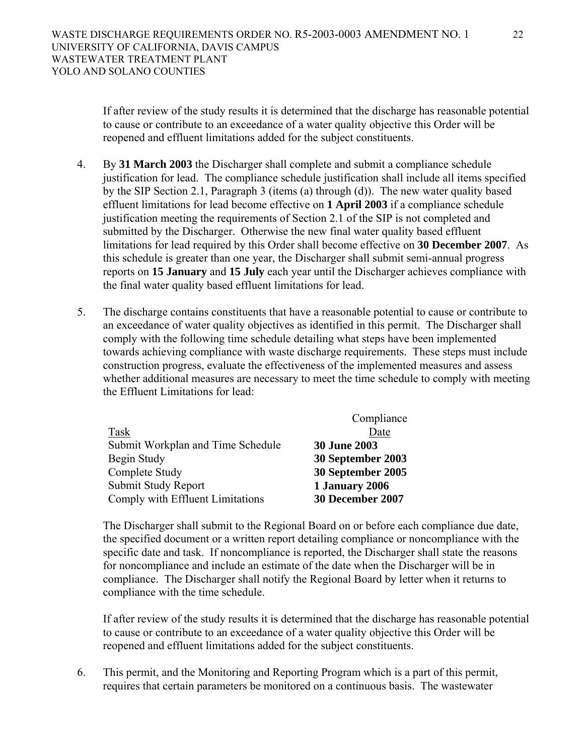If after review of the study results it is determined that the discharge has reasonable potential to cause or contribute to an exceedance of a water quality objective this Order will be reopened and effluent limitations added for the subject constituents.

4. By **31 March 2003** the Discharger shall complete and submit a compliance schedule justification for lead. The compliance schedule justification shall include all items specified by the SIP Section 2.1, Paragraph 3 (items (a) through (d)). The new water quality based effluent limitations for lead become effective on **1 April 2003** if a compliance schedule justification meeting the requirements of Section 2.1 of the SIP is not completed and submitted by the Discharger. Otherwise the new final water quality based effluent limitations for lead required by this Order shall become effective on **30 December 2007**. As this schedule is greater than one year, the Discharger shall submit semi-annual progress reports on **15 January** and **15 July** each year until the Discharger achieves compliance with the final water quality based effluent limitations for lead.

5. The discharge contains constituents that have a reasonable potential to cause or contribute to an exceedance of water quality objectives as identified in this permit. The Discharger shall comply with the following time schedule detailing what steps have been implemented towards achieving compliance with waste discharge requirements. These steps must include construction progress, evaluate the effectiveness of the implemented measures and assess whether additional measures are necessary to meet the time schedule to comply with meeting the Effluent Limitations for lead:

| Task | Compliance Date |
|---|---|
| Submit Workplan and Time Schedule | **30 June 2003** |
| Begin Study | **30 September 2003** |
| Complete Study | **30 September 2005** |
| Submit Study Report | **1 January 2006** |
| Comply with Effluent Limitations | **30 December 2007** |

The Discharger shall submit to the Regional Board on or before each compliance due date, the specified document or a written report detailing compliance or noncompliance with the specific date and task. If noncompliance is reported, the Discharger shall state the reasons for noncompliance and include an estimate of the date when the Discharger will be in compliance. The Discharger shall notify the Regional Board by letter when it returns to compliance with the time schedule.

If after review of the study results it is determined that the discharge has reasonable potential to cause or contribute to an exceedance of a water quality objective this Order will be reopened and effluent limitations added for the subject constituents.

6. This permit, and the Monitoring and Reporting Program which is a part of this permit, requires that certain parameters be monitored on a continuous basis. The wastewater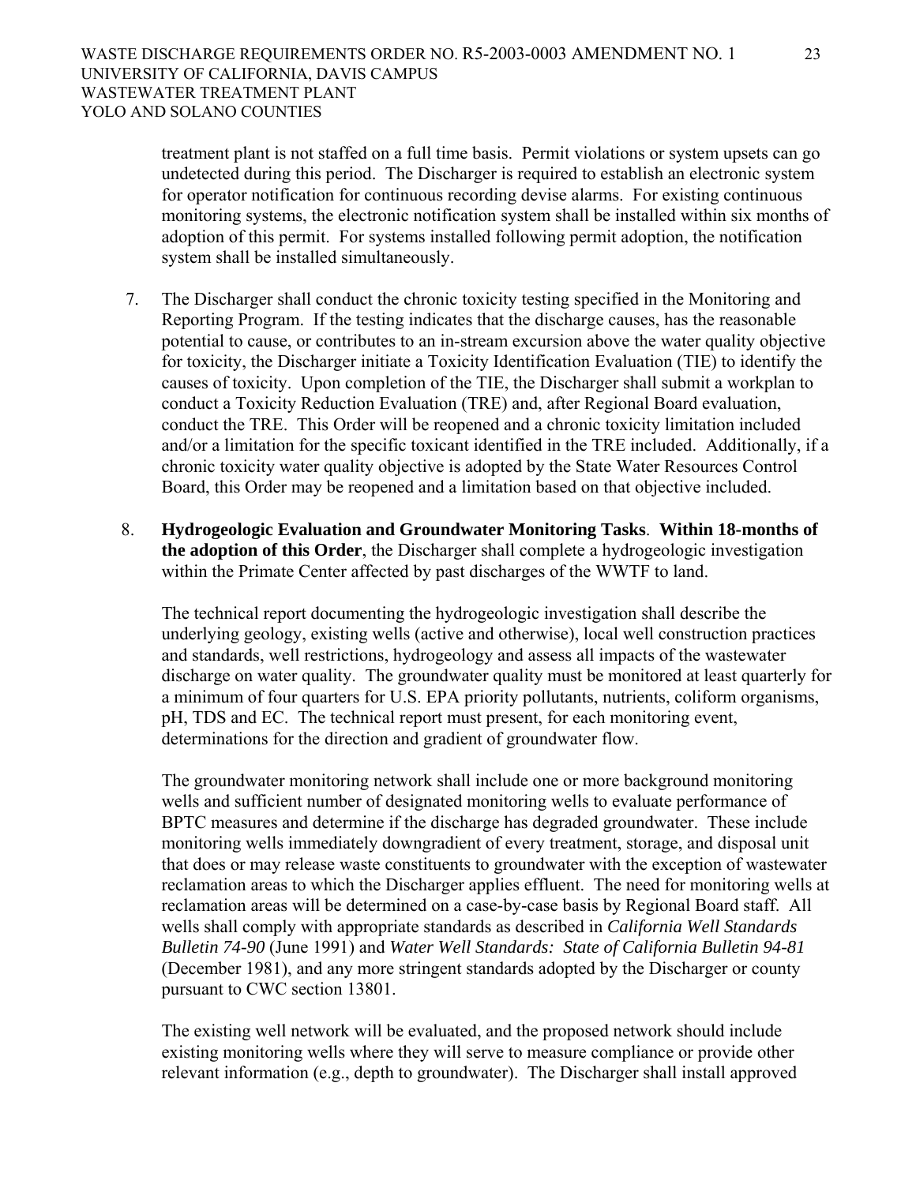treatment plant is not staffed on a full time basis. Permit violations or system upsets can go undetected during this period. The Discharger is required to establish an electronic system for operator notification for continuous recording devise alarms. For existing continuous monitoring systems, the electronic notification system shall be installed within six months of adoption of this permit. For systems installed following permit adoption, the notification system shall be installed simultaneously.

7. The Discharger shall conduct the chronic toxicity testing specified in the Monitoring and Reporting Program. If the testing indicates that the discharge causes, has the reasonable potential to cause, or contributes to an in-stream excursion above the water quality objective for toxicity, the Discharger initiate a Toxicity Identification Evaluation (TIE) to identify the causes of toxicity. Upon completion of the TIE, the Discharger shall submit a workplan to conduct a Toxicity Reduction Evaluation (TRE) and, after Regional Board evaluation, conduct the TRE. This Order will be reopened and a chronic toxicity limitation included and/or a limitation for the specific toxicant identified in the TRE included. Additionally, if a chronic toxicity water quality objective is adopted by the State Water Resources Control Board, this Order may be reopened and a limitation based on that objective included.

8. **Hydrogeologic Evaluation and Groundwater Monitoring Tasks**. **Within 18-months of the adoption of this Order**, the Discharger shall complete a hydrogeologic investigation within the Primate Center affected by past discharges of the WWTF to land.

   The technical report documenting the hydrogeologic investigation shall describe the underlying geology, existing wells (active and otherwise), local well construction practices and standards, well restrictions, hydrogeology and assess all impacts of the wastewater discharge on water quality. The groundwater quality must be monitored at least quarterly for a minimum of four quarters for U.S. EPA priority pollutants, nutrients, coliform organisms, pH, TDS and EC. The technical report must present, for each monitoring event, determinations for the direction and gradient of groundwater flow.

   The groundwater monitoring network shall include one or more background monitoring wells and sufficient number of designated monitoring wells to evaluate performance of BPTC measures and determine if the discharge has degraded groundwater. These include monitoring wells immediately downgradient of every treatment, storage, and disposal unit that does or may release waste constituents to groundwater with the exception of wastewater reclamation areas to which the Discharger applies effluent. The need for monitoring wells at reclamation areas will be determined on a case-by-case basis by Regional Board staff. All wells shall comply with appropriate standards as described in *California Well Standards Bulletin 74-90* (June 1991) and *Water Well Standards: State of California Bulletin 94-81* (December 1981), and any more stringent standards adopted by the Discharger or county pursuant to CWC section 13801.

   The existing well network will be evaluated, and the proposed network should include existing monitoring wells where they will serve to measure compliance or provide other relevant information (e.g., depth to groundwater). The Discharger shall install approved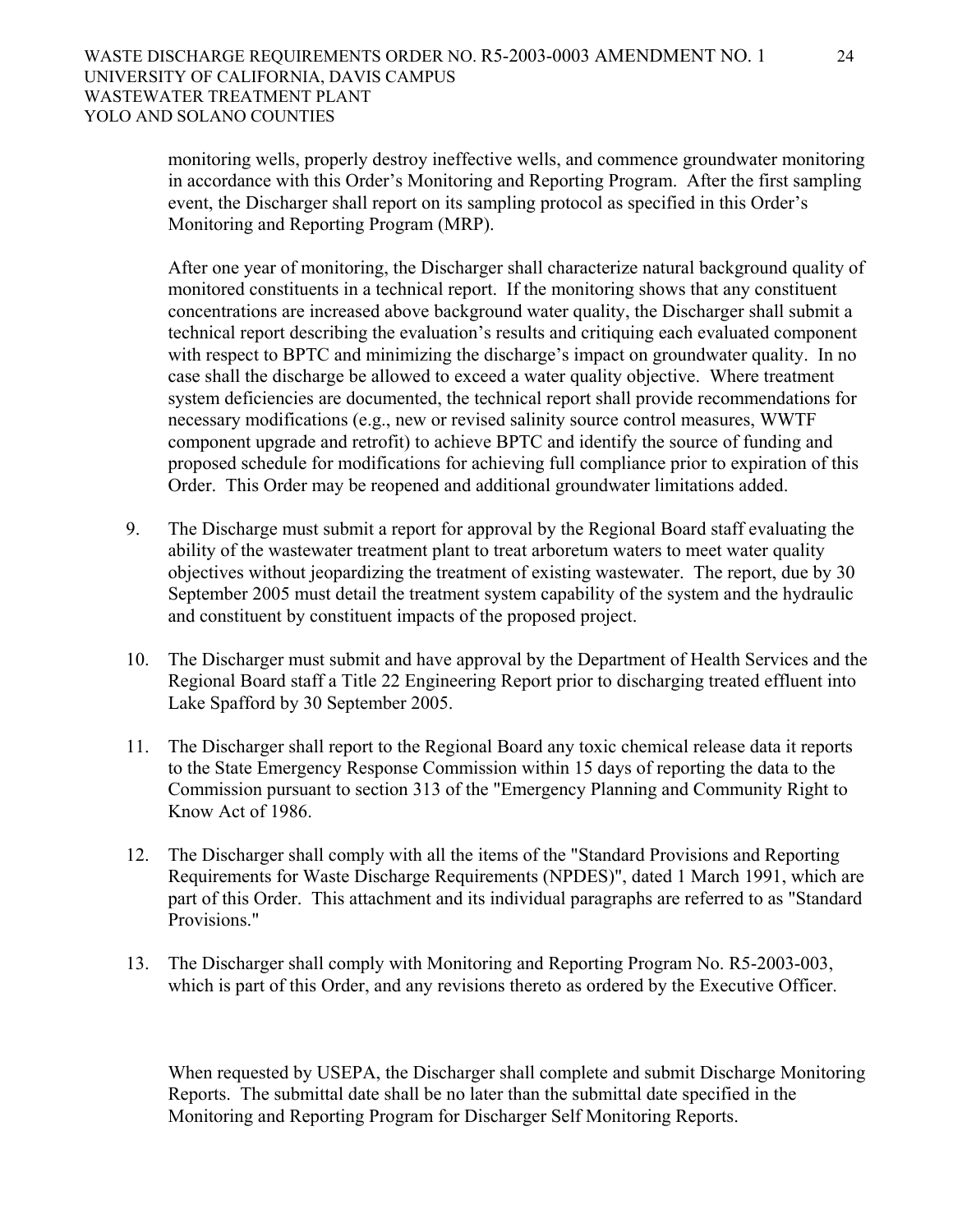monitoring wells, properly destroy ineffective wells, and commence groundwater monitoring in accordance with this Order's Monitoring and Reporting Program. After the first sampling event, the Discharger shall report on its sampling protocol as specified in this Order's Monitoring and Reporting Program (MRP).

After one year of monitoring, the Discharger shall characterize natural background quality of monitored constituents in a technical report. If the monitoring shows that any constituent concentrations are increased above background water quality, the Discharger shall submit a technical report describing the evaluation's results and critiquing each evaluated component with respect to BPTC and minimizing the discharge's impact on groundwater quality. In no case shall the discharge be allowed to exceed a water quality objective. Where treatment system deficiencies are documented, the technical report shall provide recommendations for necessary modifications (e.g., new or revised salinity source control measures, WWTF component upgrade and retrofit) to achieve BPTC and identify the source of funding and proposed schedule for modifications for achieving full compliance prior to expiration of this Order. This Order may be reopened and additional groundwater limitations added.

9. The Discharge must submit a report for approval by the Regional Board staff evaluating the ability of the wastewater treatment plant to treat arboretum waters to meet water quality objectives without jeopardizing the treatment of existing wastewater. The report, due by 30 September 2005 must detail the treatment system capability of the system and the hydraulic and constituent by constituent impacts of the proposed project.

10. The Discharger must submit and have approval by the Department of Health Services and the Regional Board staff a Title 22 Engineering Report prior to discharging treated effluent into Lake Spafford by 30 September 2005.

11. The Discharger shall report to the Regional Board any toxic chemical release data it reports to the State Emergency Response Commission within 15 days of reporting the data to the Commission pursuant to section 313 of the "Emergency Planning and Community Right to Know Act of 1986.

12. The Discharger shall comply with all the items of the "Standard Provisions and Reporting Requirements for Waste Discharge Requirements (NPDES)", dated 1 March 1991, which are part of this Order. This attachment and its individual paragraphs are referred to as "Standard Provisions."

13. The Discharger shall comply with Monitoring and Reporting Program No. R5-2003-003, which is part of this Order, and any revisions thereto as ordered by the Executive Officer.

When requested by USEPA, the Discharger shall complete and submit Discharge Monitoring Reports. The submittal date shall be no later than the submittal date specified in the Monitoring and Reporting Program for Discharger Self Monitoring Reports.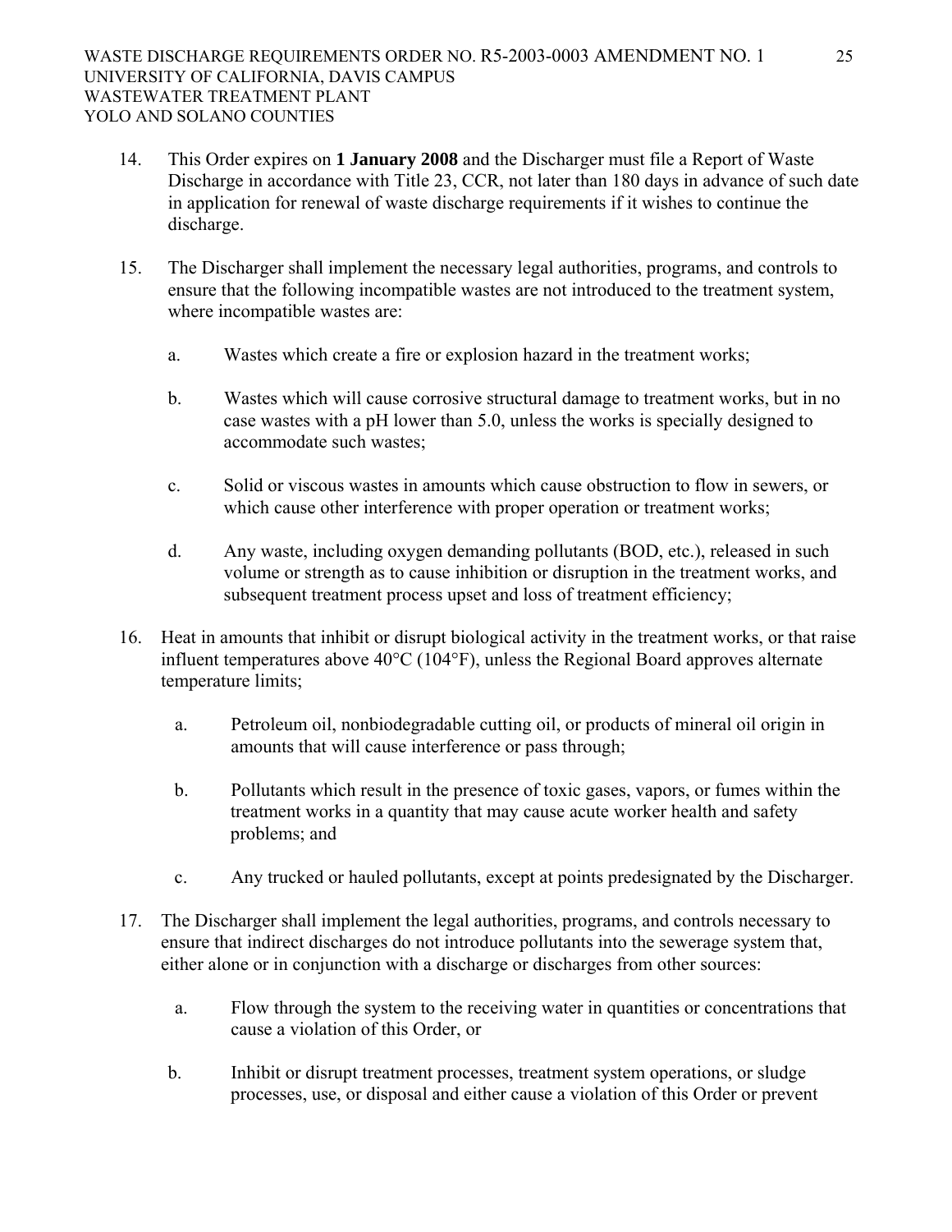14. This Order expires on **1 January 2008** and the Discharger must file a Report of Waste Discharge in accordance with Title 23, CCR, not later than 180 days in advance of such date in application for renewal of waste discharge requirements if it wishes to continue the discharge.

15. The Discharger shall implement the necessary legal authorities, programs, and controls to ensure that the following incompatible wastes are not introduced to the treatment system, where incompatible wastes are:

    a. Wastes which create a fire or explosion hazard in the treatment works;

    b. Wastes which will cause corrosive structural damage to treatment works, but in no case wastes with a pH lower than 5.0, unless the works is specially designed to accommodate such wastes;

    c. Solid or viscous wastes in amounts which cause obstruction to flow in sewers, or which cause other interference with proper operation or treatment works;

    d. Any waste, including oxygen demanding pollutants (BOD, etc.), released in such volume or strength as to cause inhibition or disruption in the treatment works, and subsequent treatment process upset and loss of treatment efficiency;

16. Heat in amounts that inhibit or disrupt biological activity in the treatment works, or that raise influent temperatures above 40°C (104°F), unless the Regional Board approves alternate temperature limits;

    a. Petroleum oil, nonbiodegradable cutting oil, or products of mineral oil origin in amounts that will cause interference or pass through;

    b. Pollutants which result in the presence of toxic gases, vapors, or fumes within the treatment works in a quantity that may cause acute worker health and safety problems; and

    c. Any trucked or hauled pollutants, except at points predesignated by the Discharger.

17. The Discharger shall implement the legal authorities, programs, and controls necessary to ensure that indirect discharges do not introduce pollutants into the sewerage system that, either alone or in conjunction with a discharge or discharges from other sources:

    a. Flow through the system to the receiving water in quantities or concentrations that cause a violation of this Order, or

    b. Inhibit or disrupt treatment processes, treatment system operations, or sludge processes, use, or disposal and either cause a violation of this Order or prevent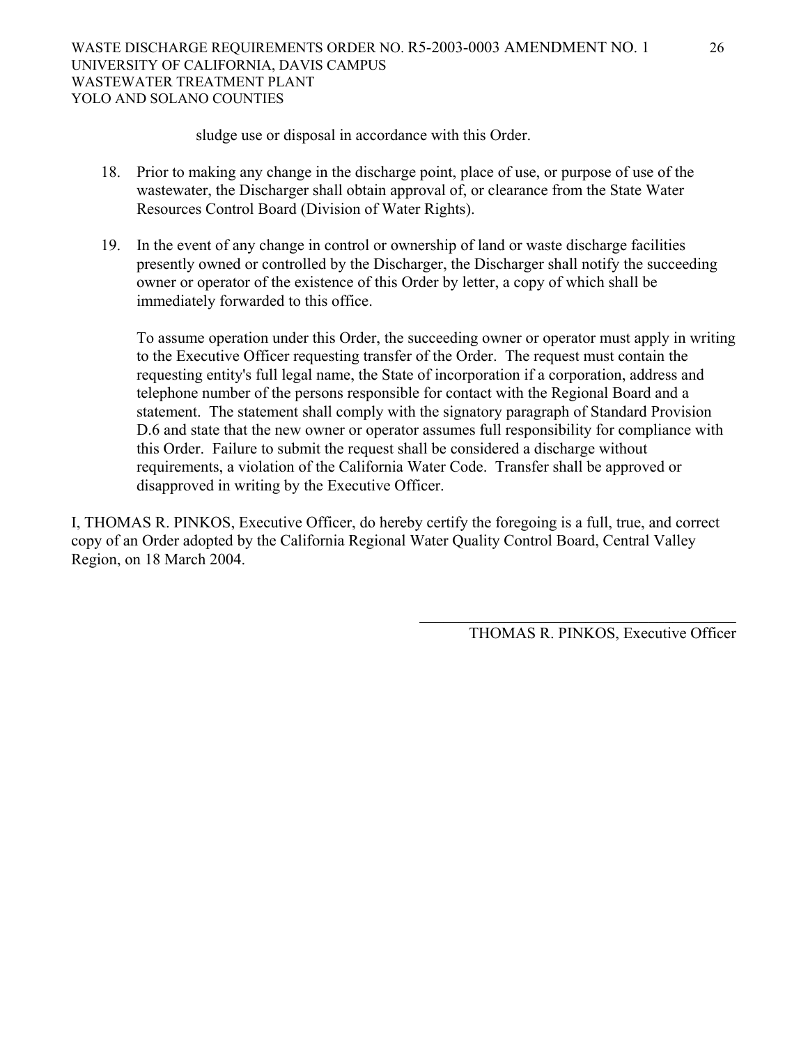sludge use or disposal in accordance with this Order.

18. Prior to making any change in the discharge point, place of use, or purpose of use of the wastewater, the Discharger shall obtain approval of, or clearance from the State Water Resources Control Board (Division of Water Rights).

19. In the event of any change in control or ownership of land or waste discharge facilities presently owned or controlled by the Discharger, the Discharger shall notify the succeeding owner or operator of the existence of this Order by letter, a copy of which shall be immediately forwarded to this office.

    To assume operation under this Order, the succeeding owner or operator must apply in writing to the Executive Officer requesting transfer of the Order. The request must contain the requesting entity's full legal name, the State of incorporation if a corporation, address and telephone number of the persons responsible for contact with the Regional Board and a statement. The statement shall comply with the signatory paragraph of Standard Provision D.6 and state that the new owner or operator assumes full responsibility for compliance with this Order. Failure to submit the request shall be considered a discharge without requirements, a violation of the California Water Code. Transfer shall be approved or disapproved in writing by the Executive Officer.

I, THOMAS R. PINKOS, Executive Officer, do hereby certify the foregoing is a full, true, and correct copy of an Order adopted by the California Regional Water Quality Control Board, Central Valley Region, on 18 March 2004.

\_\_\_\_\_\_\_\_\_\_\_\_\_\_\_\_\_\_\_\_\_\_\_\_\_\_\_\_\_\_\_\_\_\_\_\_\_\_

THOMAS R. PINKOS, Executive Officer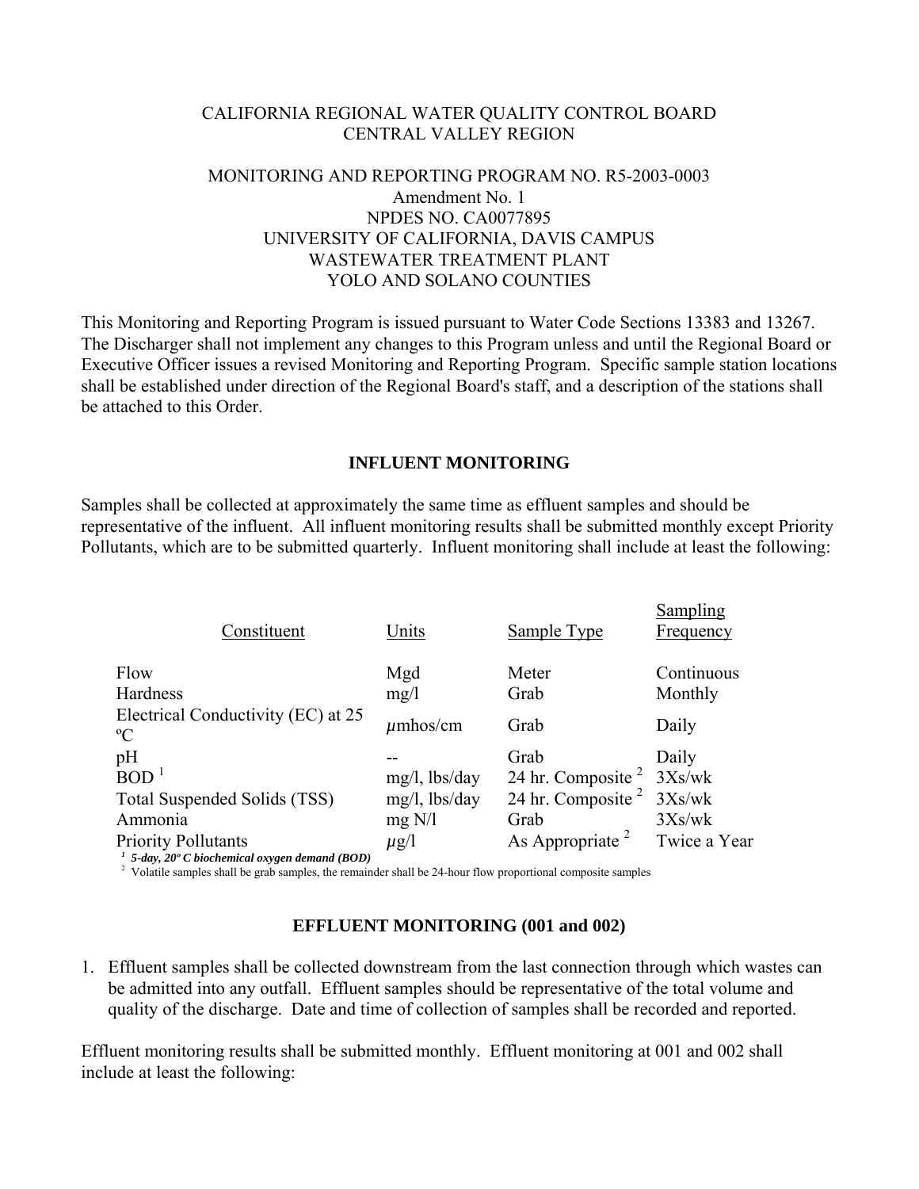CALIFORNIA REGIONAL WATER QUALITY CONTROL BOARD
CENTRAL VALLEY REGION

MONITORING AND REPORTING PROGRAM NO. R5-2003-0003
Amendment No. 1
NPDES NO. CA0077895
UNIVERSITY OF CALIFORNIA, DAVIS CAMPUS
WASTEWATER TREATMENT PLANT
YOLO AND SOLANO COUNTIES

This Monitoring and Reporting Program is issued pursuant to Water Code Sections 13383 and 13267. The Discharger shall not implement any changes to this Program unless and until the Regional Board or Executive Officer issues a revised Monitoring and Reporting Program. Specific sample station locations shall be established under direction of the Regional Board's staff, and a description of the stations shall be attached to this Order.

## INFLUENT MONITORING

Samples shall be collected at approximately the same time as effluent samples and should be representative of the influent. All influent monitoring results shall be submitted monthly except Priority Pollutants, which are to be submitted quarterly. Influent monitoring shall include at least the following:

| Constituent | Units | Sample Type | Sampling Frequency |
|---|---|---|---|
| Flow | Mgd | Meter | Continuous |
| Hardness | mg/l | Grab | Monthly |
| Electrical Conductivity (EC) at 25 ºC | μmhos/cm | Grab | Daily |
| pH | -- | Grab | Daily |
| BOD [1] | mg/l, lbs/day | 24 hr. Composite [2] | 3Xs/wk |
| Total Suspended Solids (TSS) | mg/l, lbs/day | 24 hr. Composite [2] | 3Xs/wk |
| Ammonia | mg N/l | Grab | 3Xs/wk |
| Priority Pollutants | μg/l | As Appropriate [2] | Twice a Year |

[1] *5-day, 20º C biochemical oxygen demand (BOD)*
[2] Volatile samples shall be grab samples, the remainder shall be 24-hour flow proportional composite samples

## EFFLUENT MONITORING (001 and 002)

1. Effluent samples shall be collected downstream from the last connection through which wastes can be admitted into any outfall. Effluent samples should be representative of the total volume and quality of the discharge. Date and time of collection of samples shall be recorded and reported.

Effluent monitoring results shall be submitted monthly. Effluent monitoring at 001 and 002 shall include at least the following: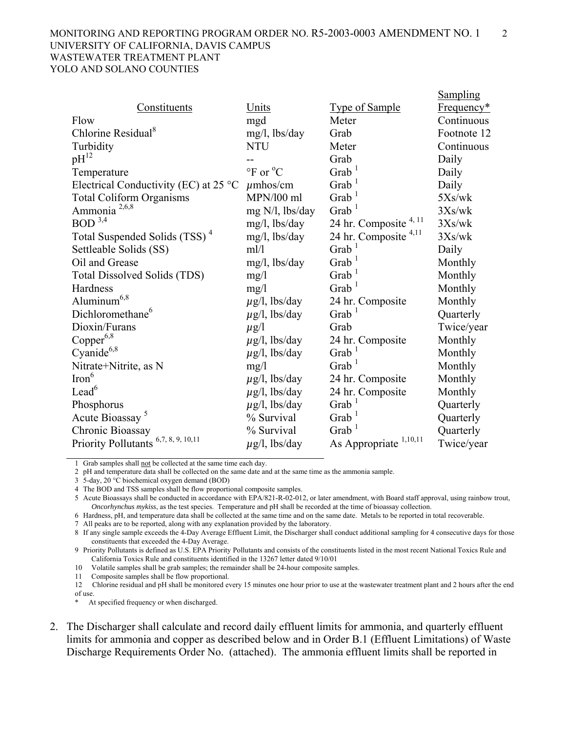| Constituents | Units | Type of Sample | Sampling Frequency* |
|---|---|---|---|
| Flow | mgd | Meter | Continuous |
| Chlorine Residual[8] | mg/l, lbs/day | Grab | Footnote 12 |
| Turbidity | NTU | Meter | Continuous |
| pH[12] | -- | Grab | Daily |
| Temperature | °F or °C | Grab [1] | Daily |
| Electrical Conductivity (EC) at 25 °C | $\mu$mhos/cm | Grab [1] | Daily |
| Total Coliform Organisms | MPN/l00 ml | Grab [1] | 5Xs/wk |
| Ammonia [2,6,8] | mg N/l, lbs/day | Grab [1] | 3Xs/wk |
| BOD [3,4] | mg/l, lbs/day | 24 hr. Composite [4, 11] | 3Xs/wk |
| Total Suspended Solids (TSS) [4] | mg/l, lbs/day | 24 hr. Composite [4,11] | 3Xs/wk |
| Settleable Solids (SS) | ml/l | Grab [1] | Daily |
| Oil and Grease | mg/l, lbs/day | Grab [1] | Monthly |
| Total Dissolved Solids (TDS) | mg/l | Grab [1] | Monthly |
| Hardness | mg/l | Grab [1] | Monthly |
| Aluminum[6,8] | $\mu$g/l, lbs/day | 24 hr. Composite | Monthly |
| Dichloromethane[6] | $\mu$g/l, lbs/day | Grab [1] | Quarterly |
| Dioxin/Furans | $\mu$g/l | Grab | Twice/year |
| Copper[6,8] | $\mu$g/l, lbs/day | 24 hr. Composite | Monthly |
| Cyanide[6,8] | $\mu$g/l, lbs/day | Grab [1] | Monthly |
| Nitrate+Nitrite, as N | mg/l | Grab [1] | Monthly |
| Iron[6] | $\mu$g/l, lbs/day | 24 hr. Composite | Monthly |
| Lead[6] | $\mu$g/l, lbs/day | 24 hr. Composite | Monthly |
| Phosphorus | $\mu$g/l, lbs/day | Grab [1] | Quarterly |
| Acute Bioassay [5] | % Survival | Grab [1] | Quarterly |
| Chronic Bioassay | % Survival | Grab [1] | Quarterly |
| Priority Pollutants [6,7, 8, 9, 10,11] | $\mu$g/l, lbs/day | As Appropriate [1,10,11] | Twice/year |

1 Grab samples shall not be collected at the same time each day.

2 pH and temperature data shall be collected on the same date and at the same time as the ammonia sample.

3 5-day, 20 °C biochemical oxygen demand (BOD)

4 The BOD and TSS samples shall be flow proportional composite samples.

5 Acute Bioassays shall be conducted in accordance with EPA/821-R-02-012, or later amendment, with Board staff approval, using rainbow trout, *Oncorhynchus mykiss*, as the test species. Temperature and pH shall be recorded at the time of bioassay collection.

6 Hardness, pH, and temperature data shall be collected at the same time and on the same date. Metals to be reported in total recoverable.

7 All peaks are to be reported, along with any explanation provided by the laboratory.

8 If any single sample exceeds the 4-Day Average Effluent Limit, the Discharger shall conduct additional sampling for 4 consecutive days for those constituents that exceeded the 4-Day Average.

9 Priority Pollutants is defined as U.S. EPA Priority Pollutants and consists of the constituents listed in the most recent National Toxics Rule and California Toxics Rule and constituents identified in the 13267 letter dated 9/10/01

10 Volatile samples shall be grab samples; the remainder shall be 24-hour composite samples.

11 Composite samples shall be flow proportional.

12 Chlorine residual and pH shall be monitored every 15 minutes one hour prior to use at the wastewater treatment plant and 2 hours after the end of use.

\* At specified frequency or when discharged.

2. The Discharger shall calculate and record daily effluent limits for ammonia, and quarterly effluent limits for ammonia and copper as described below and in Order B.1 (Effluent Limitations) of Waste Discharge Requirements Order No. (attached). The ammonia effluent limits shall be reported in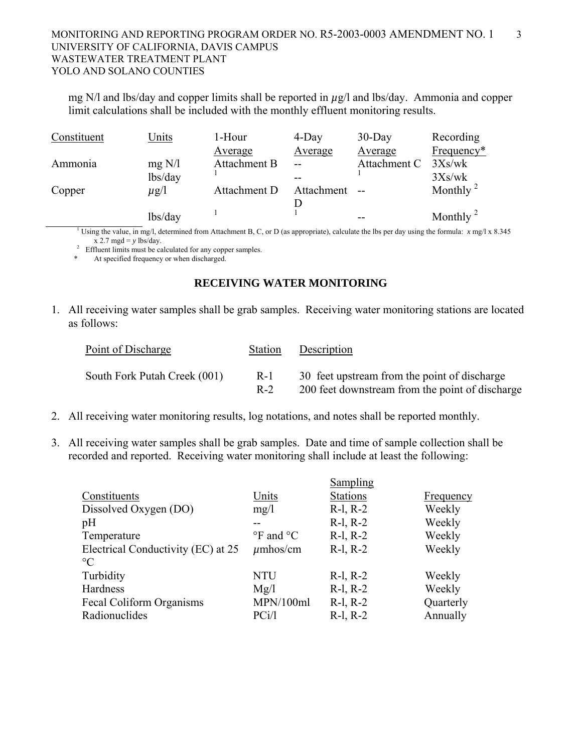mg N/l and lbs/day and copper limits shall be reported in $\mu$g/l and lbs/day. Ammonia and copper limit calculations shall be included with the monthly effluent monitoring results.

| Constituent | Units | 1-Hour Average | 4-Day Average | 30-Day Average | Recording Frequency* |
|---|---|---|---|---|---|
| Ammonia | mg N/l | Attachment B | -- | Attachment C | 3Xs/wk |
| | lbs/day | [1] | -- | [1] | 3Xs/wk |
| Copper | $\mu$g/l | Attachment D | Attachment D | -- | Monthly [2] |
| | lbs/day | [1] | [1] | -- | Monthly [2] |

[1] Using the value, in mg/l, determined from Attachment B, C, or D (as appropriate), calculate the lbs per day using the formula: $x$ mg/l x 8.345 x 2.7 mgd = $y$ lbs/day.

[2] Effluent limits must be calculated for any copper samples.

\* At specified frequency or when discharged.

## RECEIVING WATER MONITORING

1. All receiving water samples shall be grab samples. Receiving water monitoring stations are located as follows:

| Point of Discharge | Station | Description |
|---|---|---|
| South Fork Putah Creek (001) | R-1 | 30 feet upstream from the point of discharge |
| | R-2 | 200 feet downstream from the point of discharge |

2. All receiving water monitoring results, log notations, and notes shall be reported monthly.

3. All receiving water samples shall be grab samples. Date and time of sample collection shall be recorded and reported. Receiving water monitoring shall include at least the following:

| Constituents | Units | Sampling Stations | Frequency |
|---|---|---|---|
| Dissolved Oxygen (DO) | mg/l | R-l, R-2 | Weekly |
| pH | -- | R-l, R-2 | Weekly |
| Temperature | °F and °C | R-l, R-2 | Weekly |
| Electrical Conductivity (EC) at 25 °C | $\mu$mhos/cm | R-l, R-2 | Weekly |
| Turbidity | NTU | R-l, R-2 | Weekly |
| Hardness | Mg/l | R-l, R-2 | Weekly |
| Fecal Coliform Organisms | MPN/100ml | R-l, R-2 | Quarterly |
| Radionuclides | PCi/l | R-l, R-2 | Annually |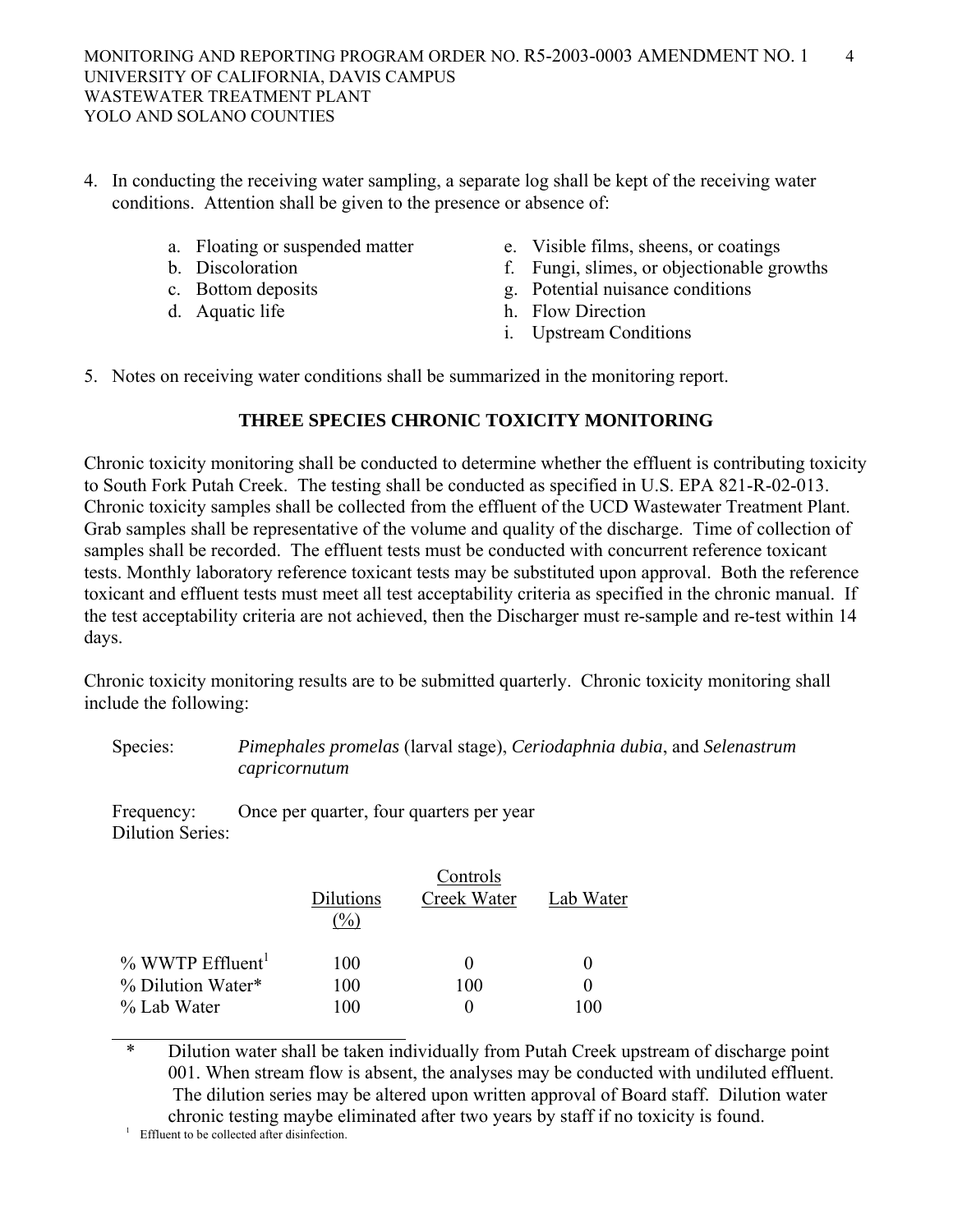4. In conducting the receiving water sampling, a separate log shall be kept of the receiving water conditions. Attention shall be given to the presence or absence of:

   a. Floating or suspended matter
   b. Discoloration
   c. Bottom deposits
   d. Aquatic life
   e. Visible films, sheens, or coatings
   f. Fungi, slimes, or objectionable growths
   g. Potential nuisance conditions
   h. Flow Direction
   i. Upstream Conditions

5. Notes on receiving water conditions shall be summarized in the monitoring report.

## THREE SPECIES CHRONIC TOXICITY MONITORING

Chronic toxicity monitoring shall be conducted to determine whether the effluent is contributing toxicity to South Fork Putah Creek. The testing shall be conducted as specified in U.S. EPA 821-R-02-013. Chronic toxicity samples shall be collected from the effluent of the UCD Wastewater Treatment Plant. Grab samples shall be representative of the volume and quality of the discharge. Time of collection of samples shall be recorded. The effluent tests must be conducted with concurrent reference toxicant tests. Monthly laboratory reference toxicant tests may be substituted upon approval. Both the reference toxicant and effluent tests must meet all test acceptability criteria as specified in the chronic manual. If the test acceptability criteria are not achieved, then the Discharger must re-sample and re-test within 14 days.

Chronic toxicity monitoring results are to be submitted quarterly. Chronic toxicity monitoring shall include the following:

Species: *Pimephales promelas* (larval stage), *Ceriodaphnia dubia*, and *Selenastrum capricornutum*

Frequency: Once per quarter, four quarters per year

Dilution Series:

| | Dilutions (%) | Controls | |
|---|---|---|---|
| | | Creek Water | Lab Water |
| % WWTP Effluent[1] | 100 | 0 | 0 |
| % Dilution Water* | 100 | 100 | 0 |
| % Lab Water | 100 | 0 | 100 |

\* Dilution water shall be taken individually from Putah Creek upstream of discharge point 001. When stream flow is absent, the analyses may be conducted with undiluted effluent. The dilution series may be altered upon written approval of Board staff. Dilution water chronic testing maybe eliminated after two years by staff if no toxicity is found.

[1] Effluent to be collected after disinfection.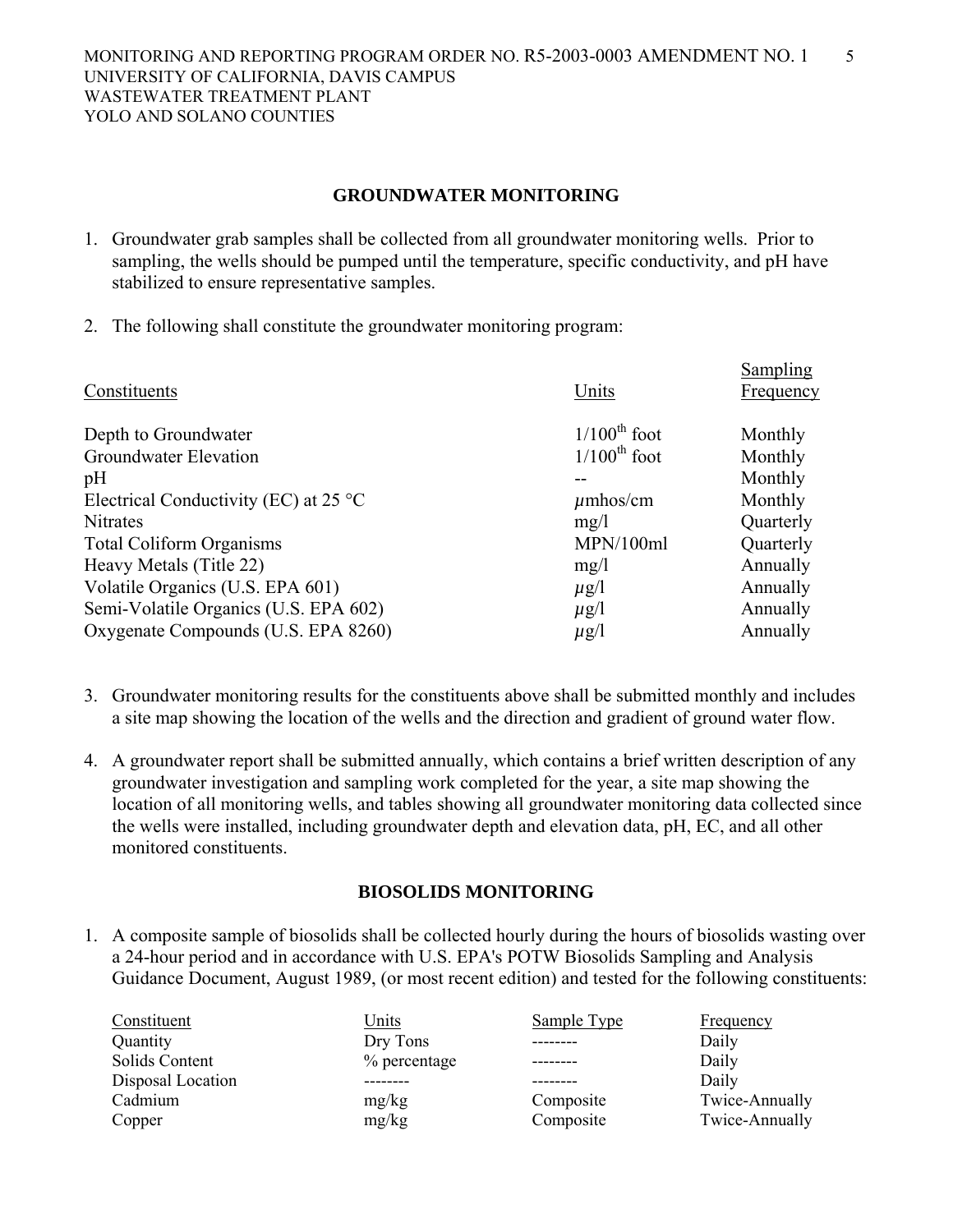## GROUNDWATER MONITORING

1. Groundwater grab samples shall be collected from all groundwater monitoring wells. Prior to sampling, the wells should be pumped until the temperature, specific conductivity, and pH have stabilized to ensure representative samples.

2. The following shall constitute the groundwater monitoring program:

| Constituents | Units | Sampling Frequency |
|---|---|---|
| Depth to Groundwater | 1/100$^{th}$ foot | Monthly |
| Groundwater Elevation | 1/100$^{th}$ foot | Monthly |
| pH | -- | Monthly |
| Electrical Conductivity (EC) at 25 °C | $\mu$mhos/cm | Monthly |
| Nitrates | mg/l | Quarterly |
| Total Coliform Organisms | MPN/100ml | Quarterly |
| Heavy Metals (Title 22) | mg/l | Annually |
| Volatile Organics (U.S. EPA 601) | $\mu$g/l | Annually |
| Semi-Volatile Organics (U.S. EPA 602) | $\mu$g/l | Annually |
| Oxygenate Compounds (U.S. EPA 8260) | $\mu$g/l | Annually |

3. Groundwater monitoring results for the constituents above shall be submitted monthly and includes a site map showing the location of the wells and the direction and gradient of ground water flow.

4. A groundwater report shall be submitted annually, which contains a brief written description of any groundwater investigation and sampling work completed for the year, a site map showing the location of all monitoring wells, and tables showing all groundwater monitoring data collected since the wells were installed, including groundwater depth and elevation data, pH, EC, and all other monitored constituents.

## BIOSOLIDS MONITORING

1. A composite sample of biosolids shall be collected hourly during the hours of biosolids wasting over a 24-hour period and in accordance with U.S. EPA's POTW Biosolids Sampling and Analysis Guidance Document, August 1989, (or most recent edition) and tested for the following constituents:

| Constituent | Units | Sample Type | Frequency |
|---|---|---|---|
| Quantity | Dry Tons | -------- | Daily |
| Solids Content | % percentage | -------- | Daily |
| Disposal Location | -------- | -------- | Daily |
| Cadmium | mg/kg | Composite | Twice-Annually |
| Copper | mg/kg | Composite | Twice-Annually |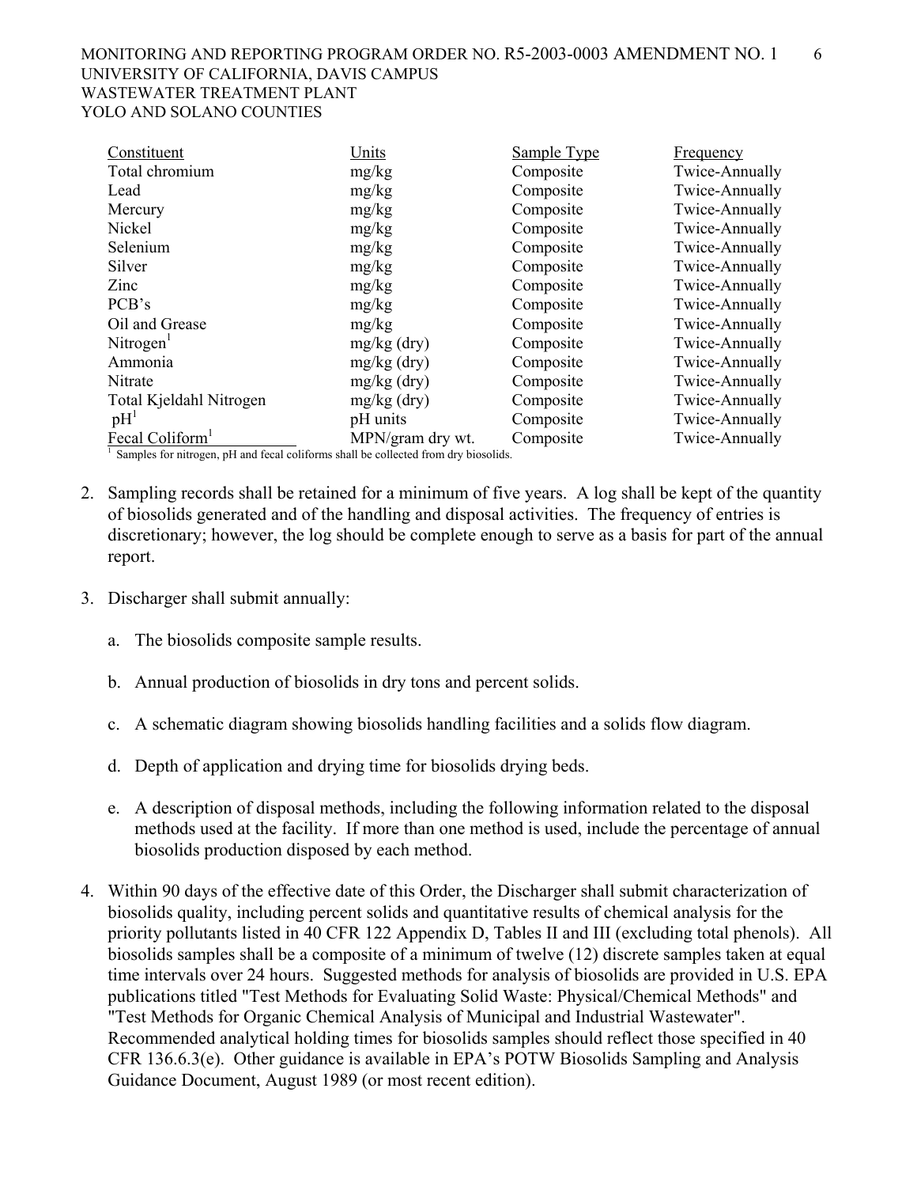| Constituent | Units | Sample Type | Frequency |
|---|---|---|---|
| Total chromium | mg/kg | Composite | Twice-Annually |
| Lead | mg/kg | Composite | Twice-Annually |
| Mercury | mg/kg | Composite | Twice-Annually |
| Nickel | mg/kg | Composite | Twice-Annually |
| Selenium | mg/kg | Composite | Twice-Annually |
| Silver | mg/kg | Composite | Twice-Annually |
| Zinc | mg/kg | Composite | Twice-Annually |
| PCB's | mg/kg | Composite | Twice-Annually |
| Oil and Grease | mg/kg | Composite | Twice-Annually |
| Nitrogen[1] | mg/kg (dry) | Composite | Twice-Annually |
| Ammonia | mg/kg (dry) | Composite | Twice-Annually |
| Nitrate | mg/kg (dry) | Composite | Twice-Annually |
| Total Kjeldahl Nitrogen | mg/kg (dry) | Composite | Twice-Annually |
| pH[1] | pH units | Composite | Twice-Annually |
| Fecal Coliform[1] | MPN/gram dry wt. | Composite | Twice-Annually |

[1] Samples for nitrogen, pH and fecal coliforms shall be collected from dry biosolids.

2. Sampling records shall be retained for a minimum of five years. A log shall be kept of the quantity of biosolids generated and of the handling and disposal activities. The frequency of entries is discretionary; however, the log should be complete enough to serve as a basis for part of the annual report.

3. Discharger shall submit annually:

   a. The biosolids composite sample results.

   b. Annual production of biosolids in dry tons and percent solids.

   c. A schematic diagram showing biosolids handling facilities and a solids flow diagram.

   d. Depth of application and drying time for biosolids drying beds.

   e. A description of disposal methods, including the following information related to the disposal methods used at the facility. If more than one method is used, include the percentage of annual biosolids production disposed by each method.

4. Within 90 days of the effective date of this Order, the Discharger shall submit characterization of biosolids quality, including percent solids and quantitative results of chemical analysis for the priority pollutants listed in 40 CFR 122 Appendix D, Tables II and III (excluding total phenols). All biosolids samples shall be a composite of a minimum of twelve (12) discrete samples taken at equal time intervals over 24 hours. Suggested methods for analysis of biosolids are provided in U.S. EPA publications titled "Test Methods for Evaluating Solid Waste: Physical/Chemical Methods" and "Test Methods for Organic Chemical Analysis of Municipal and Industrial Wastewater". Recommended analytical holding times for biosolids samples should reflect those specified in 40 CFR 136.6.3(e). Other guidance is available in EPA's POTW Biosolids Sampling and Analysis Guidance Document, August 1989 (or most recent edition).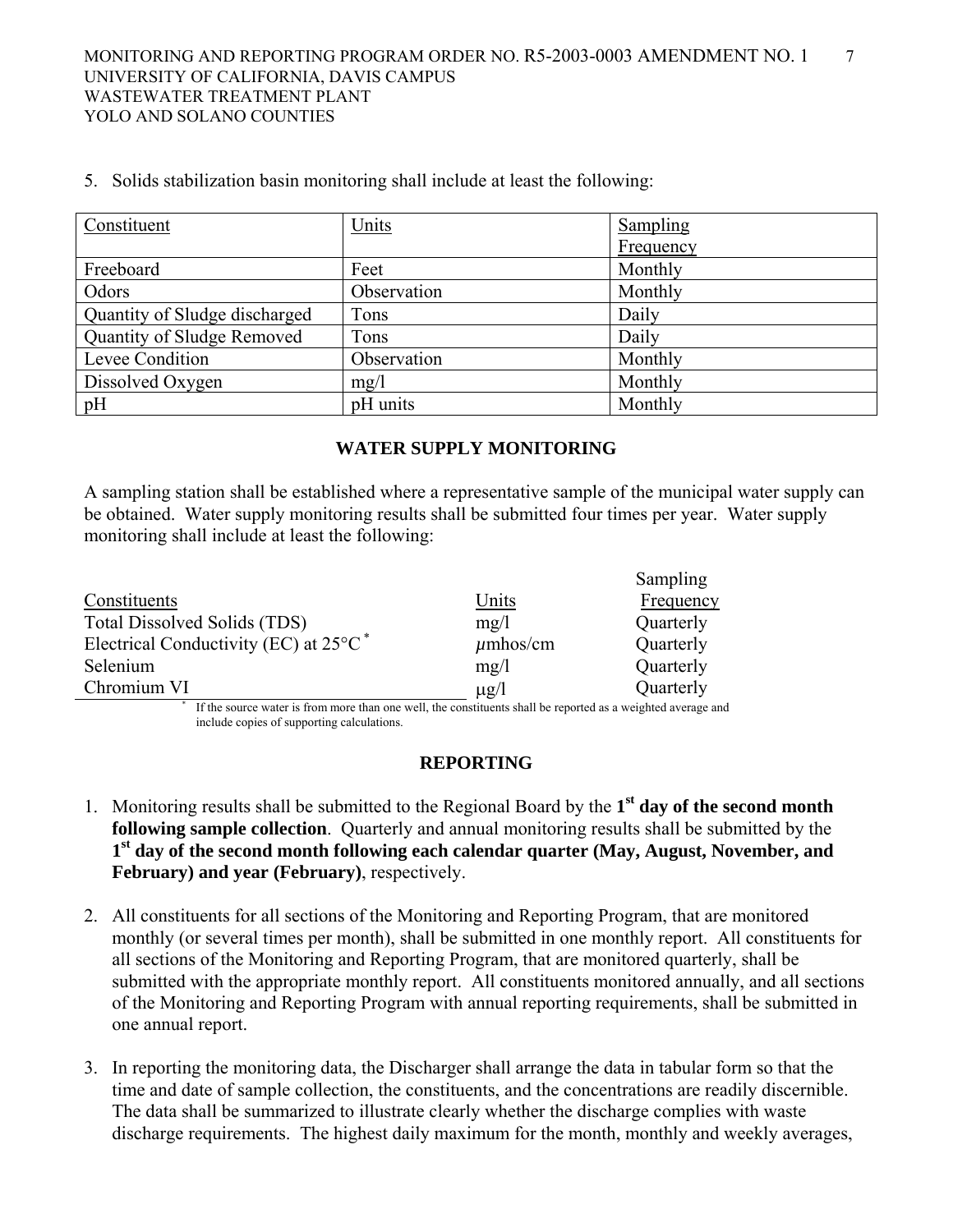5. Solids stabilization basin monitoring shall include at least the following:

| Constituent | Units | Sampling Frequency |
|---|---|---|
| Freeboard | Feet | Monthly |
| Odors | Observation | Monthly |
| Quantity of Sludge discharged | Tons | Daily |
| Quantity of Sludge Removed | Tons | Daily |
| Levee Condition | Observation | Monthly |
| Dissolved Oxygen | mg/l | Monthly |
| pH | pH units | Monthly |

## WATER SUPPLY MONITORING

A sampling station shall be established where a representative sample of the municipal water supply can be obtained. Water supply monitoring results shall be submitted four times per year. Water supply monitoring shall include at least the following:

| Constituents | Units | Sampling Frequency |
|---|---|---|
| Total Dissolved Solids (TDS) | mg/l | Quarterly |
| Electrical Conductivity (EC) at 25°C * | $\mu$mhos/cm | Quarterly |
| Selenium | mg/l | Quarterly |
| Chromium VI | $\mu$g/l | Quarterly |

\* If the source water is from more than one well, the constituents shall be reported as a weighted average and include copies of supporting calculations.

## REPORTING

1. Monitoring results shall be submitted to the Regional Board by the **1st day of the second month following sample collection**. Quarterly and annual monitoring results shall be submitted by the **1st day of the second month following each calendar quarter (May, August, November, and February) and year (February)**, respectively.

2. All constituents for all sections of the Monitoring and Reporting Program, that are monitored monthly (or several times per month), shall be submitted in one monthly report. All constituents for all sections of the Monitoring and Reporting Program, that are monitored quarterly, shall be submitted with the appropriate monthly report. All constituents monitored annually, and all sections of the Monitoring and Reporting Program with annual reporting requirements, shall be submitted in one annual report.

3. In reporting the monitoring data, the Discharger shall arrange the data in tabular form so that the time and date of sample collection, the constituents, and the concentrations are readily discernible. The data shall be summarized to illustrate clearly whether the discharge complies with waste discharge requirements. The highest daily maximum for the month, monthly and weekly averages,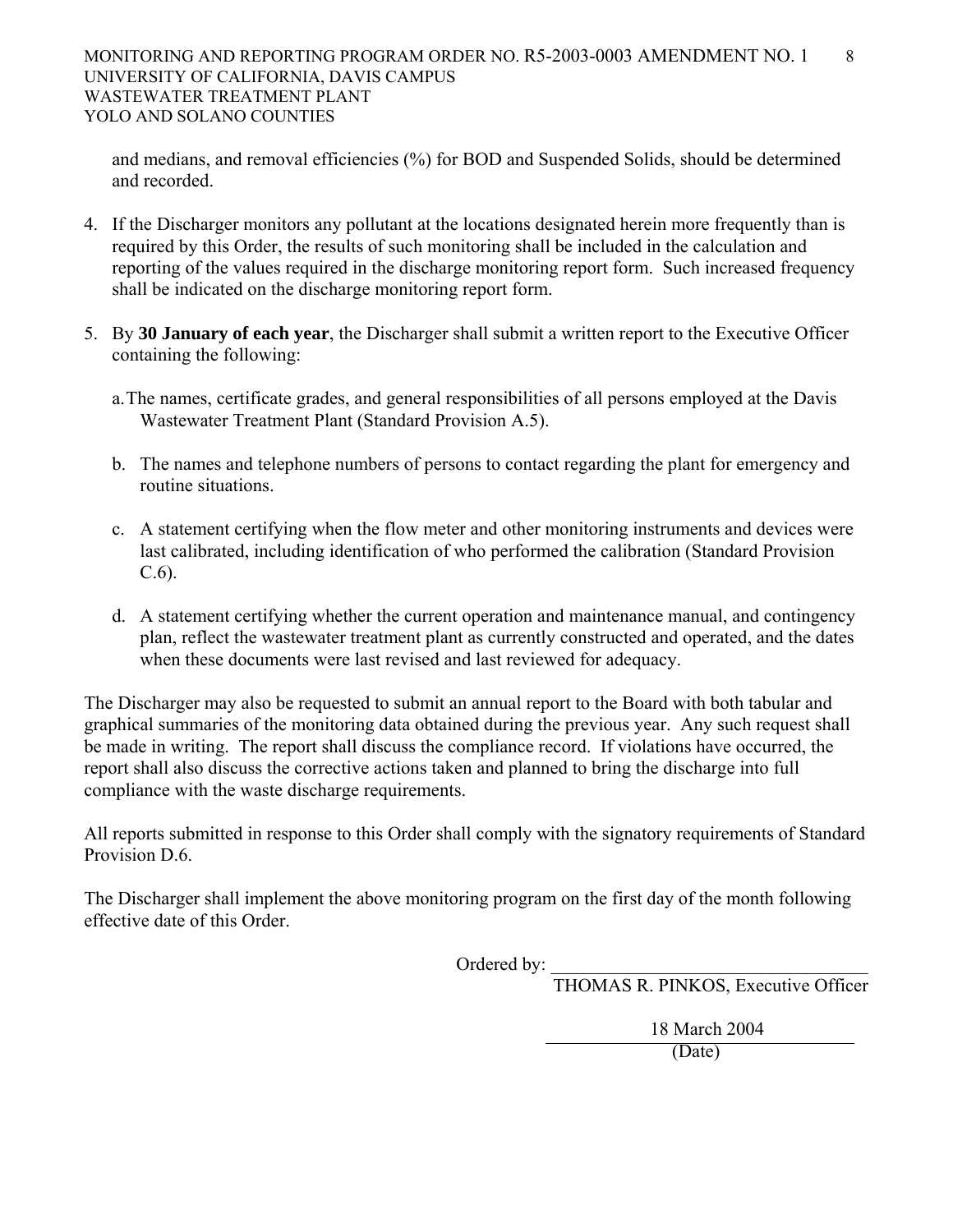and medians, and removal efficiencies (%) for BOD and Suspended Solids, should be determined and recorded.

4. If the Discharger monitors any pollutant at the locations designated herein more frequently than is required by this Order, the results of such monitoring shall be included in the calculation and reporting of the values required in the discharge monitoring report form. Such increased frequency shall be indicated on the discharge monitoring report form.

5. By **30 January of each year**, the Discharger shall submit a written report to the Executive Officer containing the following:

   a. The names, certificate grades, and general responsibilities of all persons employed at the Davis Wastewater Treatment Plant (Standard Provision A.5).

   b. The names and telephone numbers of persons to contact regarding the plant for emergency and routine situations.

   c. A statement certifying when the flow meter and other monitoring instruments and devices were last calibrated, including identification of who performed the calibration (Standard Provision C.6).

   d. A statement certifying whether the current operation and maintenance manual, and contingency plan, reflect the wastewater treatment plant as currently constructed and operated, and the dates when these documents were last revised and last reviewed for adequacy.

The Discharger may also be requested to submit an annual report to the Board with both tabular and graphical summaries of the monitoring data obtained during the previous year. Any such request shall be made in writing. The report shall discuss the compliance record. If violations have occurred, the report shall also discuss the corrective actions taken and planned to bring the discharge into full compliance with the waste discharge requirements.

All reports submitted in response to this Order shall comply with the signatory requirements of Standard Provision D.6.

The Discharger shall implement the above monitoring program on the first day of the month following effective date of this Order.

Ordered by: ______________________________
THOMAS R. PINKOS, Executive Officer

18 March 2004
(Date)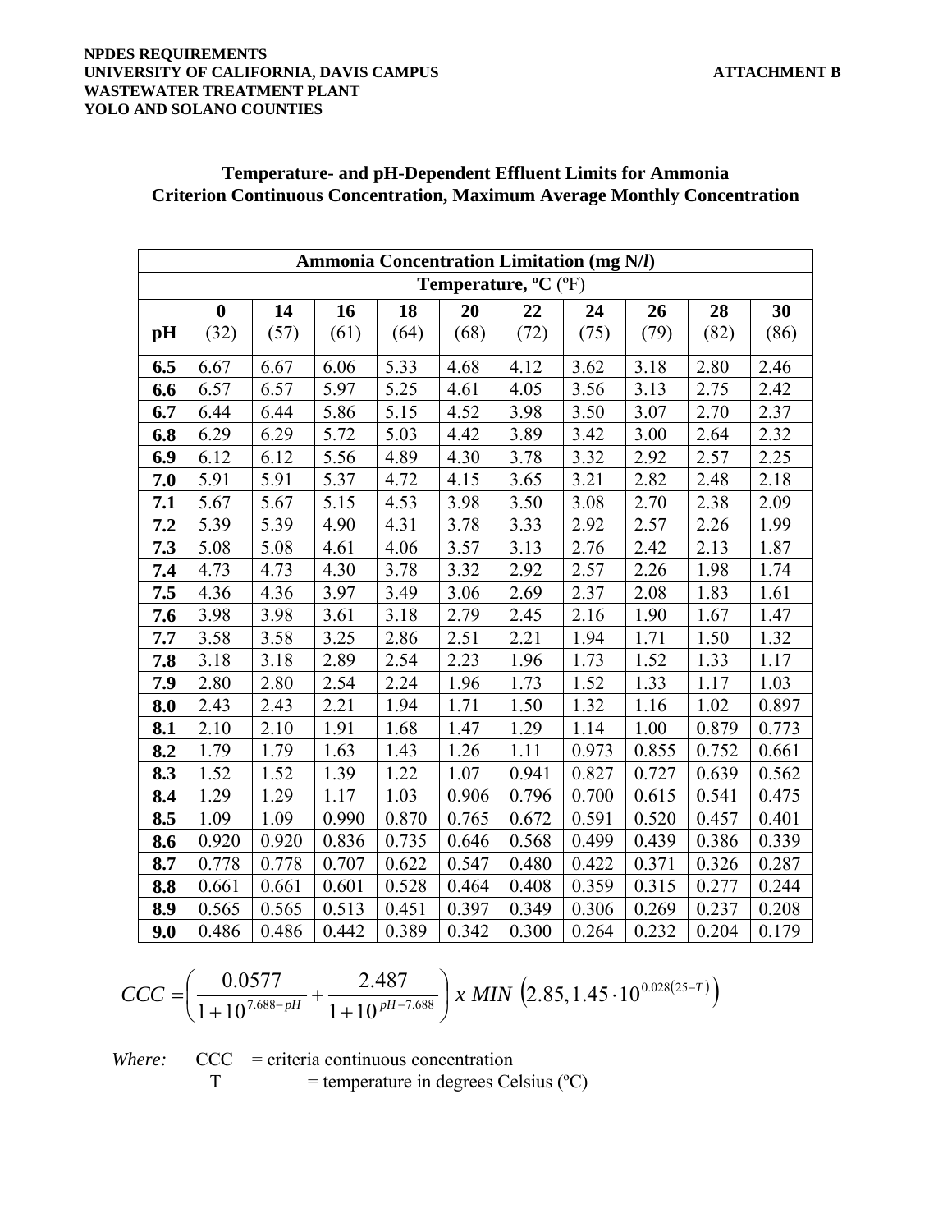## Temperature- and pH-Dependent Effluent Limits for Ammonia Criterion Continuous Concentration, Maximum Average Monthly Concentration

| Ammonia Concentration Limitation (mg N/*l*) | | | | | | | | | | |
|---|---|---|---|---|---|---|---|---|---|---|
| | **Temperature, ºC** (ºF) | | | | | | | | | |
| **pH** | **0** (32) | **14** (57) | **16** (61) | **18** (64) | **20** (68) | **22** (72) | **24** (75) | **26** (79) | **28** (82) | **30** (86) |
| **6.5** | 6.67 | 6.67 | 6.06 | 5.33 | 4.68 | 4.12 | 3.62 | 3.18 | 2.80 | 2.46 |
| **6.6** | 6.57 | 6.57 | 5.97 | 5.25 | 4.61 | 4.05 | 3.56 | 3.13 | 2.75 | 2.42 |
| **6.7** | 6.44 | 6.44 | 5.86 | 5.15 | 4.52 | 3.98 | 3.50 | 3.07 | 2.70 | 2.37 |
| **6.8** | 6.29 | 6.29 | 5.72 | 5.03 | 4.42 | 3.89 | 3.42 | 3.00 | 2.64 | 2.32 |
| **6.9** | 6.12 | 6.12 | 5.56 | 4.89 | 4.30 | 3.78 | 3.32 | 2.92 | 2.57 | 2.25 |
| **7.0** | 5.91 | 5.91 | 5.37 | 4.72 | 4.15 | 3.65 | 3.21 | 2.82 | 2.48 | 2.18 |
| **7.1** | 5.67 | 5.67 | 5.15 | 4.53 | 3.98 | 3.50 | 3.08 | 2.70 | 2.38 | 2.09 |
| **7.2** | 5.39 | 5.39 | 4.90 | 4.31 | 3.78 | 3.33 | 2.92 | 2.57 | 2.26 | 1.99 |
| **7.3** | 5.08 | 5.08 | 4.61 | 4.06 | 3.57 | 3.13 | 2.76 | 2.42 | 2.13 | 1.87 |
| **7.4** | 4.73 | 4.73 | 4.30 | 3.78 | 3.32 | 2.92 | 2.57 | 2.26 | 1.98 | 1.74 |
| **7.5** | 4.36 | 4.36 | 3.97 | 3.49 | 3.06 | 2.69 | 2.37 | 2.08 | 1.83 | 1.61 |
| **7.6** | 3.98 | 3.98 | 3.61 | 3.18 | 2.79 | 2.45 | 2.16 | 1.90 | 1.67 | 1.47 |
| **7.7** | 3.58 | 3.58 | 3.25 | 2.86 | 2.51 | 2.21 | 1.94 | 1.71 | 1.50 | 1.32 |
| **7.8** | 3.18 | 3.18 | 2.89 | 2.54 | 2.23 | 1.96 | 1.73 | 1.52 | 1.33 | 1.17 |
| **7.9** | 2.80 | 2.80 | 2.54 | 2.24 | 1.96 | 1.73 | 1.52 | 1.33 | 1.17 | 1.03 |
| **8.0** | 2.43 | 2.43 | 2.21 | 1.94 | 1.71 | 1.50 | 1.32 | 1.16 | 1.02 | 0.897 |
| **8.1** | 2.10 | 2.10 | 1.91 | 1.68 | 1.47 | 1.29 | 1.14 | 1.00 | 0.879 | 0.773 |
| **8.2** | 1.79 | 1.79 | 1.63 | 1.43 | 1.26 | 1.11 | 0.973 | 0.855 | 0.752 | 0.661 |
| **8.3** | 1.52 | 1.52 | 1.39 | 1.22 | 1.07 | 0.941 | 0.827 | 0.727 | 0.639 | 0.562 |
| **8.4** | 1.29 | 1.29 | 1.17 | 1.03 | 0.906 | 0.796 | 0.700 | 0.615 | 0.541 | 0.475 |
| **8.5** | 1.09 | 1.09 | 0.990 | 0.870 | 0.765 | 0.672 | 0.591 | 0.520 | 0.457 | 0.401 |
| **8.6** | 0.920 | 0.920 | 0.836 | 0.735 | 0.646 | 0.568 | 0.499 | 0.439 | 0.386 | 0.339 |
| **8.7** | 0.778 | 0.778 | 0.707 | 0.622 | 0.547 | 0.480 | 0.422 | 0.371 | 0.326 | 0.287 |
| **8.8** | 0.661 | 0.661 | 0.601 | 0.528 | 0.464 | 0.408 | 0.359 | 0.315 | 0.277 | 0.244 |
| **8.9** | 0.565 | 0.565 | 0.513 | 0.451 | 0.397 | 0.349 | 0.306 | 0.269 | 0.237 | 0.208 |
| **9.0** | 0.486 | 0.486 | 0.442 | 0.389 | 0.342 | 0.300 | 0.264 | 0.232 | 0.204 | 0.179 |

$$CCC = \left( \frac{0.0577}{1+10^{7.688-pH}} + \frac{2.487}{1+10^{pH-7.688}} \right) x \; MIN \; \left(2.85, 1.45 \cdot 10^{0.028(25-T)}\right)$$

*Where:* CCC = criteria continuous concentration
T = temperature in degrees Celsius (ºC)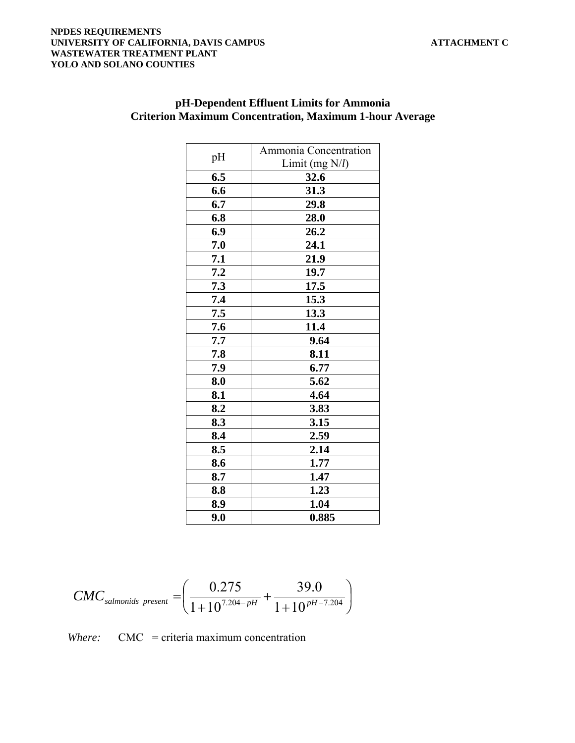**pH-Dependent Effluent Limits for Ammonia**
**Criterion Maximum Concentration, Maximum 1-hour Average**

| pH | Ammonia Concentration Limit (mg N/*l*) |
|---|---|
| **6.5** | **32.6** |
| **6.6** | **31.3** |
| **6.7** | **29.8** |
| **6.8** | **28.0** |
| **6.9** | **26.2** |
| **7.0** | **24.1** |
| **7.1** | **21.9** |
| **7.2** | **19.7** |
| **7.3** | **17.5** |
| **7.4** | **15.3** |
| **7.5** | **13.3** |
| **7.6** | **11.4** |
| **7.7** | **9.64** |
| **7.8** | **8.11** |
| **7.9** | **6.77** |
| **8.0** | **5.62** |
| **8.1** | **4.64** |
| **8.2** | **3.83** |
| **8.3** | **3.15** |
| **8.4** | **2.59** |
| **8.5** | **2.14** |
| **8.6** | **1.77** |
| **8.7** | **1.47** |
| **8.8** | **1.23** |
| **8.9** | **1.04** |
| **9.0** | **0.885** |

$$CMC_{salmonids\ present} = \left( \frac{0.275}{1+10^{7.204-pH}} + \frac{39.0}{1+10^{pH-7.204}} \right)$$

*Where:* CMC = criteria maximum concentration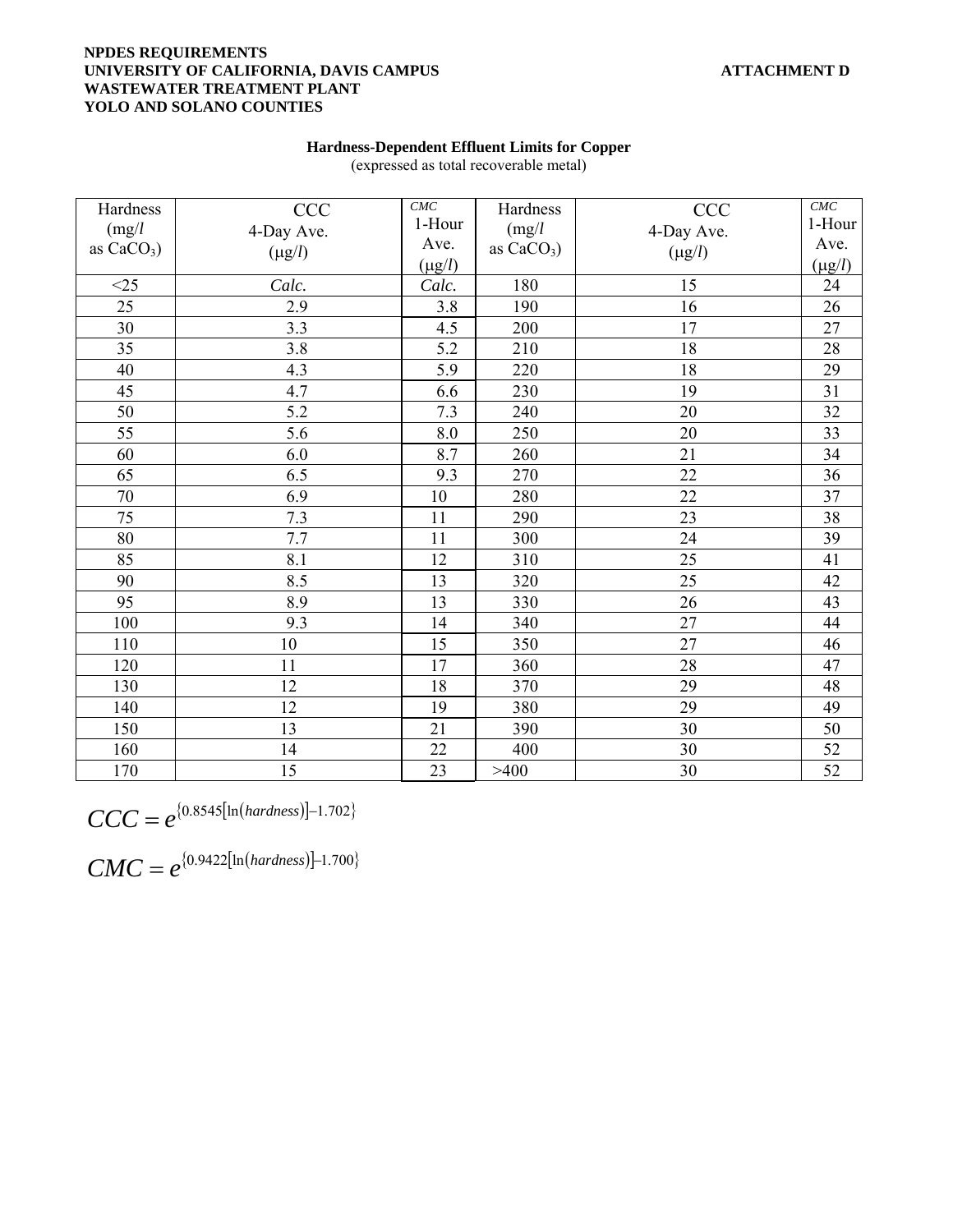NPDES REQUIREMENTS
UNIVERSITY OF CALIFORNIA, DAVIS CAMPUS
WASTEWATER TREATMENT PLANT
YOLO AND SOLANO COUNTIES

ATTACHMENT D

**Hardness-Dependent Effluent Limits for Copper**
(expressed as total recoverable metal)

| Hardness (mg/*l* as $CaCO_3$) | CCC 4-Day Ave. (µg/*l*) | CMC 1-Hour Ave. (µg/*l*) | Hardness (mg/*l* as $CaCO_3$) | CCC 4-Day Ave. (µg/*l*) | CMC 1-Hour Ave. (µg/*l*) |
|---|---|---|---|---|---|
| <25 | *Calc.* | *Calc.* | 180 | 15 | 24 |
| 25 | 2.9 | 3.8 | 190 | 16 | 26 |
| 30 | 3.3 | 4.5 | 200 | 17 | 27 |
| 35 | 3.8 | 5.2 | 210 | 18 | 28 |
| 40 | 4.3 | 5.9 | 220 | 18 | 29 |
| 45 | 4.7 | 6.6 | 230 | 19 | 31 |
| 50 | 5.2 | 7.3 | 240 | 20 | 32 |
| 55 | 5.6 | 8.0 | 250 | 20 | 33 |
| 60 | 6.0 | 8.7 | 260 | 21 | 34 |
| 65 | 6.5 | 9.3 | 270 | 22 | 36 |
| 70 | 6.9 | 10 | 280 | 22 | 37 |
| 75 | 7.3 | 11 | 290 | 23 | 38 |
| 80 | 7.7 | 11 | 300 | 24 | 39 |
| 85 | 8.1 | 12 | 310 | 25 | 41 |
| 90 | 8.5 | 13 | 320 | 25 | 42 |
| 95 | 8.9 | 13 | 330 | 26 | 43 |
| 100 | 9.3 | 14 | 340 | 27 | 44 |
| 110 | 10 | 15 | 350 | 27 | 46 |
| 120 | 11 | 17 | 360 | 28 | 47 |
| 130 | 12 | 18 | 370 | 29 | 48 |
| 140 | 12 | 19 | 380 | 29 | 49 |
| 150 | 13 | 21 | 390 | 30 | 50 |
| 160 | 14 | 22 | 400 | 30 | 52 |
| 170 | 15 | 23 | >400 | 30 | 52 |

$$CCC = e^{\{0.8545[\ln(hardness)]-1.702\}}$$

$$CMC = e^{\{0.9422[\ln(hardness)]-1.700\}}$$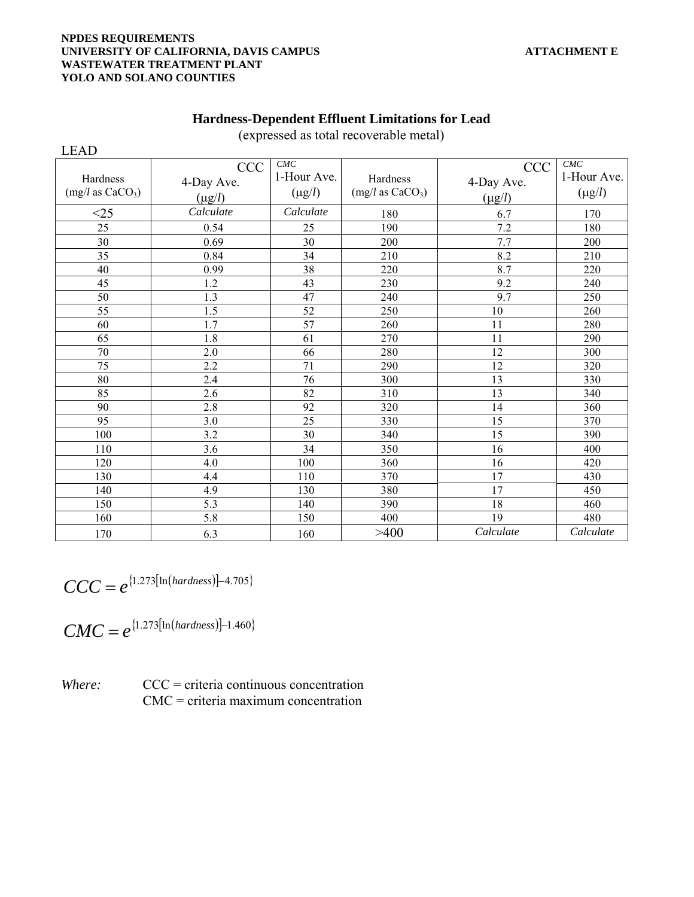NPDES REQUIREMENTS
UNIVERSITY OF CALIFORNIA, DAVIS CAMPUS — ATTACHMENT E
WASTEWATER TREATMENT PLANT
YOLO AND SOLANO COUNTIES

## Hardness-Dependent Effluent Limitations for Lead

(expressed as total recoverable metal)

LEAD

| Hardness (mg/l as $CaCO_3$) | CCC 4-Day Ave. (μg/l) | CMC 1-Hour Ave. (μg/l) | Hardness (mg/l as $CaCO_3$) | CCC 4-Day Ave. (μg/l) | CMC 1-Hour Ave. (μg/l) |
|---|---|---|---|---|---|
| <25 | *Calculate* | *Calculate* | 180 | 6.7 | 170 |
| 25 | 0.54 | 25 | 190 | 7.2 | 180 |
| 30 | 0.69 | 30 | 200 | 7.7 | 200 |
| 35 | 0.84 | 34 | 210 | 8.2 | 210 |
| 40 | 0.99 | 38 | 220 | 8.7 | 220 |
| 45 | 1.2 | 43 | 230 | 9.2 | 240 |
| 50 | 1.3 | 47 | 240 | 9.7 | 250 |
| 55 | 1.5 | 52 | 250 | 10 | 260 |
| 60 | 1.7 | 57 | 260 | 11 | 280 |
| 65 | 1.8 | 61 | 270 | 11 | 290 |
| 70 | 2.0 | 66 | 280 | 12 | 300 |
| 75 | 2.2 | 71 | 290 | 12 | 320 |
| 80 | 2.4 | 76 | 300 | 13 | 330 |
| 85 | 2.6 | 82 | 310 | 13 | 340 |
| 90 | 2.8 | 92 | 320 | 14 | 360 |
| 95 | 3.0 | 25 | 330 | 15 | 370 |
| 100 | 3.2 | 30 | 340 | 15 | 390 |
| 110 | 3.6 | 34 | 350 | 16 | 400 |
| 120 | 4.0 | 100 | 360 | 16 | 420 |
| 130 | 4.4 | 110 | 370 | 17 | 430 |
| 140 | 4.9 | 130 | 380 | 17 | 450 |
| 150 | 5.3 | 140 | 390 | 18 | 460 |
| 160 | 5.8 | 150 | 400 | 19 | 480 |
| 170 | 6.3 | 160 | >400 | *Calculate* | *Calculate* |

$$CCC = e^{\{1.273[\ln(hardness)]-4.705\}}$$

$$CMC = e^{\{1.273[\ln(hardness)]-1.460\}}$$

*Where:* CCC = criteria continuous concentration
CMC = criteria maximum concentration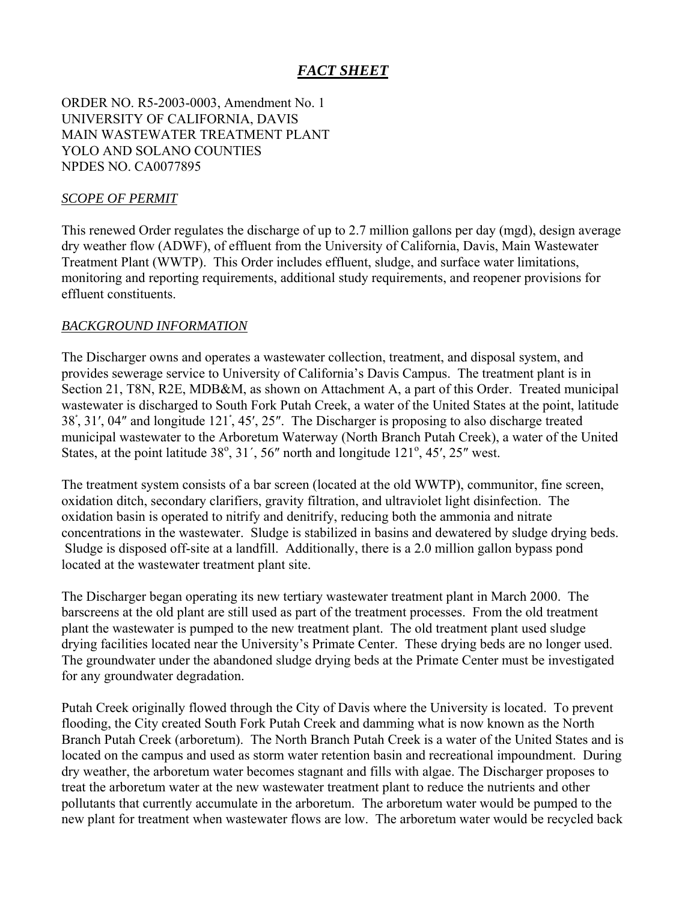# *FACT SHEET*

ORDER NO. R5-2003-0003, Amendment No. 1
UNIVERSITY OF CALIFORNIA, DAVIS
MAIN WASTEWATER TREATMENT PLANT
YOLO AND SOLANO COUNTIES
NPDES NO. CA0077895

## *SCOPE OF PERMIT*

This renewed Order regulates the discharge of up to 2.7 million gallons per day (mgd), design average dry weather flow (ADWF), of effluent from the University of California, Davis, Main Wastewater Treatment Plant (WWTP). This Order includes effluent, sludge, and surface water limitations, monitoring and reporting requirements, additional study requirements, and reopener provisions for effluent constituents.

## *BACKGROUND INFORMATION*

The Discharger owns and operates a wastewater collection, treatment, and disposal system, and provides sewerage service to University of California's Davis Campus. The treatment plant is in Section 21, T8N, R2E, MDB&M, as shown on Attachment A, a part of this Order. Treated municipal wastewater is discharged to South Fork Putah Creek, a water of the United States at the point, latitude 38˚, 31′, 04″ and longitude 121˚, 45′, 25″. The Discharger is proposing to also discharge treated municipal wastewater to the Arboretum Waterway (North Branch Putah Creek), a water of the United States, at the point latitude 38°, 31´, 56″ north and longitude 121°, 45′, 25″ west.

The treatment system consists of a bar screen (located at the old WWTP), communitor, fine screen, oxidation ditch, secondary clarifiers, gravity filtration, and ultraviolet light disinfection. The oxidation basin is operated to nitrify and denitrify, reducing both the ammonia and nitrate concentrations in the wastewater. Sludge is stabilized in basins and dewatered by sludge drying beds. Sludge is disposed off-site at a landfill. Additionally, there is a 2.0 million gallon bypass pond located at the wastewater treatment plant site.

The Discharger began operating its new tertiary wastewater treatment plant in March 2000. The barscreens at the old plant are still used as part of the treatment processes. From the old treatment plant the wastewater is pumped to the new treatment plant. The old treatment plant used sludge drying facilities located near the University's Primate Center. These drying beds are no longer used. The groundwater under the abandoned sludge drying beds at the Primate Center must be investigated for any groundwater degradation.

Putah Creek originally flowed through the City of Davis where the University is located. To prevent flooding, the City created South Fork Putah Creek and damming what is now known as the North Branch Putah Creek (arboretum). The North Branch Putah Creek is a water of the United States and is located on the campus and used as storm water retention basin and recreational impoundment. During dry weather, the arboretum water becomes stagnant and fills with algae. The Discharger proposes to treat the arboretum water at the new wastewater treatment plant to reduce the nutrients and other pollutants that currently accumulate in the arboretum. The arboretum water would be pumped to the new plant for treatment when wastewater flows are low. The arboretum water would be recycled back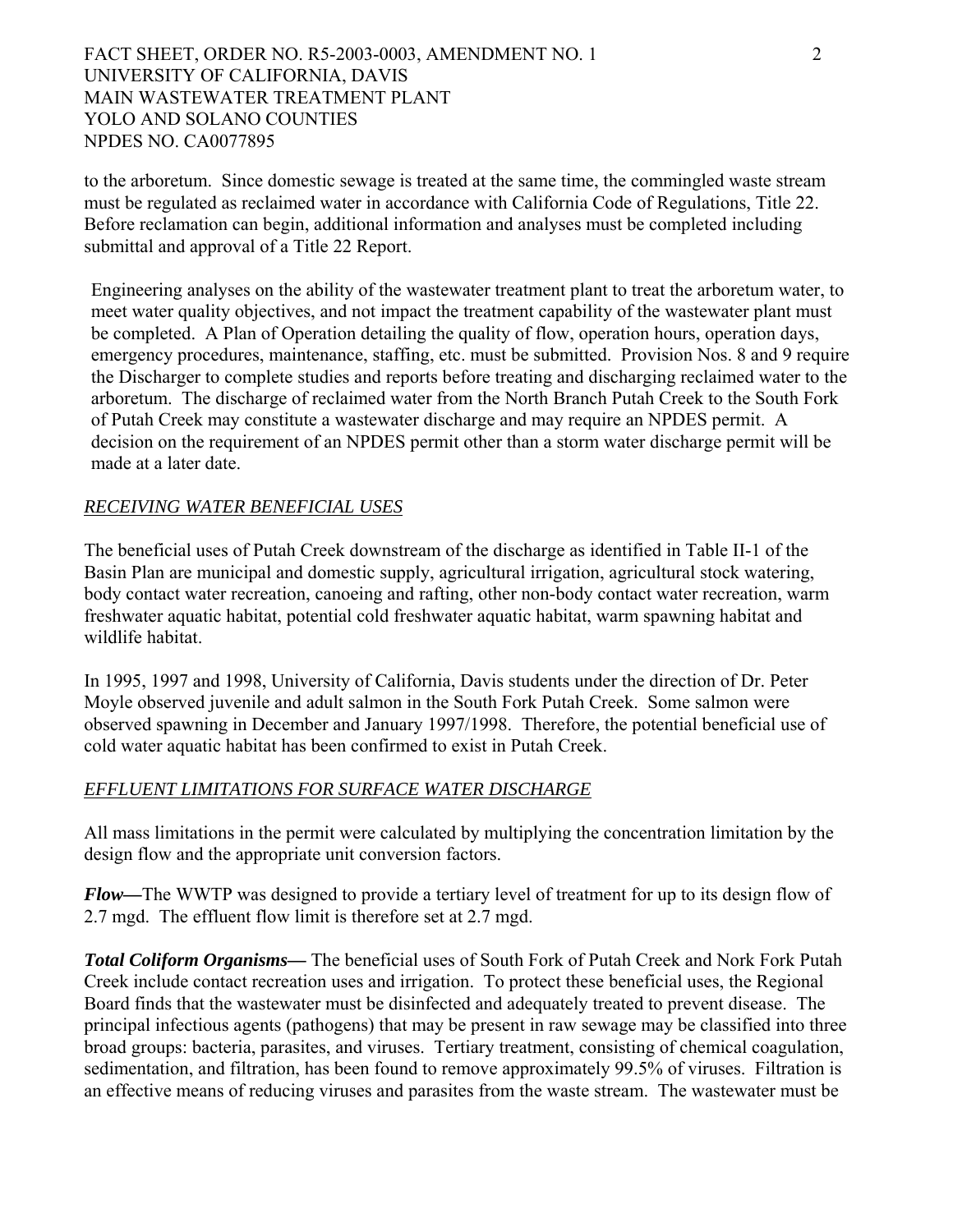to the arboretum. Since domestic sewage is treated at the same time, the commingled waste stream must be regulated as reclaimed water in accordance with California Code of Regulations, Title 22. Before reclamation can begin, additional information and analyses must be completed including submittal and approval of a Title 22 Report.

Engineering analyses on the ability of the wastewater treatment plant to treat the arboretum water, to meet water quality objectives, and not impact the treatment capability of the wastewater plant must be completed. A Plan of Operation detailing the quality of flow, operation hours, operation days, emergency procedures, maintenance, staffing, etc. must be submitted. Provision Nos. 8 and 9 require the Discharger to complete studies and reports before treating and discharging reclaimed water to the arboretum. The discharge of reclaimed water from the North Branch Putah Creek to the South Fork of Putah Creek may constitute a wastewater discharge and may require an NPDES permit. A decision on the requirement of an NPDES permit other than a storm water discharge permit will be made at a later date.

*RECEIVING WATER BENEFICIAL USES*

The beneficial uses of Putah Creek downstream of the discharge as identified in Table II-1 of the Basin Plan are municipal and domestic supply, agricultural irrigation, agricultural stock watering, body contact water recreation, canoeing and rafting, other non-body contact water recreation, warm freshwater aquatic habitat, potential cold freshwater aquatic habitat, warm spawning habitat and wildlife habitat.

In 1995, 1997 and 1998, University of California, Davis students under the direction of Dr. Peter Moyle observed juvenile and adult salmon in the South Fork Putah Creek. Some salmon were observed spawning in December and January 1997/1998. Therefore, the potential beneficial use of cold water aquatic habitat has been confirmed to exist in Putah Creek.

*EFFLUENT LIMITATIONS FOR SURFACE WATER DISCHARGE*

All mass limitations in the permit were calculated by multiplying the concentration limitation by the design flow and the appropriate unit conversion factors.

***Flow—***The WWTP was designed to provide a tertiary level of treatment for up to its design flow of 2.7 mgd. The effluent flow limit is therefore set at 2.7 mgd.

***Total Coliform Organisms—*** The beneficial uses of South Fork of Putah Creek and Nork Fork Putah Creek include contact recreation uses and irrigation. To protect these beneficial uses, the Regional Board finds that the wastewater must be disinfected and adequately treated to prevent disease. The principal infectious agents (pathogens) that may be present in raw sewage may be classified into three broad groups: bacteria, parasites, and viruses. Tertiary treatment, consisting of chemical coagulation, sedimentation, and filtration, has been found to remove approximately 99.5% of viruses. Filtration is an effective means of reducing viruses and parasites from the waste stream. The wastewater must be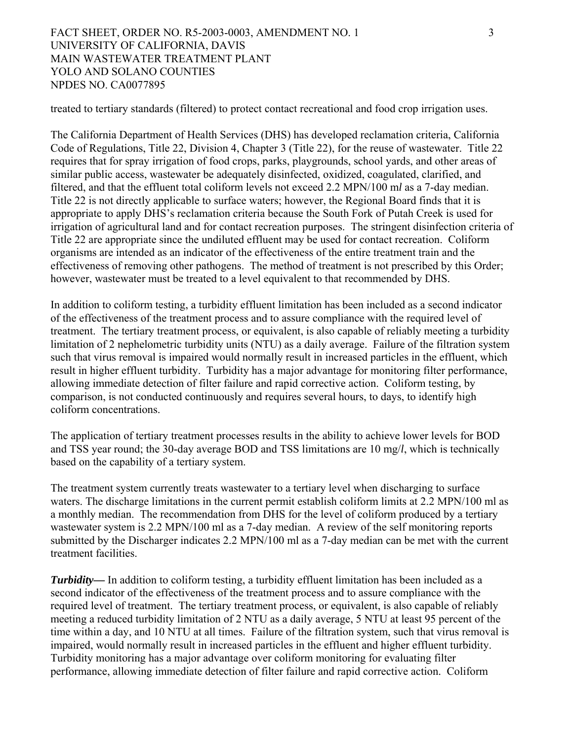treated to tertiary standards (filtered) to protect contact recreational and food crop irrigation uses.

The California Department of Health Services (DHS) has developed reclamation criteria, California Code of Regulations, Title 22, Division 4, Chapter 3 (Title 22), for the reuse of wastewater. Title 22 requires that for spray irrigation of food crops, parks, playgrounds, school yards, and other areas of similar public access, wastewater be adequately disinfected, oxidized, coagulated, clarified, and filtered, and that the effluent total coliform levels not exceed 2.2 MPN/100 m*l* as a 7-day median. Title 22 is not directly applicable to surface waters; however, the Regional Board finds that it is appropriate to apply DHS's reclamation criteria because the South Fork of Putah Creek is used for irrigation of agricultural land and for contact recreation purposes. The stringent disinfection criteria of Title 22 are appropriate since the undiluted effluent may be used for contact recreation. Coliform organisms are intended as an indicator of the effectiveness of the entire treatment train and the effectiveness of removing other pathogens. The method of treatment is not prescribed by this Order; however, wastewater must be treated to a level equivalent to that recommended by DHS.

In addition to coliform testing, a turbidity effluent limitation has been included as a second indicator of the effectiveness of the treatment process and to assure compliance with the required level of treatment. The tertiary treatment process, or equivalent, is also capable of reliably meeting a turbidity limitation of 2 nephelometric turbidity units (NTU) as a daily average. Failure of the filtration system such that virus removal is impaired would normally result in increased particles in the effluent, which result in higher effluent turbidity. Turbidity has a major advantage for monitoring filter performance, allowing immediate detection of filter failure and rapid corrective action. Coliform testing, by comparison, is not conducted continuously and requires several hours, to days, to identify high coliform concentrations.

The application of tertiary treatment processes results in the ability to achieve lower levels for BOD and TSS year round; the 30-day average BOD and TSS limitations are 10 mg/*l*, which is technically based on the capability of a tertiary system.

The treatment system currently treats wastewater to a tertiary level when discharging to surface waters. The discharge limitations in the current permit establish coliform limits at 2.2 MPN/100 ml as a monthly median. The recommendation from DHS for the level of coliform produced by a tertiary wastewater system is 2.2 MPN/100 ml as a 7-day median. A review of the self monitoring reports submitted by the Discharger indicates 2.2 MPN/100 ml as a 7-day median can be met with the current treatment facilities.

***Turbidity—*** In addition to coliform testing, a turbidity effluent limitation has been included as a second indicator of the effectiveness of the treatment process and to assure compliance with the required level of treatment. The tertiary treatment process, or equivalent, is also capable of reliably meeting a reduced turbidity limitation of 2 NTU as a daily average, 5 NTU at least 95 percent of the time within a day, and 10 NTU at all times. Failure of the filtration system, such that virus removal is impaired, would normally result in increased particles in the effluent and higher effluent turbidity. Turbidity monitoring has a major advantage over coliform monitoring for evaluating filter performance, allowing immediate detection of filter failure and rapid corrective action. Coliform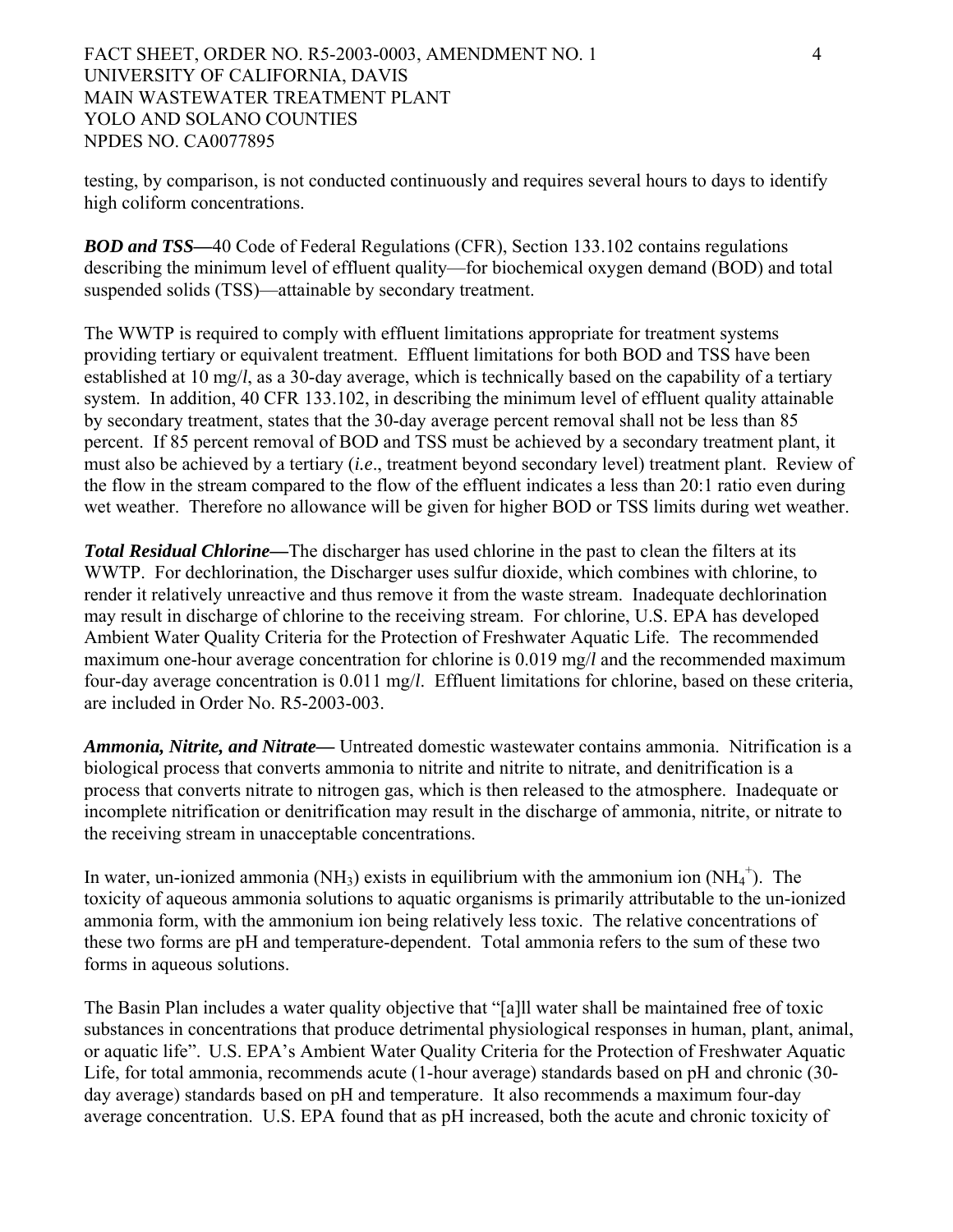testing, by comparison, is not conducted continuously and requires several hours to days to identify high coliform concentrations.

***BOD and TSS—***40 Code of Federal Regulations (CFR), Section 133.102 contains regulations describing the minimum level of effluent quality—for biochemical oxygen demand (BOD) and total suspended solids (TSS)—attainable by secondary treatment.

The WWTP is required to comply with effluent limitations appropriate for treatment systems providing tertiary or equivalent treatment. Effluent limitations for both BOD and TSS have been established at 10 mg/*l*, as a 30-day average, which is technically based on the capability of a tertiary system. In addition, 40 CFR 133.102, in describing the minimum level of effluent quality attainable by secondary treatment, states that the 30-day average percent removal shall not be less than 85 percent. If 85 percent removal of BOD and TSS must be achieved by a secondary treatment plant, it must also be achieved by a tertiary (***i.e***., treatment beyond secondary level) treatment plant. Review of the flow in the stream compared to the flow of the effluent indicates a less than 20:1 ratio even during wet weather. Therefore no allowance will be given for higher BOD or TSS limits during wet weather.

***Total Residual Chlorine—***The discharger has used chlorine in the past to clean the filters at its WWTP. For dechlorination, the Discharger uses sulfur dioxide, which combines with chlorine, to render it relatively unreactive and thus remove it from the waste stream. Inadequate dechlorination may result in discharge of chlorine to the receiving stream. For chlorine, U.S. EPA has developed Ambient Water Quality Criteria for the Protection of Freshwater Aquatic Life. The recommended maximum one-hour average concentration for chlorine is 0.019 mg/*l* and the recommended maximum four-day average concentration is 0.011 mg/*l*. Effluent limitations for chlorine, based on these criteria, are included in Order No. R5-2003-003.

***Ammonia, Nitrite, and Nitrate—*** Untreated domestic wastewater contains ammonia. Nitrification is a biological process that converts ammonia to nitrite and nitrite to nitrate, and denitrification is a process that converts nitrate to nitrogen gas, which is then released to the atmosphere. Inadequate or incomplete nitrification or denitrification may result in the discharge of ammonia, nitrite, or nitrate to the receiving stream in unacceptable concentrations.

In water, un-ionized ammonia ($NH_3$) exists in equilibrium with the ammonium ion ($NH_4^+$). The toxicity of aqueous ammonia solutions to aquatic organisms is primarily attributable to the un-ionized ammonia form, with the ammonium ion being relatively less toxic. The relative concentrations of these two forms are pH and temperature-dependent. Total ammonia refers to the sum of these two forms in aqueous solutions.

The Basin Plan includes a water quality objective that "[a]ll water shall be maintained free of toxic substances in concentrations that produce detrimental physiological responses in human, plant, animal, or aquatic life". U.S. EPA's Ambient Water Quality Criteria for the Protection of Freshwater Aquatic Life, for total ammonia, recommends acute (1-hour average) standards based on pH and chronic (30-day average) standards based on pH and temperature. It also recommends a maximum four-day average concentration. U.S. EPA found that as pH increased, both the acute and chronic toxicity of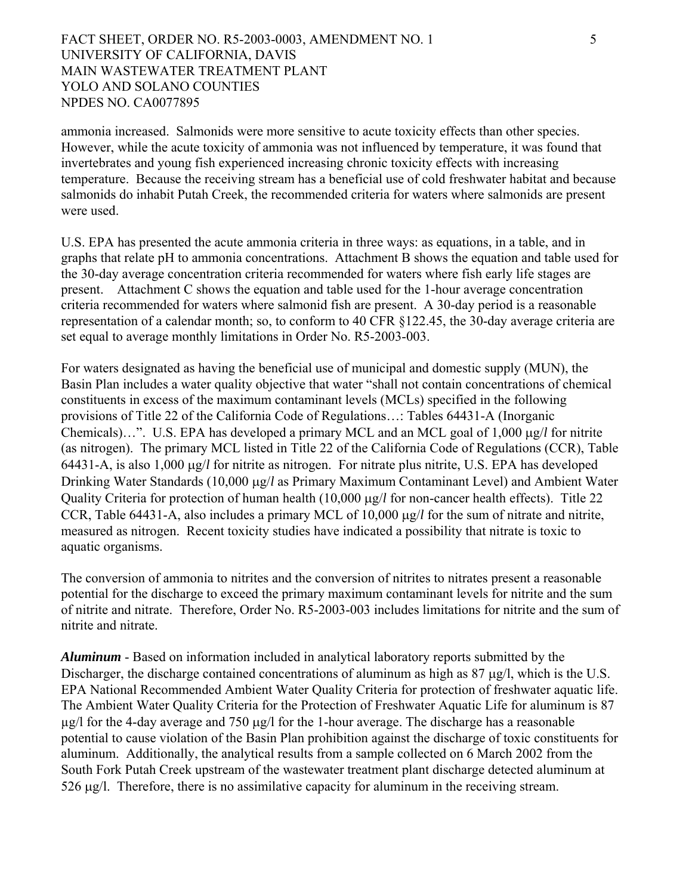ammonia increased. Salmonids were more sensitive to acute toxicity effects than other species. However, while the acute toxicity of ammonia was not influenced by temperature, it was found that invertebrates and young fish experienced increasing chronic toxicity effects with increasing temperature. Because the receiving stream has a beneficial use of cold freshwater habitat and because salmonids do inhabit Putah Creek, the recommended criteria for waters where salmonids are present were used.

U.S. EPA has presented the acute ammonia criteria in three ways: as equations, in a table, and in graphs that relate pH to ammonia concentrations. Attachment B shows the equation and table used for the 30-day average concentration criteria recommended for waters where fish early life stages are present. Attachment C shows the equation and table used for the 1-hour average concentration criteria recommended for waters where salmonid fish are present. A 30-day period is a reasonable representation of a calendar month; so, to conform to 40 CFR §122.45, the 30-day average criteria are set equal to average monthly limitations in Order No. R5-2003-003.

For waters designated as having the beneficial use of municipal and domestic supply (MUN), the Basin Plan includes a water quality objective that water "shall not contain concentrations of chemical constituents in excess of the maximum contaminant levels (MCLs) specified in the following provisions of Title 22 of the California Code of Regulations…: Tables 64431-A (Inorganic Chemicals)…". U.S. EPA has developed a primary MCL and an MCL goal of 1,000 μg/*l* for nitrite (as nitrogen). The primary MCL listed in Title 22 of the California Code of Regulations (CCR), Table 64431-A, is also 1,000 μg/*l* for nitrite as nitrogen. For nitrate plus nitrite, U.S. EPA has developed Drinking Water Standards (10,000 μg/*l* as Primary Maximum Contaminant Level) and Ambient Water Quality Criteria for protection of human health (10,000 μg/*l* for non-cancer health effects). Title 22 CCR, Table 64431-A, also includes a primary MCL of 10,000 μg/*l* for the sum of nitrate and nitrite, measured as nitrogen. Recent toxicity studies have indicated a possibility that nitrate is toxic to aquatic organisms.

The conversion of ammonia to nitrites and the conversion of nitrites to nitrates present a reasonable potential for the discharge to exceed the primary maximum contaminant levels for nitrite and the sum of nitrite and nitrate. Therefore, Order No. R5-2003-003 includes limitations for nitrite and the sum of nitrite and nitrate.

***Aluminum*** - Based on information included in analytical laboratory reports submitted by the Discharger, the discharge contained concentrations of aluminum as high as 87 μg/l, which is the U.S. EPA National Recommended Ambient Water Quality Criteria for protection of freshwater aquatic life. The Ambient Water Quality Criteria for the Protection of Freshwater Aquatic Life for aluminum is 87 μg/l for the 4-day average and 750 μg/l for the 1-hour average. The discharge has a reasonable potential to cause violation of the Basin Plan prohibition against the discharge of toxic constituents for aluminum. Additionally, the analytical results from a sample collected on 6 March 2002 from the South Fork Putah Creek upstream of the wastewater treatment plant discharge detected aluminum at 526 μg/l. Therefore, there is no assimilative capacity for aluminum in the receiving stream.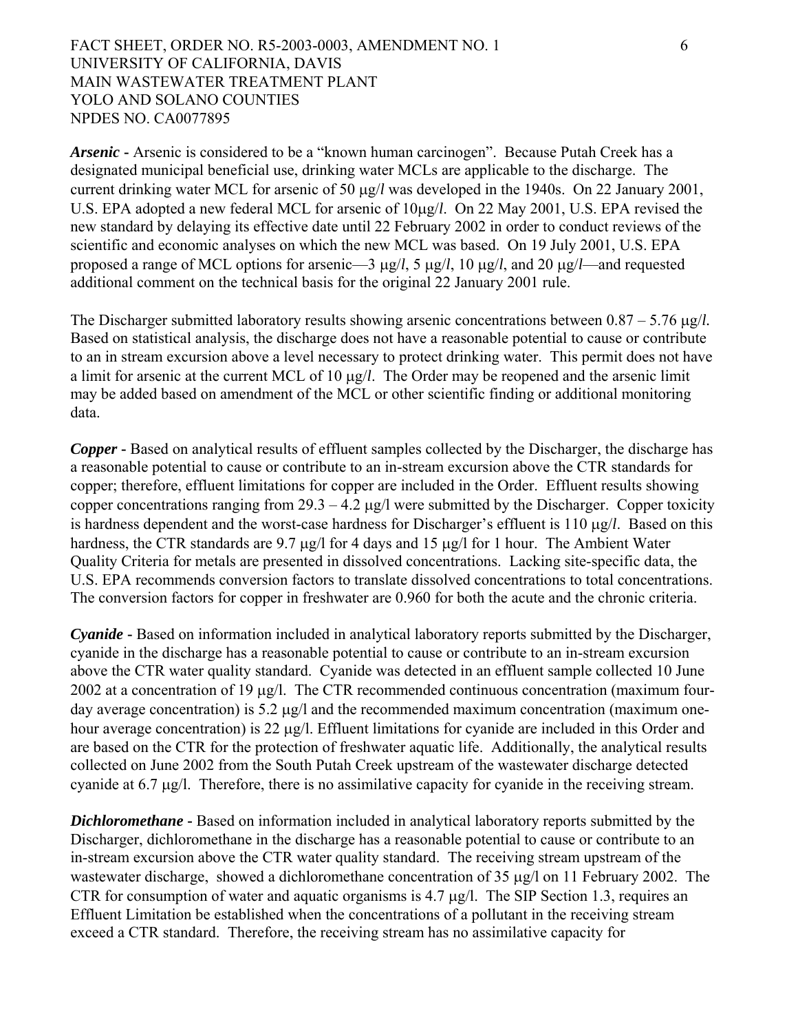***Arsenic*** **-** Arsenic is considered to be a "known human carcinogen". Because Putah Creek has a designated municipal beneficial use, drinking water MCLs are applicable to the discharge. The current drinking water MCL for arsenic of 50 μg/*l* was developed in the 1940s. On 22 January 2001, U.S. EPA adopted a new federal MCL for arsenic of 10μg/*l*. On 22 May 2001, U.S. EPA revised the new standard by delaying its effective date until 22 February 2002 in order to conduct reviews of the scientific and economic analyses on which the new MCL was based. On 19 July 2001, U.S. EPA proposed a range of MCL options for arsenic—3 μg/*l*, 5 μg/*l*, 10 μg/*l*, and 20 μg/*l*—and requested additional comment on the technical basis for the original 22 January 2001 rule.

The Discharger submitted laboratory results showing arsenic concentrations between 0.87 – 5.76 μg/*l*. Based on statistical analysis, the discharge does not have a reasonable potential to cause or contribute to an in stream excursion above a level necessary to protect drinking water. This permit does not have a limit for arsenic at the current MCL of 10 μg/*l*. The Order may be reopened and the arsenic limit may be added based on amendment of the MCL or other scientific finding or additional monitoring data.

***Copper*** **-** Based on analytical results of effluent samples collected by the Discharger, the discharge has a reasonable potential to cause or contribute to an in-stream excursion above the CTR standards for copper; therefore, effluent limitations for copper are included in the Order. Effluent results showing copper concentrations ranging from 29.3 – 4.2 μg/l were submitted by the Discharger. Copper toxicity is hardness dependent and the worst-case hardness for Discharger's effluent is 110 μg/*l*. Based on this hardness, the CTR standards are 9.7 μg/l for 4 days and 15 μg/l for 1 hour. The Ambient Water Quality Criteria for metals are presented in dissolved concentrations. Lacking site-specific data, the U.S. EPA recommends conversion factors to translate dissolved concentrations to total concentrations. The conversion factors for copper in freshwater are 0.960 for both the acute and the chronic criteria.

***Cyanide*** **-** Based on information included in analytical laboratory reports submitted by the Discharger, cyanide in the discharge has a reasonable potential to cause or contribute to an in-stream excursion above the CTR water quality standard. Cyanide was detected in an effluent sample collected 10 June 2002 at a concentration of 19 μg/l. The CTR recommended continuous concentration (maximum four-day average concentration) is 5.2 μg/l and the recommended maximum concentration (maximum one-hour average concentration) is 22 μg/l. Effluent limitations for cyanide are included in this Order and are based on the CTR for the protection of freshwater aquatic life. Additionally, the analytical results collected on June 2002 from the South Putah Creek upstream of the wastewater discharge detected cyanide at 6.7 μg/l. Therefore, there is no assimilative capacity for cyanide in the receiving stream.

***Dichloromethane*** **-** Based on information included in analytical laboratory reports submitted by the Discharger, dichloromethane in the discharge has a reasonable potential to cause or contribute to an in-stream excursion above the CTR water quality standard. The receiving stream upstream of the wastewater discharge, showed a dichloromethane concentration of 35 μg/l on 11 February 2002. The CTR for consumption of water and aquatic organisms is 4.7 μg/l. The SIP Section 1.3, requires an Effluent Limitation be established when the concentrations of a pollutant in the receiving stream exceed a CTR standard. Therefore, the receiving stream has no assimilative capacity for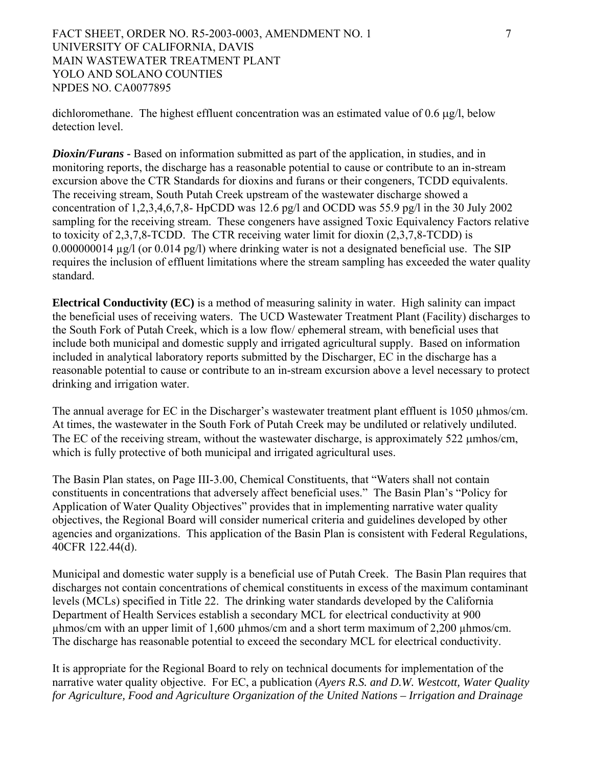dichloromethane. The highest effluent concentration was an estimated value of 0.6 μg/l, below detection level.

***Dioxin/Furans -*** Based on information submitted as part of the application, in studies, and in monitoring reports, the discharge has a reasonable potential to cause or contribute to an in-stream excursion above the CTR Standards for dioxins and furans or their congeners, TCDD equivalents. The receiving stream, South Putah Creek upstream of the wastewater discharge showed a concentration of 1,2,3,4,6,7,8- HpCDD was 12.6 pg/l and OCDD was 55.9 pg/l in the 30 July 2002 sampling for the receiving stream. These congeners have assigned Toxic Equivalency Factors relative to toxicity of 2,3,7,8-TCDD. The CTR receiving water limit for dioxin (2,3,7,8-TCDD) is 0.000000014 μg/l (or 0.014 pg/l) where drinking water is not a designated beneficial use. The SIP requires the inclusion of effluent limitations where the stream sampling has exceeded the water quality standard.

**Electrical Conductivity (EC)** is a method of measuring salinity in water. High salinity can impact the beneficial uses of receiving waters. The UCD Wastewater Treatment Plant (Facility) discharges to the South Fork of Putah Creek, which is a low flow/ ephemeral stream, with beneficial uses that include both municipal and domestic supply and irrigated agricultural supply. Based on information included in analytical laboratory reports submitted by the Discharger, EC in the discharge has a reasonable potential to cause or contribute to an in-stream excursion above a level necessary to protect drinking and irrigation water.

The annual average for EC in the Discharger's wastewater treatment plant effluent is 1050 μhmos/cm. At times, the wastewater in the South Fork of Putah Creek may be undiluted or relatively undiluted. The EC of the receiving stream, without the wastewater discharge, is approximately 522 μmhos/cm, which is fully protective of both municipal and irrigated agricultural uses.

The Basin Plan states, on Page III-3.00, Chemical Constituents, that "Waters shall not contain constituents in concentrations that adversely affect beneficial uses." The Basin Plan's "Policy for Application of Water Quality Objectives" provides that in implementing narrative water quality objectives, the Regional Board will consider numerical criteria and guidelines developed by other agencies and organizations. This application of the Basin Plan is consistent with Federal Regulations, 40CFR 122.44(d).

Municipal and domestic water supply is a beneficial use of Putah Creek. The Basin Plan requires that discharges not contain concentrations of chemical constituents in excess of the maximum contaminant levels (MCLs) specified in Title 22. The drinking water standards developed by the California Department of Health Services establish a secondary MCL for electrical conductivity at 900 μhmos/cm with an upper limit of 1,600 μhmos/cm and a short term maximum of 2,200 μhmos/cm. The discharge has reasonable potential to exceed the secondary MCL for electrical conductivity.

It is appropriate for the Regional Board to rely on technical documents for implementation of the narrative water quality objective. For EC, a publication (*Ayers R.S. and D.W. Westcott, Water Quality for Agriculture, Food and Agriculture Organization of the United Nations – Irrigation and Drainage*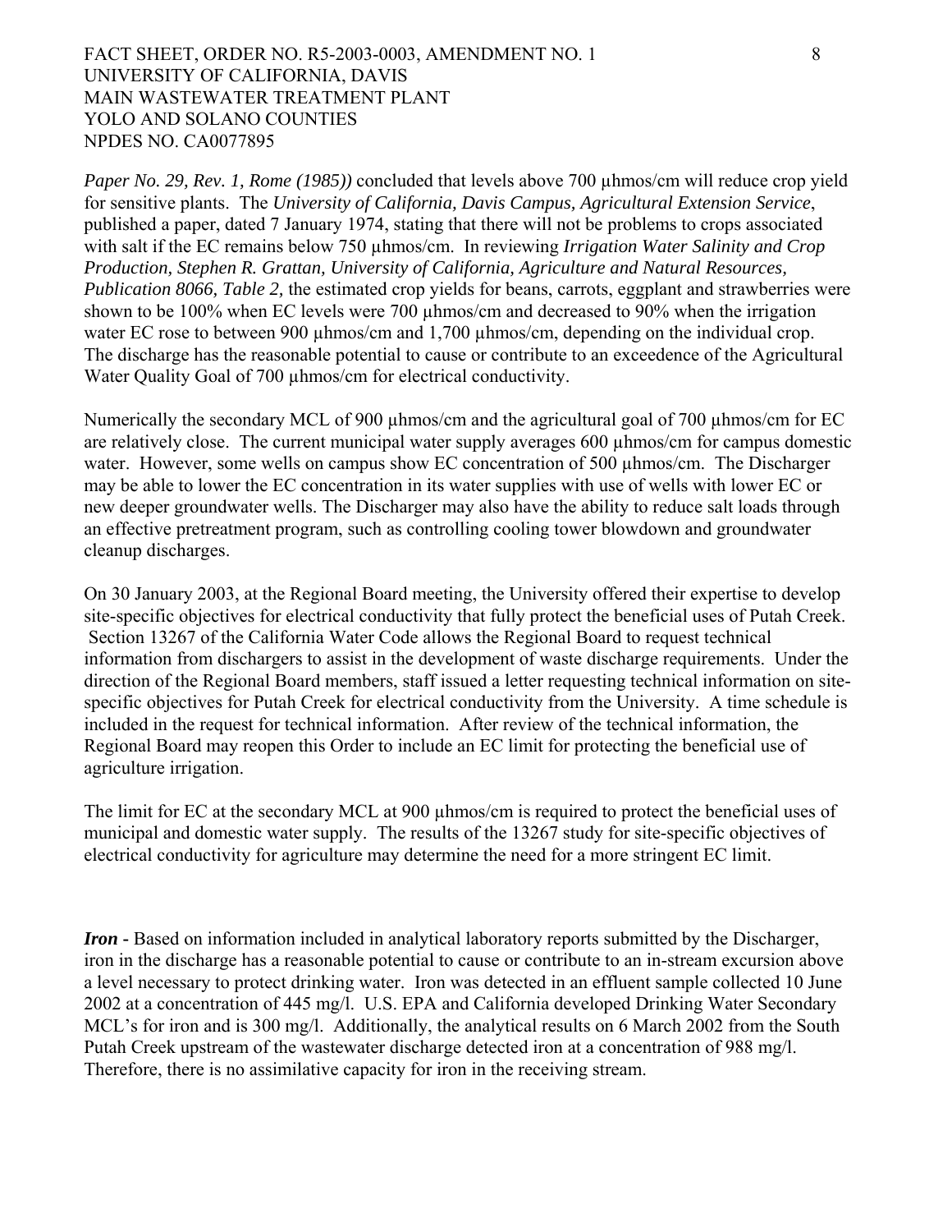*Paper No. 29, Rev. 1, Rome (1985))* concluded that levels above 700 µhmos/cm will reduce crop yield for sensitive plants. The *University of California, Davis Campus, Agricultural Extension Service*, published a paper, dated 7 January 1974, stating that there will not be problems to crops associated with salt if the EC remains below 750 µhmos/cm. In reviewing *Irrigation Water Salinity and Crop Production, Stephen R. Grattan, University of California, Agriculture and Natural Resources, Publication 8066, Table 2,* the estimated crop yields for beans, carrots, eggplant and strawberries were shown to be 100% when EC levels were 700 µhmos/cm and decreased to 90% when the irrigation water EC rose to between 900 µhmos/cm and 1,700 µhmos/cm, depending on the individual crop. The discharge has the reasonable potential to cause or contribute to an exceedence of the Agricultural Water Quality Goal of 700 µhmos/cm for electrical conductivity.

Numerically the secondary MCL of 900 µhmos/cm and the agricultural goal of 700 µhmos/cm for EC are relatively close. The current municipal water supply averages 600 µhmos/cm for campus domestic water. However, some wells on campus show EC concentration of 500 µhmos/cm. The Discharger may be able to lower the EC concentration in its water supplies with use of wells with lower EC or new deeper groundwater wells. The Discharger may also have the ability to reduce salt loads through an effective pretreatment program, such as controlling cooling tower blowdown and groundwater cleanup discharges.

On 30 January 2003, at the Regional Board meeting, the University offered their expertise to develop site-specific objectives for electrical conductivity that fully protect the beneficial uses of Putah Creek. Section 13267 of the California Water Code allows the Regional Board to request technical information from dischargers to assist in the development of waste discharge requirements. Under the direction of the Regional Board members, staff issued a letter requesting technical information on site-specific objectives for Putah Creek for electrical conductivity from the University. A time schedule is included in the request for technical information. After review of the technical information, the Regional Board may reopen this Order to include an EC limit for protecting the beneficial use of agriculture irrigation.

The limit for EC at the secondary MCL at 900 µhmos/cm is required to protect the beneficial uses of municipal and domestic water supply. The results of the 13267 study for site-specific objectives of electrical conductivity for agriculture may determine the need for a more stringent EC limit.

***Iron*** - Based on information included in analytical laboratory reports submitted by the Discharger, iron in the discharge has a reasonable potential to cause or contribute to an in-stream excursion above a level necessary to protect drinking water. Iron was detected in an effluent sample collected 10 June 2002 at a concentration of 445 mg/l. U.S. EPA and California developed Drinking Water Secondary MCL's for iron and is 300 mg/l. Additionally, the analytical results on 6 March 2002 from the South Putah Creek upstream of the wastewater discharge detected iron at a concentration of 988 mg/l. Therefore, there is no assimilative capacity for iron in the receiving stream.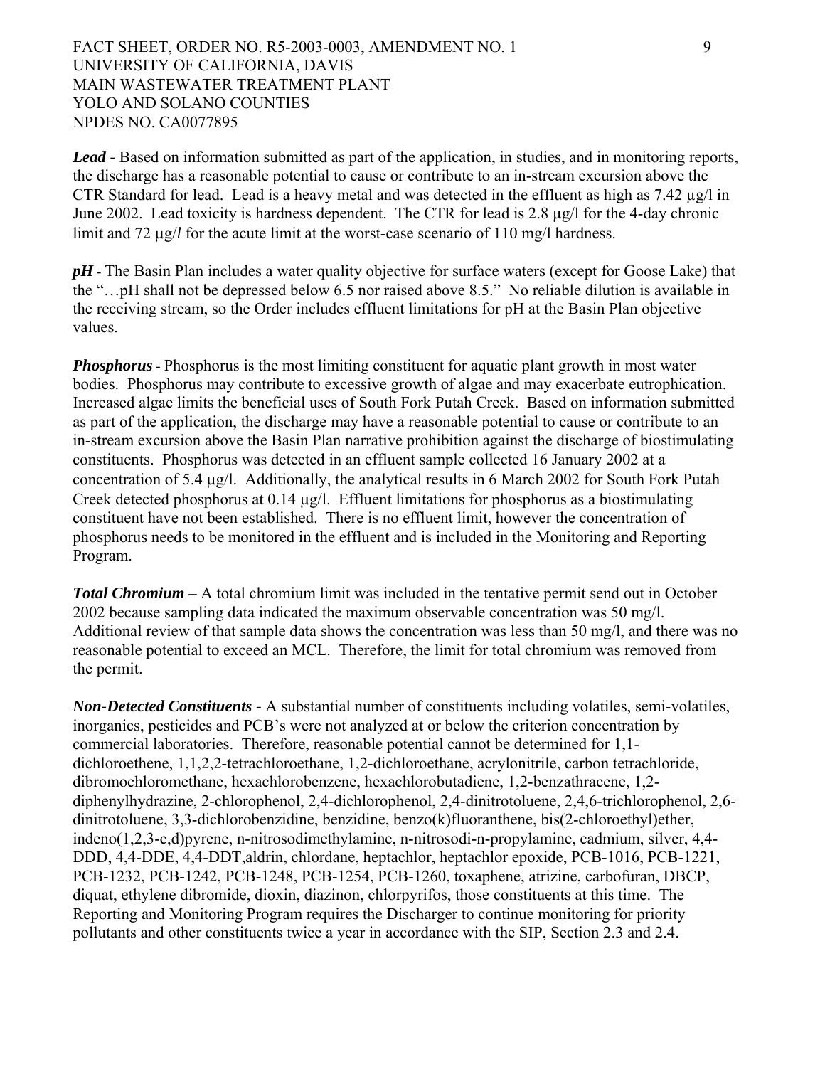***Lead*** **-** Based on information submitted as part of the application, in studies, and in monitoring reports, the discharge has a reasonable potential to cause or contribute to an in-stream excursion above the CTR Standard for lead. Lead is a heavy metal and was detected in the effluent as high as 7.42 µg/l in June 2002. Lead toxicity is hardness dependent. The CTR for lead is 2.8 µg/l for the 4-day chronic limit and 72 µg/*l* for the acute limit at the worst-case scenario of 110 mg/l hardness.

***pH*** - The Basin Plan includes a water quality objective for surface waters (except for Goose Lake) that the "…pH shall not be depressed below 6.5 nor raised above 8.5." No reliable dilution is available in the receiving stream, so the Order includes effluent limitations for pH at the Basin Plan objective values.

***Phosphorus*** - Phosphorus is the most limiting constituent for aquatic plant growth in most water bodies. Phosphorus may contribute to excessive growth of algae and may exacerbate eutrophication. Increased algae limits the beneficial uses of South Fork Putah Creek. Based on information submitted as part of the application, the discharge may have a reasonable potential to cause or contribute to an in-stream excursion above the Basin Plan narrative prohibition against the discharge of biostimulating constituents. Phosphorus was detected in an effluent sample collected 16 January 2002 at a concentration of 5.4 µg/l. Additionally, the analytical results in 6 March 2002 for South Fork Putah Creek detected phosphorus at 0.14 µg/l. Effluent limitations for phosphorus as a biostimulating constituent have not been established. There is no effluent limit, however the concentration of phosphorus needs to be monitored in the effluent and is included in the Monitoring and Reporting Program.

***Total Chromium*** – A total chromium limit was included in the tentative permit send out in October 2002 because sampling data indicated the maximum observable concentration was 50 mg/l. Additional review of that sample data shows the concentration was less than 50 mg/l, and there was no reasonable potential to exceed an MCL. Therefore, the limit for total chromium was removed from the permit.

***Non-Detected Constituents*** - A substantial number of constituents including volatiles, semi-volatiles, inorganics, pesticides and PCB's were not analyzed at or below the criterion concentration by commercial laboratories. Therefore, reasonable potential cannot be determined for 1,1-dichloroethene, 1,1,2,2-tetrachloroethane, 1,2-dichloroethane, acrylonitrile, carbon tetrachloride, dibromochloromethane, hexachlorobenzene, hexachlorobutadiene, 1,2-benzathracene, 1,2-diphenylhydrazine, 2-chlorophenol, 2,4-dichlorophenol, 2,4-dinitrotoluene, 2,4,6-trichlorophenol, 2,6-dinitrotoluene, 3,3-dichlorobenzidine, benzidine, benzo(k)fluoranthene, bis(2-chloroethyl)ether, indeno(1,2,3-c,d)pyrene, n-nitrosodimethylamine, n-nitrosodi-n-propylamine, cadmium, silver, 4,4-DDD, 4,4-DDE, 4,4-DDT,aldrin, chlordane, heptachlor, heptachlor epoxide, PCB-1016, PCB-1221, PCB-1232, PCB-1242, PCB-1248, PCB-1254, PCB-1260, toxaphene, atrizine, carbofuran, DBCP, diquat, ethylene dibromide, dioxin, diazinon, chlorpyrifos, those constituents at this time. The Reporting and Monitoring Program requires the Discharger to continue monitoring for priority pollutants and other constituents twice a year in accordance with the SIP, Section 2.3 and 2.4.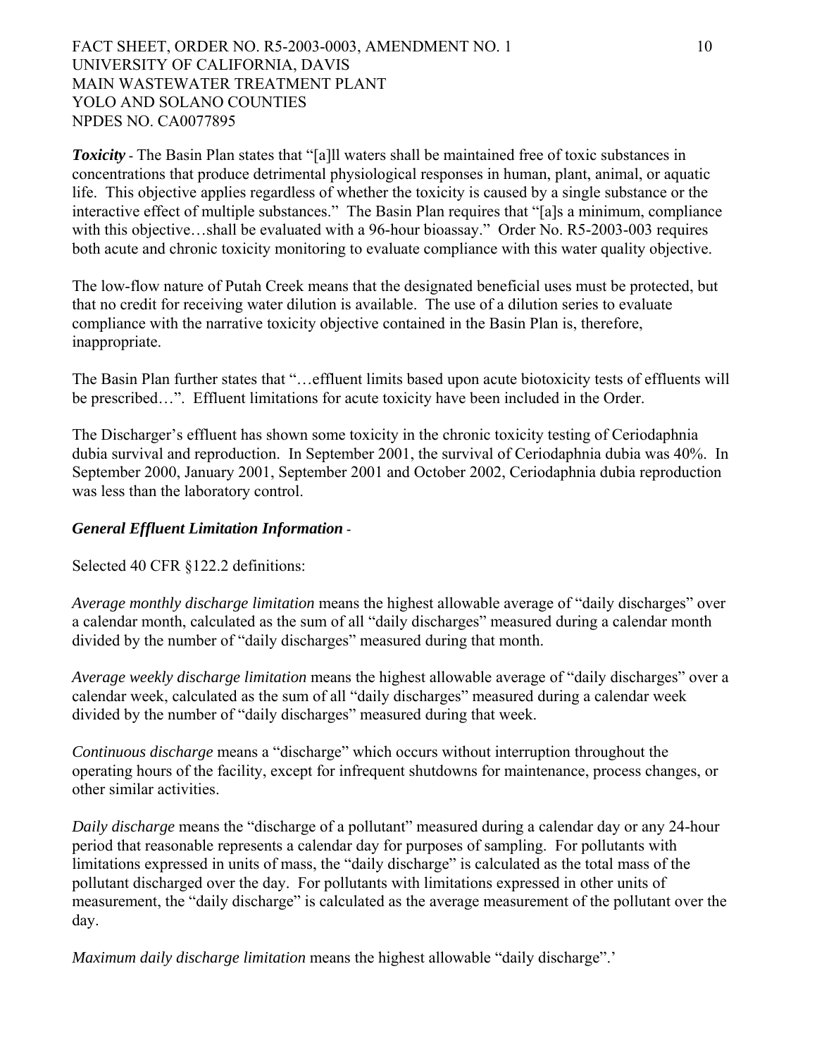***Toxicity*** - The Basin Plan states that "[a]ll waters shall be maintained free of toxic substances in concentrations that produce detrimental physiological responses in human, plant, animal, or aquatic life. This objective applies regardless of whether the toxicity is caused by a single substance or the interactive effect of multiple substances." The Basin Plan requires that "[a]s a minimum, compliance with this objective…shall be evaluated with a 96-hour bioassay." Order No. R5-2003-003 requires both acute and chronic toxicity monitoring to evaluate compliance with this water quality objective.

The low-flow nature of Putah Creek means that the designated beneficial uses must be protected, but that no credit for receiving water dilution is available. The use of a dilution series to evaluate compliance with the narrative toxicity objective contained in the Basin Plan is, therefore, inappropriate.

The Basin Plan further states that "…effluent limits based upon acute biotoxicity tests of effluents will be prescribed…". Effluent limitations for acute toxicity have been included in the Order.

The Discharger's effluent has shown some toxicity in the chronic toxicity testing of Ceriodaphnia dubia survival and reproduction. In September 2001, the survival of Ceriodaphnia dubia was 40%. In September 2000, January 2001, September 2001 and October 2002, Ceriodaphnia dubia reproduction was less than the laboratory control.

***General Effluent Limitation Information*** -

Selected 40 CFR §122.2 definitions:

*Average monthly discharge limitation* means the highest allowable average of "daily discharges" over a calendar month, calculated as the sum of all "daily discharges" measured during a calendar month divided by the number of "daily discharges" measured during that month.

*Average weekly discharge limitation* means the highest allowable average of "daily discharges" over a calendar week, calculated as the sum of all "daily discharges" measured during a calendar week divided by the number of "daily discharges" measured during that week.

*Continuous discharge* means a "discharge" which occurs without interruption throughout the operating hours of the facility, except for infrequent shutdowns for maintenance, process changes, or other similar activities.

*Daily discharge* means the "discharge of a pollutant" measured during a calendar day or any 24-hour period that reasonable represents a calendar day for purposes of sampling. For pollutants with limitations expressed in units of mass, the "daily discharge" is calculated as the total mass of the pollutant discharged over the day. For pollutants with limitations expressed in other units of measurement, the "daily discharge" is calculated as the average measurement of the pollutant over the day.

*Maximum daily discharge limitation* means the highest allowable "daily discharge".'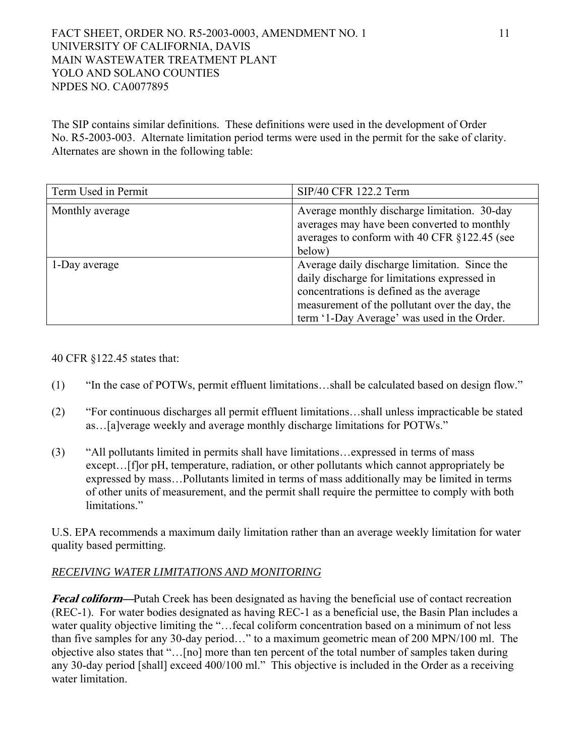The SIP contains similar definitions. These definitions were used in the development of Order No. R5-2003-003. Alternate limitation period terms were used in the permit for the sake of clarity. Alternates are shown in the following table:

| Term Used in Permit | SIP/40 CFR 122.2 Term |
|---|---|
| Monthly average | Average monthly discharge limitation. 30-day averages may have been converted to monthly averages to conform with 40 CFR §122.45 (see below) |
| 1-Day average | Average daily discharge limitation. Since the daily discharge for limitations expressed in concentrations is defined as the average measurement of the pollutant over the day, the term '1-Day Average' was used in the Order. |

40 CFR §122.45 states that:

(1) "In the case of POTWs, permit effluent limitations…shall be calculated based on design flow."

(2) "For continuous discharges all permit effluent limitations…shall unless impracticable be stated as…[a]verage weekly and average monthly discharge limitations for POTWs."

(3) "All pollutants limited in permits shall have limitations…expressed in terms of mass except…[f]or pH, temperature, radiation, or other pollutants which cannot appropriately be expressed by mass…Pollutants limited in terms of mass additionally may be limited in terms of other units of measurement, and the permit shall require the permittee to comply with both limitations."

U.S. EPA recommends a maximum daily limitation rather than an average weekly limitation for water quality based permitting.

## *RECEIVING WATER LIMITATIONS AND MONITORING*

***Fecal coliform—***Putah Creek has been designated as having the beneficial use of contact recreation (REC-1). For water bodies designated as having REC-1 as a beneficial use, the Basin Plan includes a water quality objective limiting the "…fecal coliform concentration based on a minimum of not less than five samples for any 30-day period…" to a maximum geometric mean of 200 MPN/100 ml. The objective also states that "…[no] more than ten percent of the total number of samples taken during any 30-day period [shall] exceed 400/100 ml." This objective is included in the Order as a receiving water limitation.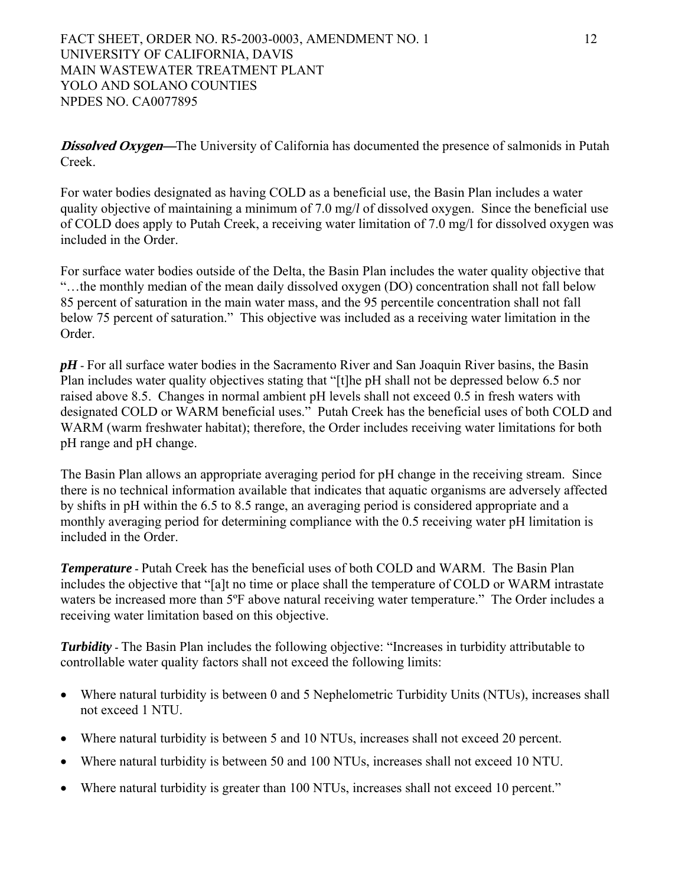***Dissolved Oxygen***—The University of California has documented the presence of salmonids in Putah Creek.

For water bodies designated as having COLD as a beneficial use, the Basin Plan includes a water quality objective of maintaining a minimum of 7.0 mg/*l* of dissolved oxygen. Since the beneficial use of COLD does apply to Putah Creek, a receiving water limitation of 7.0 mg/l for dissolved oxygen was included in the Order.

For surface water bodies outside of the Delta, the Basin Plan includes the water quality objective that "…the monthly median of the mean daily dissolved oxygen (DO) concentration shall not fall below 85 percent of saturation in the main water mass, and the 95 percentile concentration shall not fall below 75 percent of saturation." This objective was included as a receiving water limitation in the Order.

***pH*** - For all surface water bodies in the Sacramento River and San Joaquin River basins, the Basin Plan includes water quality objectives stating that "[t]he pH shall not be depressed below 6.5 nor raised above 8.5. Changes in normal ambient pH levels shall not exceed 0.5 in fresh waters with designated COLD or WARM beneficial uses." Putah Creek has the beneficial uses of both COLD and WARM (warm freshwater habitat); therefore, the Order includes receiving water limitations for both pH range and pH change.

The Basin Plan allows an appropriate averaging period for pH change in the receiving stream. Since there is no technical information available that indicates that aquatic organisms are adversely affected by shifts in pH within the 6.5 to 8.5 range, an averaging period is considered appropriate and a monthly averaging period for determining compliance with the 0.5 receiving water pH limitation is included in the Order.

***Temperature*** - Putah Creek has the beneficial uses of both COLD and WARM. The Basin Plan includes the objective that "[a]t no time or place shall the temperature of COLD or WARM intrastate waters be increased more than 5ºF above natural receiving water temperature." The Order includes a receiving water limitation based on this objective.

***Turbidity*** - The Basin Plan includes the following objective: "Increases in turbidity attributable to controllable water quality factors shall not exceed the following limits:

- Where natural turbidity is between 0 and 5 Nephelometric Turbidity Units (NTUs), increases shall not exceed 1 NTU.
- Where natural turbidity is between 5 and 10 NTUs, increases shall not exceed 20 percent.
- Where natural turbidity is between 50 and 100 NTUs, increases shall not exceed 10 NTU.
- Where natural turbidity is greater than 100 NTUs, increases shall not exceed 10 percent."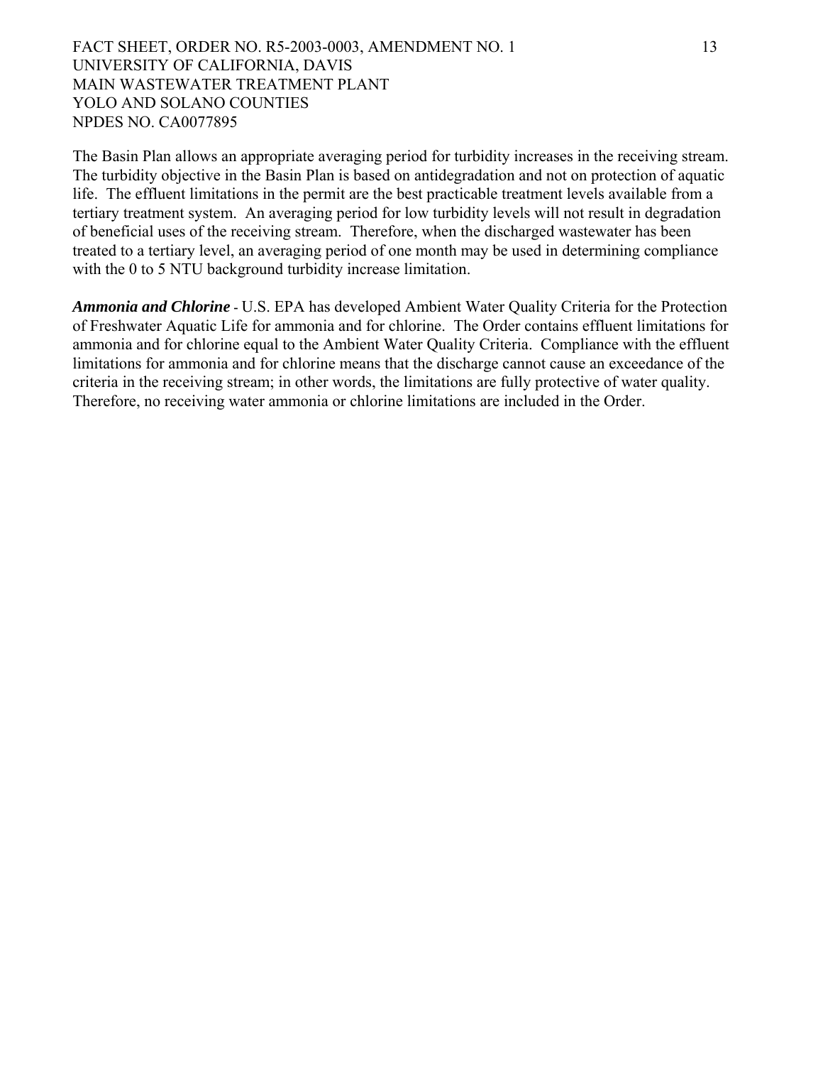The Basin Plan allows an appropriate averaging period for turbidity increases in the receiving stream. The turbidity objective in the Basin Plan is based on antidegradation and not on protection of aquatic life. The effluent limitations in the permit are the best practicable treatment levels available from a tertiary treatment system. An averaging period for low turbidity levels will not result in degradation of beneficial uses of the receiving stream. Therefore, when the discharged wastewater has been treated to a tertiary level, an averaging period of one month may be used in determining compliance with the 0 to 5 NTU background turbidity increase limitation.

***Ammonia and Chlorine*** - U.S. EPA has developed Ambient Water Quality Criteria for the Protection of Freshwater Aquatic Life for ammonia and for chlorine. The Order contains effluent limitations for ammonia and for chlorine equal to the Ambient Water Quality Criteria. Compliance with the effluent limitations for ammonia and for chlorine means that the discharge cannot cause an exceedance of the criteria in the receiving stream; in other words, the limitations are fully protective of water quality. Therefore, no receiving water ammonia or chlorine limitations are included in the Order.